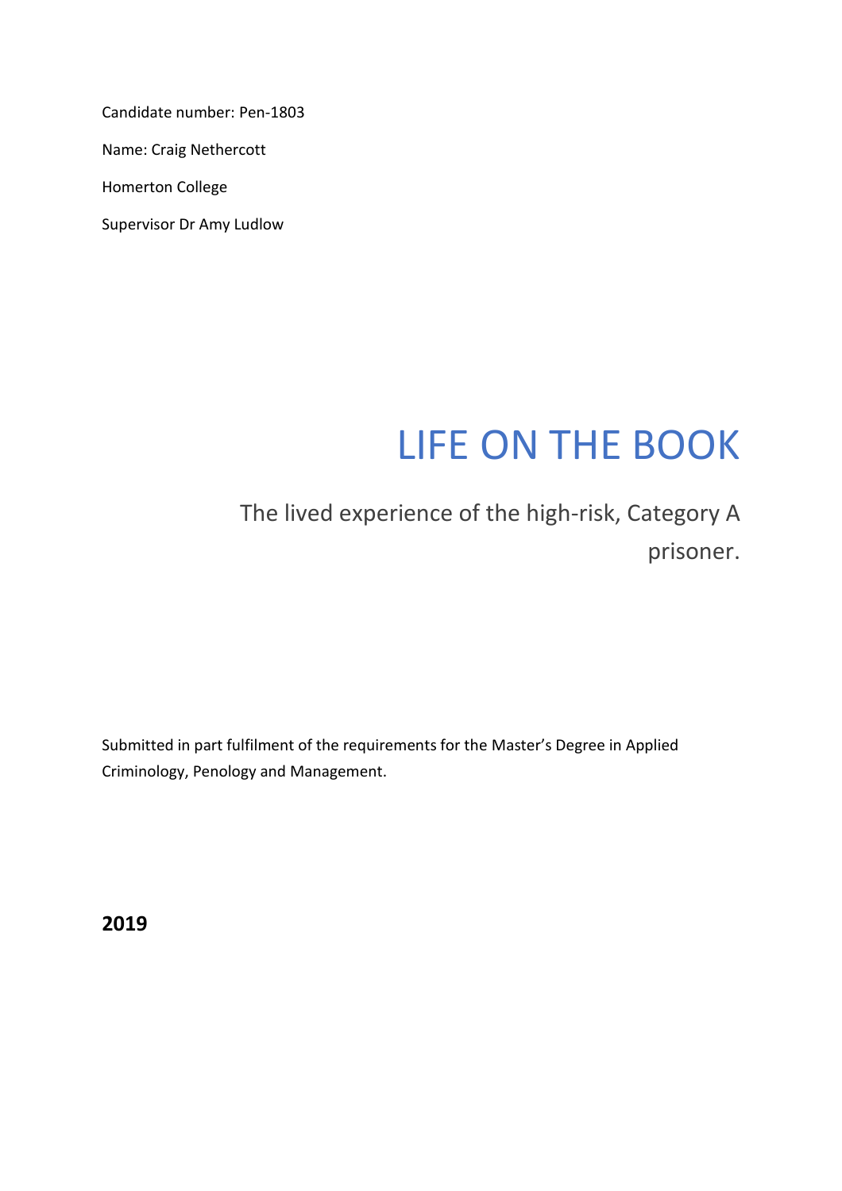Candidate number: Pen-1803

Name: Craig Nethercott

Homerton College

Supervisor Dr Amy Ludlow

# LIFE ON THE BOOK

## The lived experience of the high-risk, Category A prisoner.

Submitted in part fulfilment of the requirements for the Master's Degree in Applied Criminology, Penology and Management.

**2019**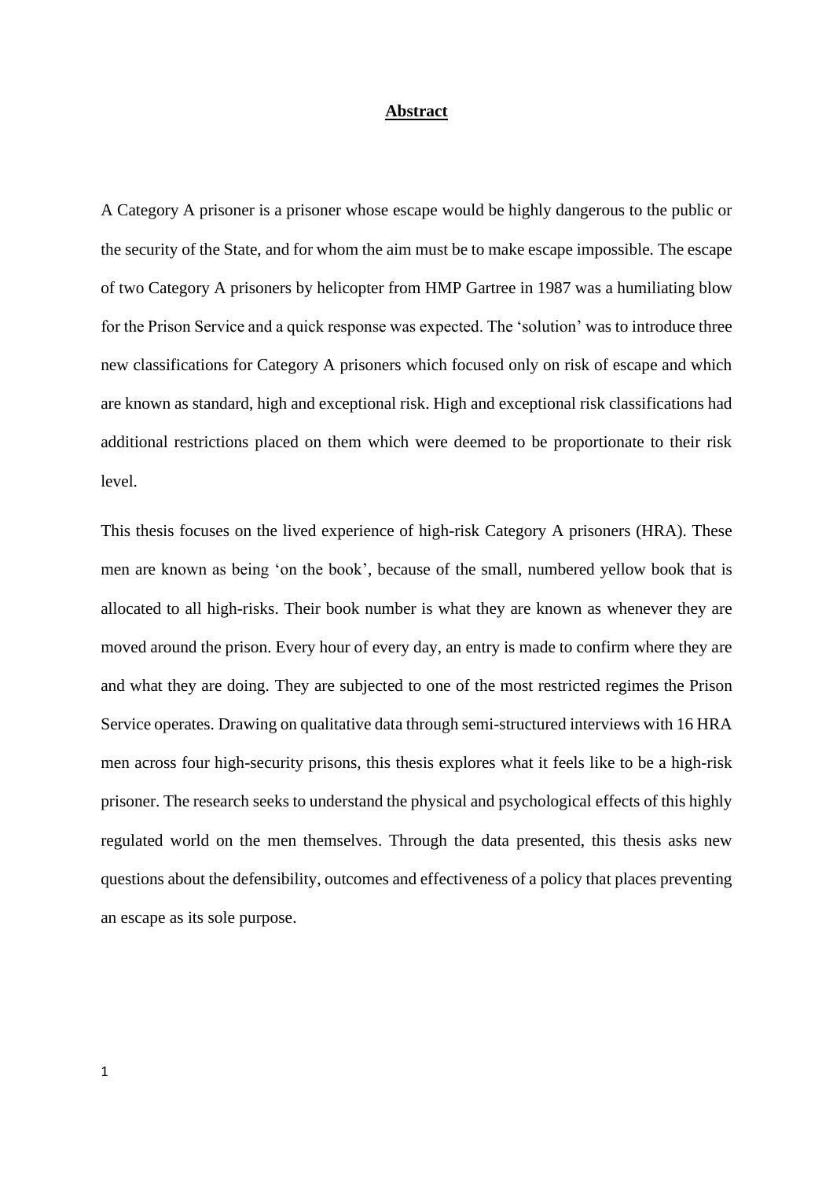# Abstract

A Category A prisoner is a prisoner whose escape would be highly dangerous to the public or the security of the State, and for whom the aim must be to make escape impossible. The escape of two Category A prisoners by helicopter from HMP Gartree in 1987 was a humiliating blow for the Prison Service and a quick response was expected. The 'solution' was to introduce three new classifications for Category A prisoners which focused only on risk of escape and which are known as standard, high and exceptional risk. High and exceptional risk classifications had additional restrictions placed on them which were deemed to be proportionate to their risk level.

This thesis focuses on the lived experience of high-risk Category A prisoners (HRA). These men are known as being 'on the book', because of the small, numbered yellow book that is allocated to all high-risks. Their book number is what they are known as whenever they are moved around the prison. Every hour of every day, an entry is made to confirm where they are and what they are doing. They are subjected to one of the most restricted regimes the Prison Service operates. Drawing on qualitative data through semi-structured interviews with 16 HRA men across four high-security prisons, this thesis explores what it feels like to be a high-risk prisoner. The research seeks to understand the physical and psychological effects of this highly regulated world on the men themselves. Through the data presented, this thesis asks new questions about the defensibility, outcomes and effectiveness of a policy that places preventing an escape as its sole purpose.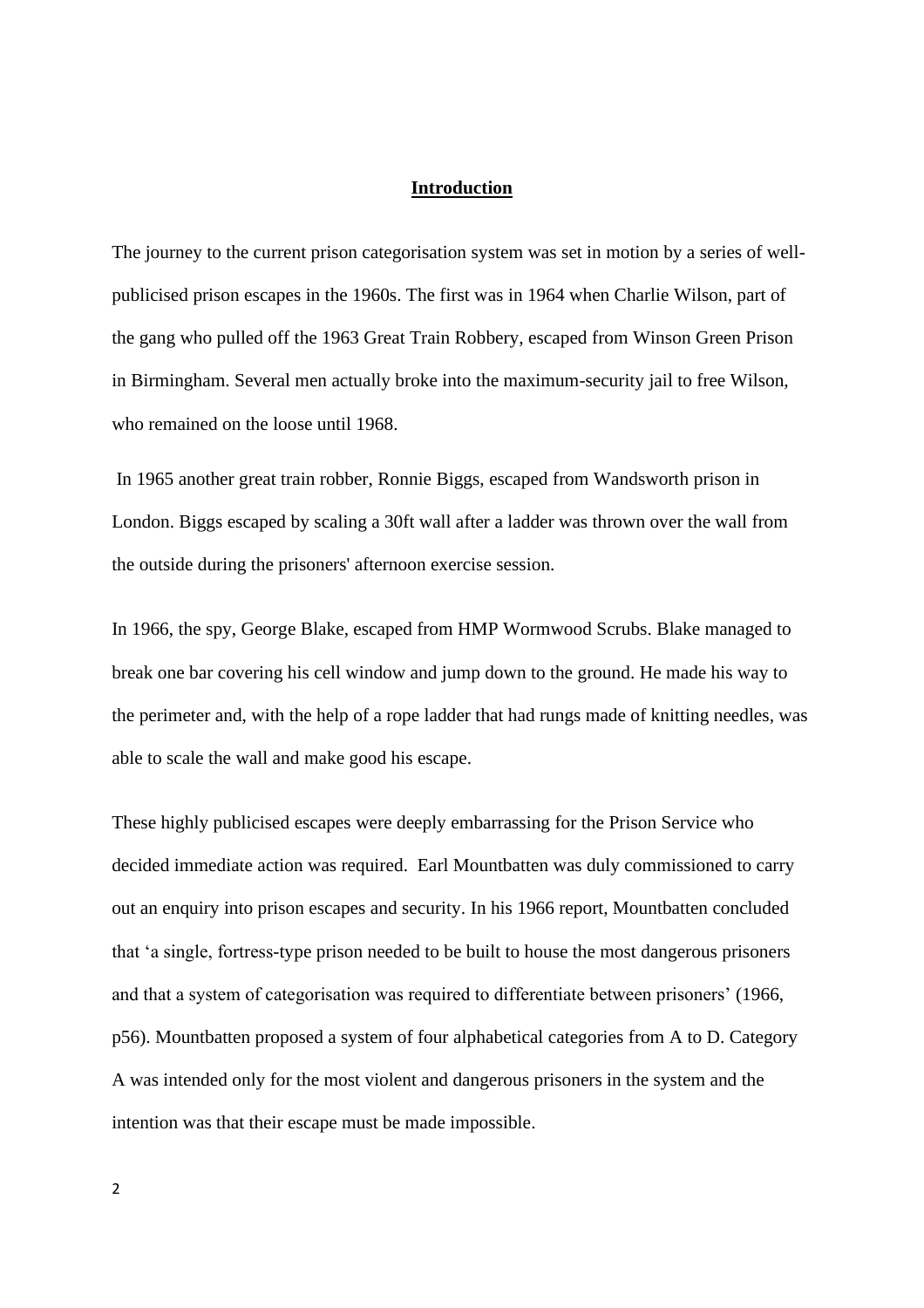## **Introduction**

The journey to the current prison categorisation system was set in motion by a series of well-publicised prison escapes in the 1960s. The first was in 1964 when Charlie Wilson, part of the gang who pulled off the 1963 Great Train Robbery, escaped from Winson Green Prison in Birmingham. Several men actually broke into the maximum-security jail to free Wilson, who remained on the loose until 1968.

In 1965 another great train robber, Ronnie Biggs, escaped from Wandsworth prison in London. Biggs escaped by scaling a 30ft wall after a ladder was thrown over the wall from the outside during the prisoners' afternoon exercise session.

In 1966, the spy, George Blake, escaped from HMP Wormwood Scrubs. Blake managed to break one bar covering his cell window and jump down to the ground. He made his way to the perimeter and, with the help of a rope ladder that had rungs made of knitting needles, was able to scale the wall and make good his escape.

These highly publicised escapes were deeply embarrassing for the Prison Service who decided immediate action was required. Earl Mountbatten was duly commissioned to carry out an enquiry into prison escapes and security. In his 1966 report, Mountbatten concluded that 'a single, fortress-type prison needed to be built to house the most dangerous prisoners and that a system of categorisation was required to differentiate between prisoners' (1966, p56). Mountbatten proposed a system of four alphabetical categories from A to D. Category A was intended only for the most violent and dangerous prisoners in the system and the intention was that their escape must be made impossible.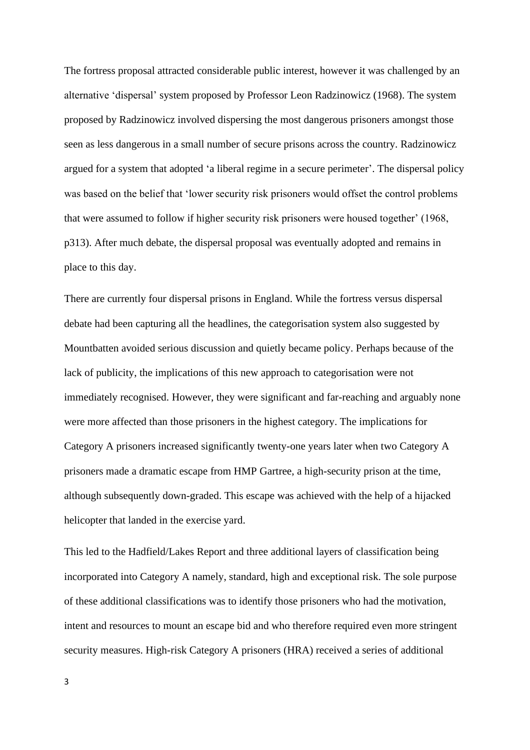The fortress proposal attracted considerable public interest, however it was challenged by an alternative 'dispersal' system proposed by Professor Leon Radzinowicz (1968). The system proposed by Radzinowicz involved dispersing the most dangerous prisoners amongst those seen as less dangerous in a small number of secure prisons across the country. Radzinowicz argued for a system that adopted 'a liberal regime in a secure perimeter'. The dispersal policy was based on the belief that 'lower security risk prisoners would offset the control problems that were assumed to follow if higher security risk prisoners were housed together' (1968, p313). After much debate, the dispersal proposal was eventually adopted and remains in place to this day.

There are currently four dispersal prisons in England. While the fortress versus dispersal debate had been capturing all the headlines, the categorisation system also suggested by Mountbatten avoided serious discussion and quietly became policy. Perhaps because of the lack of publicity, the implications of this new approach to categorisation were not immediately recognised. However, they were significant and far-reaching and arguably none were more affected than those prisoners in the highest category. The implications for Category A prisoners increased significantly twenty-one years later when two Category A prisoners made a dramatic escape from HMP Gartree, a high-security prison at the time, although subsequently down-graded. This escape was achieved with the help of a hijacked helicopter that landed in the exercise yard.

This led to the Hadfield/Lakes Report and three additional layers of classification being incorporated into Category A namely, standard, high and exceptional risk. The sole purpose of these additional classifications was to identify those prisoners who had the motivation, intent and resources to mount an escape bid and who therefore required even more stringent security measures. High-risk Category A prisoners (HRA) received a series of additional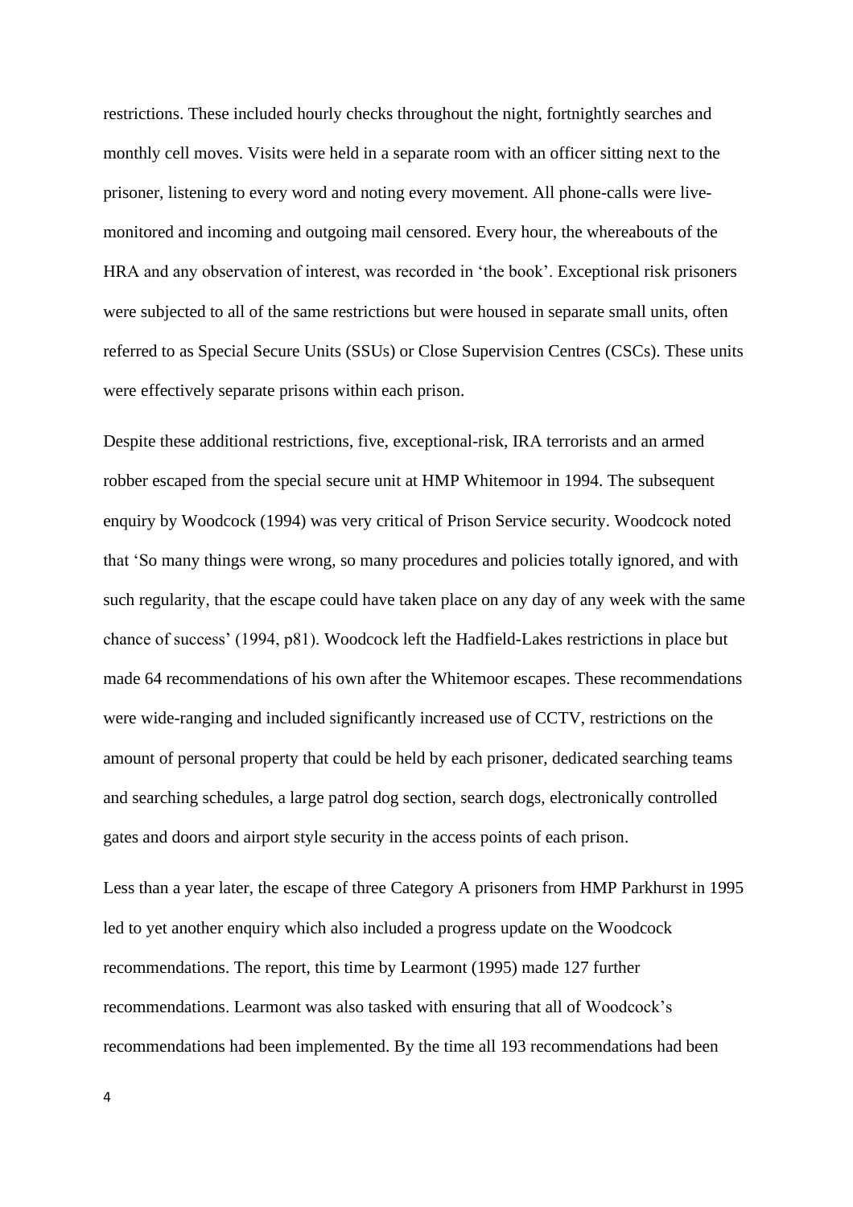restrictions. These included hourly checks throughout the night, fortnightly searches and monthly cell moves. Visits were held in a separate room with an officer sitting next to the prisoner, listening to every word and noting every movement. All phone-calls were live-monitored and incoming and outgoing mail censored. Every hour, the whereabouts of the HRA and any observation of interest, was recorded in 'the book'. Exceptional risk prisoners were subjected to all of the same restrictions but were housed in separate small units, often referred to as Special Secure Units (SSUs) or Close Supervision Centres (CSCs). These units were effectively separate prisons within each prison.

Despite these additional restrictions, five, exceptional-risk, IRA terrorists and an armed robber escaped from the special secure unit at HMP Whitemoor in 1994. The subsequent enquiry by Woodcock (1994) was very critical of Prison Service security. Woodcock noted that 'So many things were wrong, so many procedures and policies totally ignored, and with such regularity, that the escape could have taken place on any day of any week with the same chance of success' (1994, p81). Woodcock left the Hadfield-Lakes restrictions in place but made 64 recommendations of his own after the Whitemoor escapes. These recommendations were wide-ranging and included significantly increased use of CCTV, restrictions on the amount of personal property that could be held by each prisoner, dedicated searching teams and searching schedules, a large patrol dog section, search dogs, electronically controlled gates and doors and airport style security in the access points of each prison.

Less than a year later, the escape of three Category A prisoners from HMP Parkhurst in 1995 led to yet another enquiry which also included a progress update on the Woodcock recommendations. The report, this time by Learmont (1995) made 127 further recommendations. Learmont was also tasked with ensuring that all of Woodcock's recommendations had been implemented. By the time all 193 recommendations had been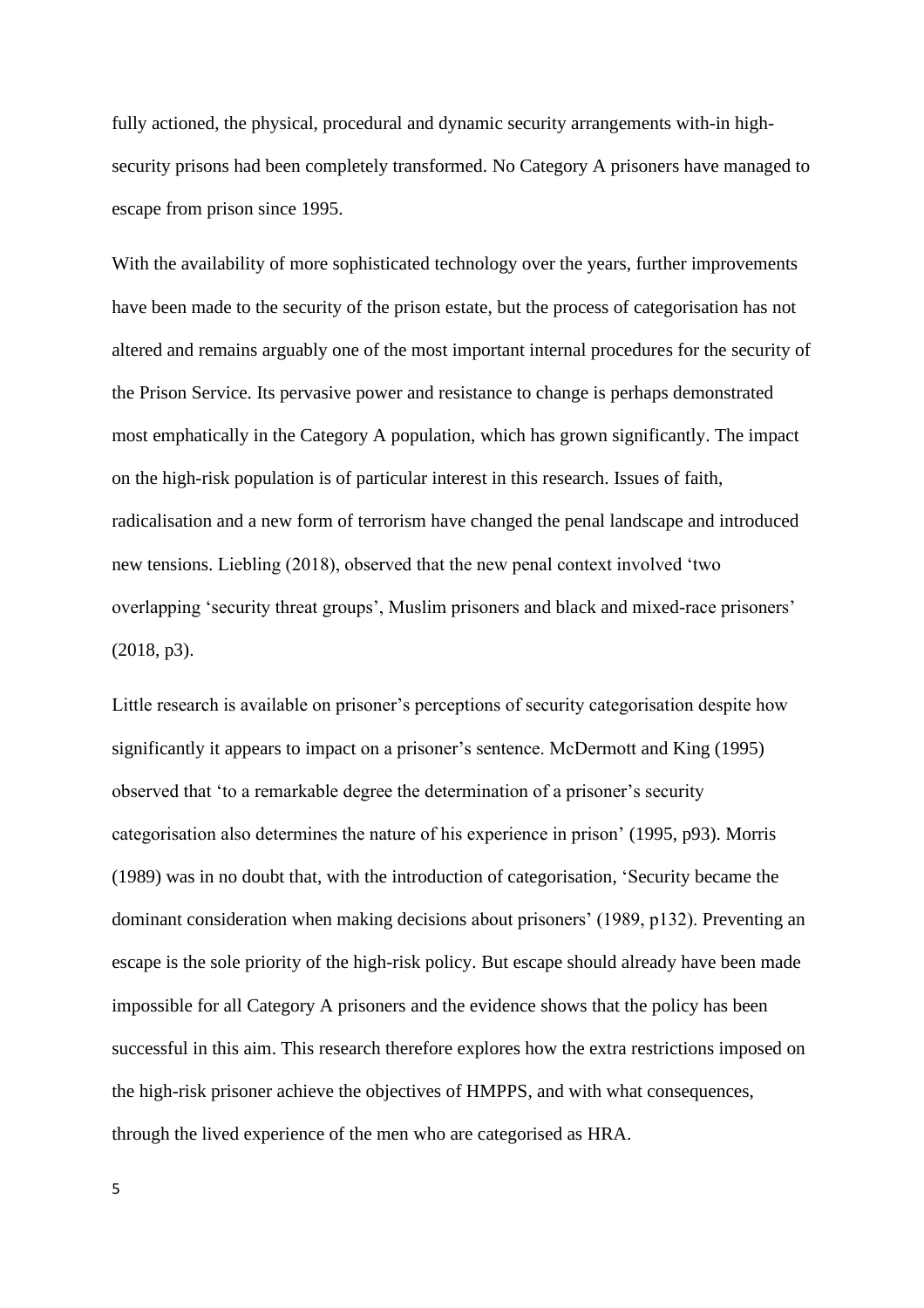fully actioned, the physical, procedural and dynamic security arrangements with-in high-security prisons had been completely transformed. No Category A prisoners have managed to escape from prison since 1995.

With the availability of more sophisticated technology over the years, further improvements have been made to the security of the prison estate, but the process of categorisation has not altered and remains arguably one of the most important internal procedures for the security of the Prison Service. Its pervasive power and resistance to change is perhaps demonstrated most emphatically in the Category A population, which has grown significantly. The impact on the high-risk population is of particular interest in this research. Issues of faith, radicalisation and a new form of terrorism have changed the penal landscape and introduced new tensions. Liebling (2018), observed that the new penal context involved 'two overlapping 'security threat groups', Muslim prisoners and black and mixed-race prisoners' (2018, p3).

Little research is available on prisoner's perceptions of security categorisation despite how significantly it appears to impact on a prisoner's sentence. McDermott and King (1995) observed that 'to a remarkable degree the determination of a prisoner's security categorisation also determines the nature of his experience in prison' (1995, p93). Morris (1989) was in no doubt that, with the introduction of categorisation, 'Security became the dominant consideration when making decisions about prisoners' (1989, p132). Preventing an escape is the sole priority of the high-risk policy. But escape should already have been made impossible for all Category A prisoners and the evidence shows that the policy has been successful in this aim. This research therefore explores how the extra restrictions imposed on the high-risk prisoner achieve the objectives of HMPPS, and with what consequences, through the lived experience of the men who are categorised as HRA.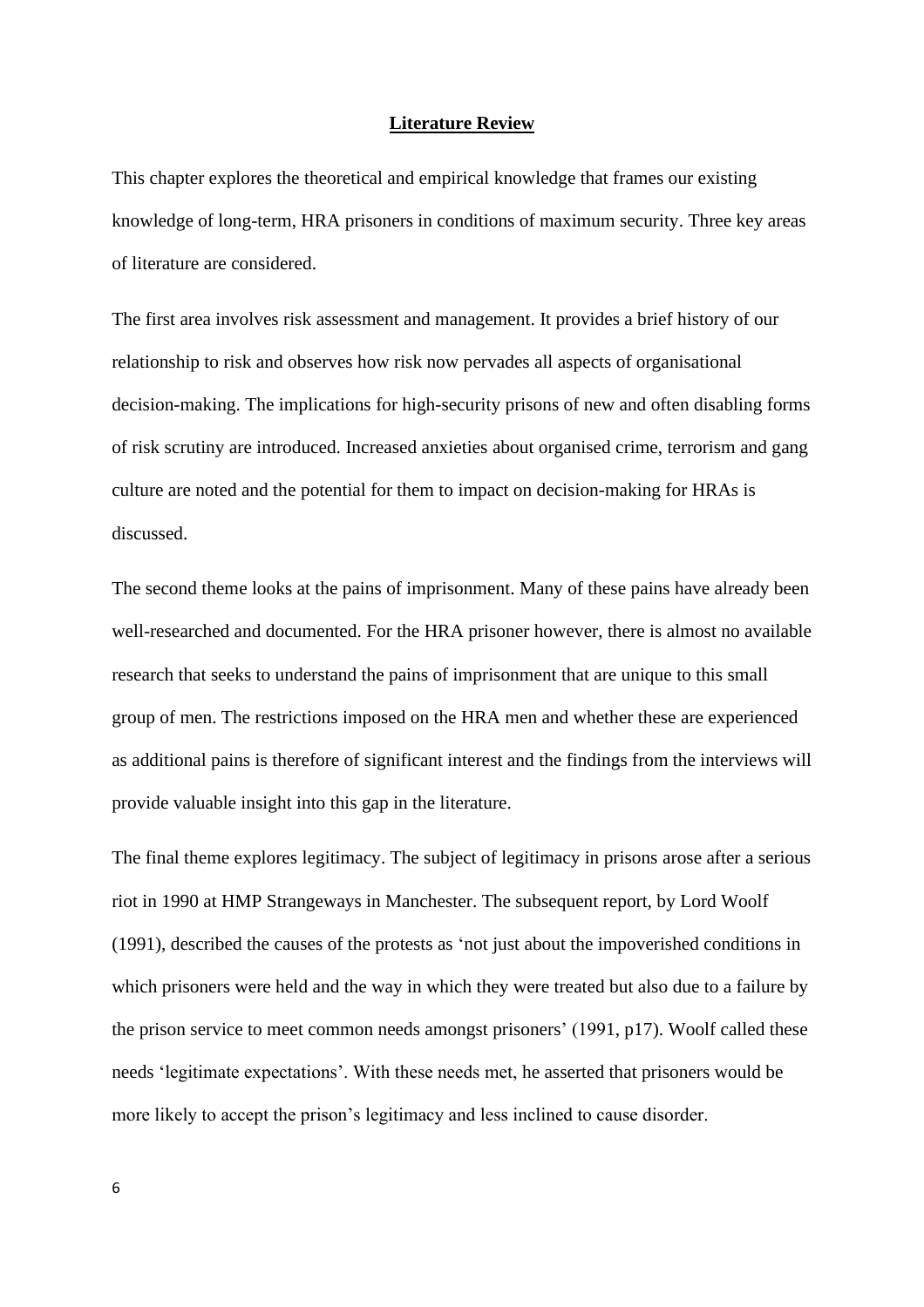## Literature Review

This chapter explores the theoretical and empirical knowledge that frames our existing knowledge of long-term, HRA prisoners in conditions of maximum security. Three key areas of literature are considered.

The first area involves risk assessment and management. It provides a brief history of our relationship to risk and observes how risk now pervades all aspects of organisational decision-making. The implications for high-security prisons of new and often disabling forms of risk scrutiny are introduced. Increased anxieties about organised crime, terrorism and gang culture are noted and the potential for them to impact on decision-making for HRAs is discussed.

The second theme looks at the pains of imprisonment. Many of these pains have already been well-researched and documented. For the HRA prisoner however, there is almost no available research that seeks to understand the pains of imprisonment that are unique to this small group of men. The restrictions imposed on the HRA men and whether these are experienced as additional pains is therefore of significant interest and the findings from the interviews will provide valuable insight into this gap in the literature.

The final theme explores legitimacy. The subject of legitimacy in prisons arose after a serious riot in 1990 at HMP Strangeways in Manchester. The subsequent report, by Lord Woolf (1991), described the causes of the protests as 'not just about the impoverished conditions in which prisoners were held and the way in which they were treated but also due to a failure by the prison service to meet common needs amongst prisoners' (1991, p17). Woolf called these needs 'legitimate expectations'. With these needs met, he asserted that prisoners would be more likely to accept the prison's legitimacy and less inclined to cause disorder.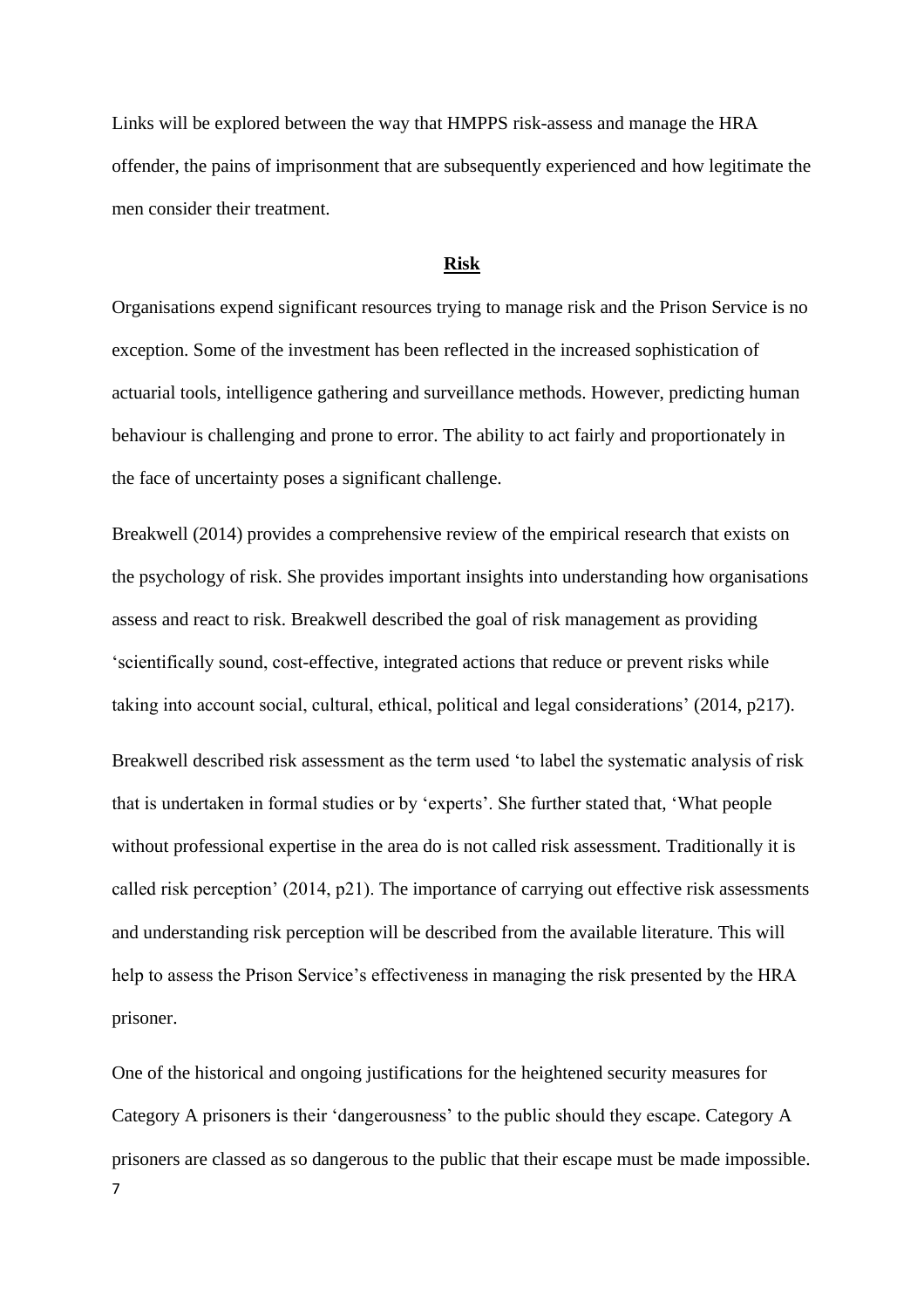Links will be explored between the way that HMPPS risk-assess and manage the HRA offender, the pains of imprisonment that are subsequently experienced and how legitimate the men consider their treatment.

## Risk

Organisations expend significant resources trying to manage risk and the Prison Service is no exception. Some of the investment has been reflected in the increased sophistication of actuarial tools, intelligence gathering and surveillance methods. However, predicting human behaviour is challenging and prone to error. The ability to act fairly and proportionately in the face of uncertainty poses a significant challenge.

Breakwell (2014) provides a comprehensive review of the empirical research that exists on the psychology of risk. She provides important insights into understanding how organisations assess and react to risk. Breakwell described the goal of risk management as providing 'scientifically sound, cost-effective, integrated actions that reduce or prevent risks while taking into account social, cultural, ethical, political and legal considerations' (2014, p217).

Breakwell described risk assessment as the term used 'to label the systematic analysis of risk that is undertaken in formal studies or by 'experts'. She further stated that, 'What people without professional expertise in the area do is not called risk assessment. Traditionally it is called risk perception' (2014, p21). The importance of carrying out effective risk assessments and understanding risk perception will be described from the available literature. This will help to assess the Prison Service's effectiveness in managing the risk presented by the HRA prisoner.

One of the historical and ongoing justifications for the heightened security measures for Category A prisoners is their 'dangerousness' to the public should they escape. Category A prisoners are classed as so dangerous to the public that their escape must be made impossible.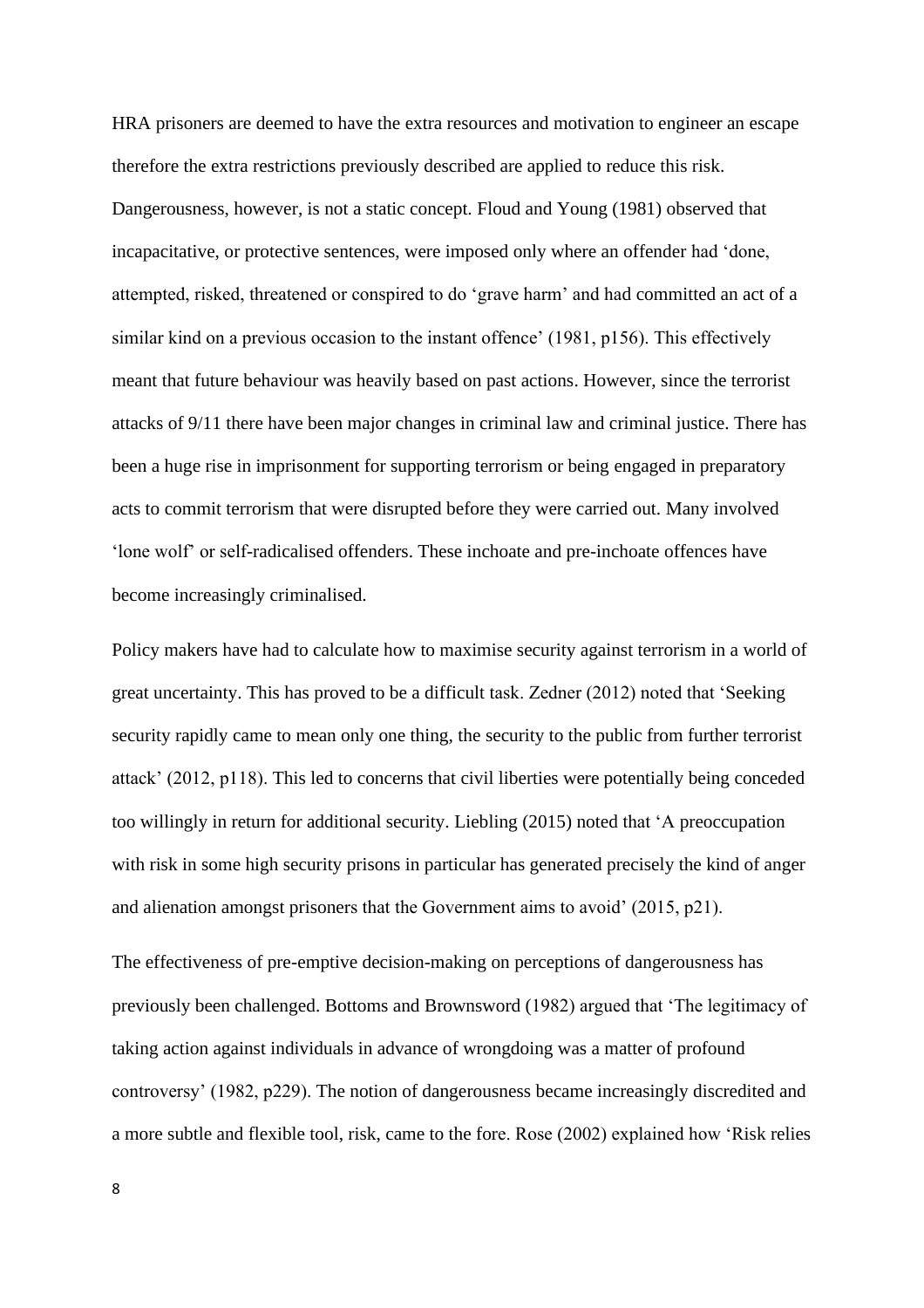HRA prisoners are deemed to have the extra resources and motivation to engineer an escape therefore the extra restrictions previously described are applied to reduce this risk. Dangerousness, however, is not a static concept. Floud and Young (1981) observed that incapacitative, or protective sentences, were imposed only where an offender had 'done, attempted, risked, threatened or conspired to do 'grave harm' and had committed an act of a similar kind on a previous occasion to the instant offence' (1981, p156). This effectively meant that future behaviour was heavily based on past actions. However, since the terrorist attacks of 9/11 there have been major changes in criminal law and criminal justice. There has been a huge rise in imprisonment for supporting terrorism or being engaged in preparatory acts to commit terrorism that were disrupted before they were carried out. Many involved 'lone wolf' or self-radicalised offenders. These inchoate and pre-inchoate offences have become increasingly criminalised.

Policy makers have had to calculate how to maximise security against terrorism in a world of great uncertainty. This has proved to be a difficult task. Zedner (2012) noted that 'Seeking security rapidly came to mean only one thing, the security to the public from further terrorist attack' (2012, p118). This led to concerns that civil liberties were potentially being conceded too willingly in return for additional security. Liebling (2015) noted that 'A preoccupation with risk in some high security prisons in particular has generated precisely the kind of anger and alienation amongst prisoners that the Government aims to avoid' (2015, p21).

The effectiveness of pre-emptive decision-making on perceptions of dangerousness has previously been challenged. Bottoms and Brownsword (1982) argued that 'The legitimacy of taking action against individuals in advance of wrongdoing was a matter of profound controversy' (1982, p229). The notion of dangerousness became increasingly discredited and a more subtle and flexible tool, risk, came to the fore. Rose (2002) explained how 'Risk relies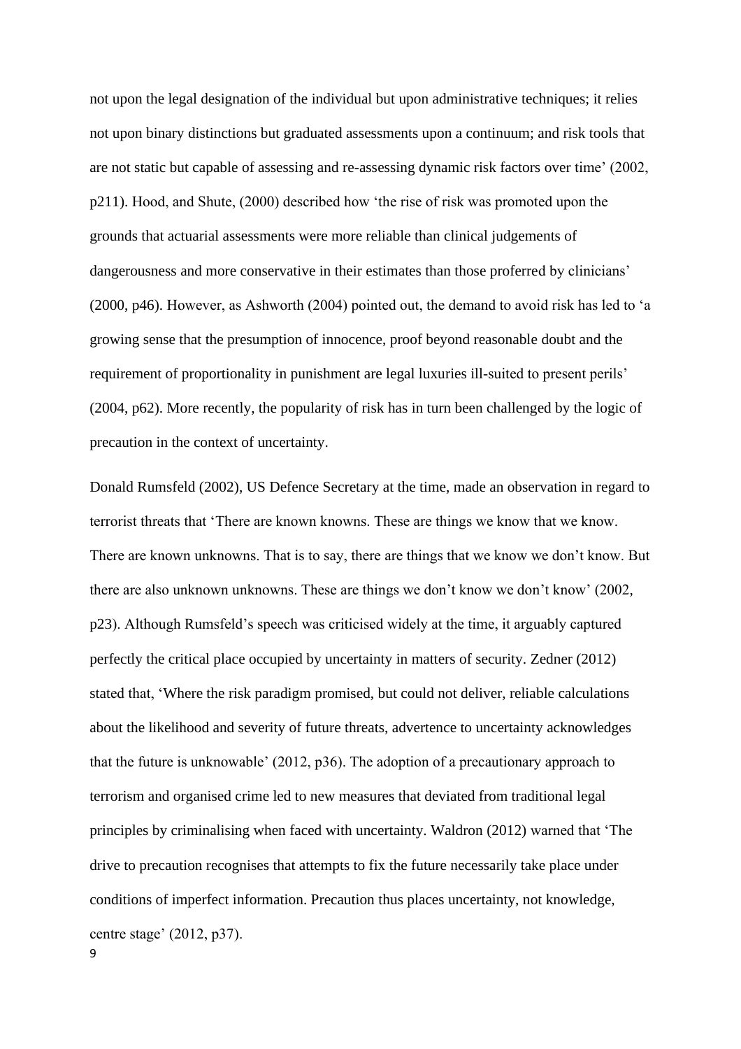not upon the legal designation of the individual but upon administrative techniques; it relies not upon binary distinctions but graduated assessments upon a continuum; and risk tools that are not static but capable of assessing and re-assessing dynamic risk factors over time' (2002, p211). Hood, and Shute, (2000) described how 'the rise of risk was promoted upon the grounds that actuarial assessments were more reliable than clinical judgements of dangerousness and more conservative in their estimates than those proferred by clinicians' (2000, p46). However, as Ashworth (2004) pointed out, the demand to avoid risk has led to 'a growing sense that the presumption of innocence, proof beyond reasonable doubt and the requirement of proportionality in punishment are legal luxuries ill-suited to present perils' (2004, p62). More recently, the popularity of risk has in turn been challenged by the logic of precaution in the context of uncertainty.

Donald Rumsfeld (2002), US Defence Secretary at the time, made an observation in regard to terrorist threats that 'There are known knowns. These are things we know that we know. There are known unknowns. That is to say, there are things that we know we don't know. But there are also unknown unknowns. These are things we don't know we don't know' (2002, p23). Although Rumsfeld's speech was criticised widely at the time, it arguably captured perfectly the critical place occupied by uncertainty in matters of security. Zedner (2012) stated that, 'Where the risk paradigm promised, but could not deliver, reliable calculations about the likelihood and severity of future threats, advertence to uncertainty acknowledges that the future is unknowable' (2012, p36). The adoption of a precautionary approach to terrorism and organised crime led to new measures that deviated from traditional legal principles by criminalising when faced with uncertainty. Waldron (2012) warned that 'The drive to precaution recognises that attempts to fix the future necessarily take place under conditions of imperfect information. Precaution thus places uncertainty, not knowledge, centre stage' (2012, p37).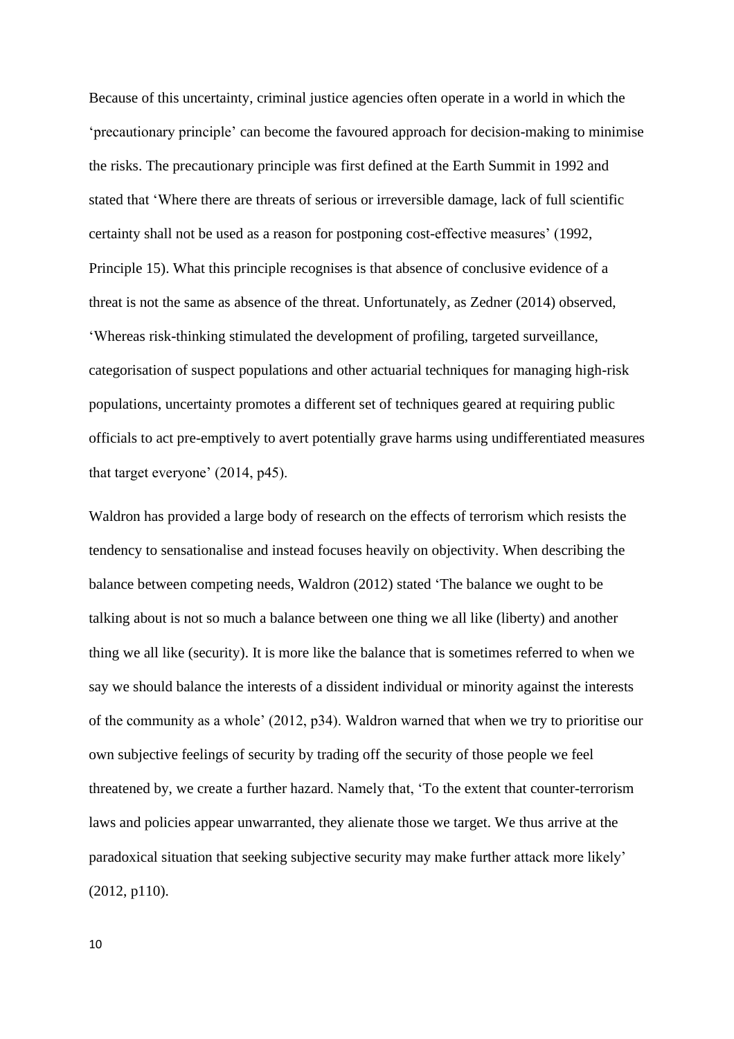Because of this uncertainty, criminal justice agencies often operate in a world in which the 'precautionary principle' can become the favoured approach for decision-making to minimise the risks. The precautionary principle was first defined at the Earth Summit in 1992 and stated that 'Where there are threats of serious or irreversible damage, lack of full scientific certainty shall not be used as a reason for postponing cost-effective measures' (1992, Principle 15). What this principle recognises is that absence of conclusive evidence of a threat is not the same as absence of the threat. Unfortunately, as Zedner (2014) observed, 'Whereas risk-thinking stimulated the development of profiling, targeted surveillance, categorisation of suspect populations and other actuarial techniques for managing high-risk populations, uncertainty promotes a different set of techniques geared at requiring public officials to act pre-emptively to avert potentially grave harms using undifferentiated measures that target everyone' (2014, p45).

Waldron has provided a large body of research on the effects of terrorism which resists the tendency to sensationalise and instead focuses heavily on objectivity. When describing the balance between competing needs, Waldron (2012) stated 'The balance we ought to be talking about is not so much a balance between one thing we all like (liberty) and another thing we all like (security). It is more like the balance that is sometimes referred to when we say we should balance the interests of a dissident individual or minority against the interests of the community as a whole' (2012, p34). Waldron warned that when we try to prioritise our own subjective feelings of security by trading off the security of those people we feel threatened by, we create a further hazard. Namely that, 'To the extent that counter-terrorism laws and policies appear unwarranted, they alienate those we target. We thus arrive at the paradoxical situation that seeking subjective security may make further attack more likely' (2012, p110).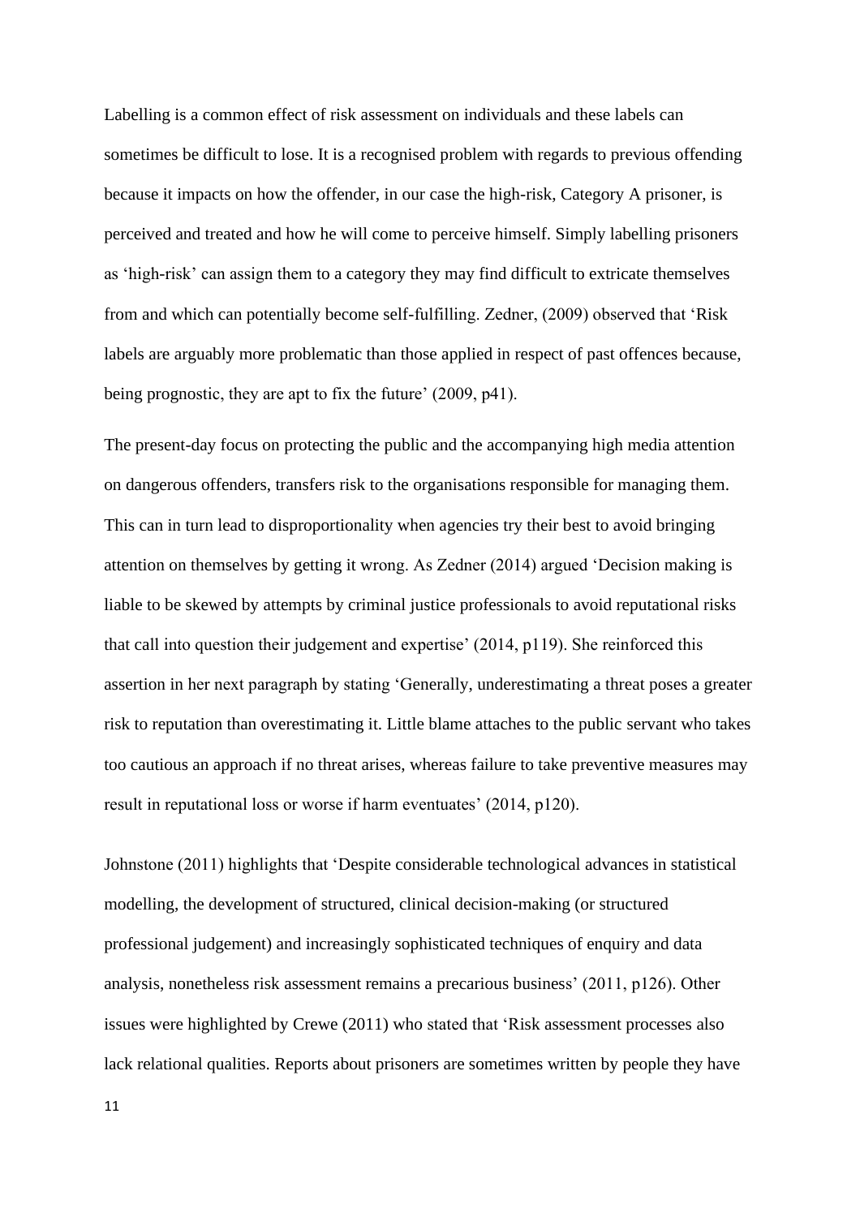Labelling is a common effect of risk assessment on individuals and these labels can sometimes be difficult to lose. It is a recognised problem with regards to previous offending because it impacts on how the offender, in our case the high-risk, Category A prisoner, is perceived and treated and how he will come to perceive himself. Simply labelling prisoners as 'high-risk' can assign them to a category they may find difficult to extricate themselves from and which can potentially become self-fulfilling. Zedner, (2009) observed that 'Risk labels are arguably more problematic than those applied in respect of past offences because, being prognostic, they are apt to fix the future' (2009, p41).

The present-day focus on protecting the public and the accompanying high media attention on dangerous offenders, transfers risk to the organisations responsible for managing them. This can in turn lead to disproportionality when agencies try their best to avoid bringing attention on themselves by getting it wrong. As Zedner (2014) argued 'Decision making is liable to be skewed by attempts by criminal justice professionals to avoid reputational risks that call into question their judgement and expertise' (2014, p119). She reinforced this assertion in her next paragraph by stating 'Generally, underestimating a threat poses a greater risk to reputation than overestimating it. Little blame attaches to the public servant who takes too cautious an approach if no threat arises, whereas failure to take preventive measures may result in reputational loss or worse if harm eventuates' (2014, p120).

Johnstone (2011) highlights that 'Despite considerable technological advances in statistical modelling, the development of structured, clinical decision-making (or structured professional judgement) and increasingly sophisticated techniques of enquiry and data analysis, nonetheless risk assessment remains a precarious business' (2011, p126). Other issues were highlighted by Crewe (2011) who stated that 'Risk assessment processes also lack relational qualities. Reports about prisoners are sometimes written by people they have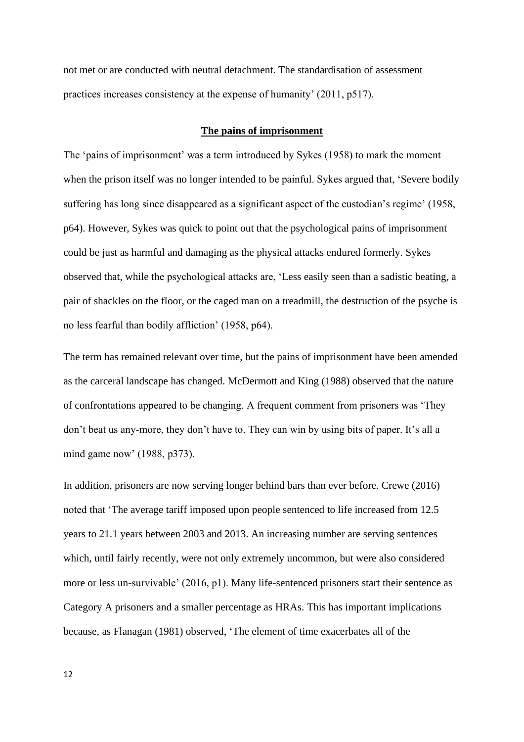not met or are conducted with neutral detachment. The standardisation of assessment practices increases consistency at the expense of humanity' (2011, p517).

## The pains of imprisonment

The 'pains of imprisonment' was a term introduced by Sykes (1958) to mark the moment when the prison itself was no longer intended to be painful. Sykes argued that, 'Severe bodily suffering has long since disappeared as a significant aspect of the custodian's regime' (1958, p64). However, Sykes was quick to point out that the psychological pains of imprisonment could be just as harmful and damaging as the physical attacks endured formerly. Sykes observed that, while the psychological attacks are, 'Less easily seen than a sadistic beating, a pair of shackles on the floor, or the caged man on a treadmill, the destruction of the psyche is no less fearful than bodily affliction' (1958, p64).

The term has remained relevant over time, but the pains of imprisonment have been amended as the carceral landscape has changed. McDermott and King (1988) observed that the nature of confrontations appeared to be changing. A frequent comment from prisoners was 'They don't beat us any-more, they don't have to. They can win by using bits of paper. It's all a mind game now' (1988, p373).

In addition, prisoners are now serving longer behind bars than ever before. Crewe (2016) noted that 'The average tariff imposed upon people sentenced to life increased from 12.5 years to 21.1 years between 2003 and 2013. An increasing number are serving sentences which, until fairly recently, were not only extremely uncommon, but were also considered more or less un-survivable' (2016, p1). Many life-sentenced prisoners start their sentence as Category A prisoners and a smaller percentage as HRAs. This has important implications because, as Flanagan (1981) observed, 'The element of time exacerbates all of the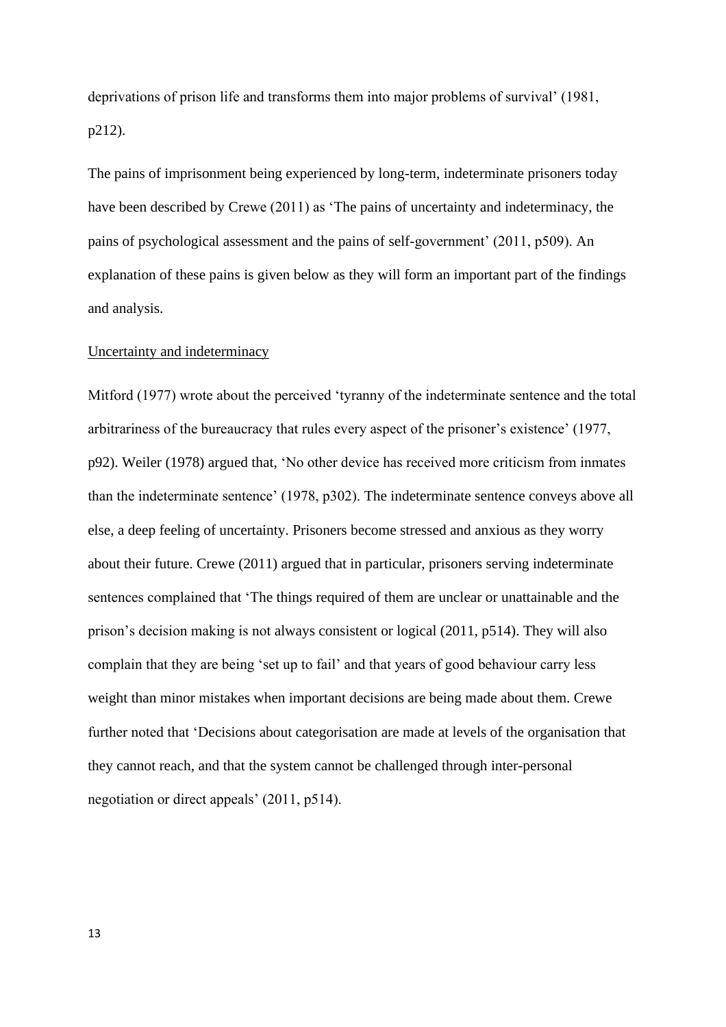deprivations of prison life and transforms them into major problems of survival' (1981, p212).

The pains of imprisonment being experienced by long-term, indeterminate prisoners today have been described by Crewe (2011) as 'The pains of uncertainty and indeterminacy, the pains of psychological assessment and the pains of self-government' (2011, p509). An explanation of these pains is given below as they will form an important part of the findings and analysis.

<u>Uncertainty and indeterminacy</u>

Mitford (1977) wrote about the perceived 'tyranny of the indeterminate sentence and the total arbitrariness of the bureaucracy that rules every aspect of the prisoner's existence' (1977, p92). Weiler (1978) argued that, 'No other device has received more criticism from inmates than the indeterminate sentence' (1978, p302). The indeterminate sentence conveys above all else, a deep feeling of uncertainty. Prisoners become stressed and anxious as they worry about their future. Crewe (2011) argued that in particular, prisoners serving indeterminate sentences complained that 'The things required of them are unclear or unattainable and the prison's decision making is not always consistent or logical (2011, p514). They will also complain that they are being 'set up to fail' and that years of good behaviour carry less weight than minor mistakes when important decisions are being made about them. Crewe further noted that 'Decisions about categorisation are made at levels of the organisation that they cannot reach, and that the system cannot be challenged through inter-personal negotiation or direct appeals' (2011, p514).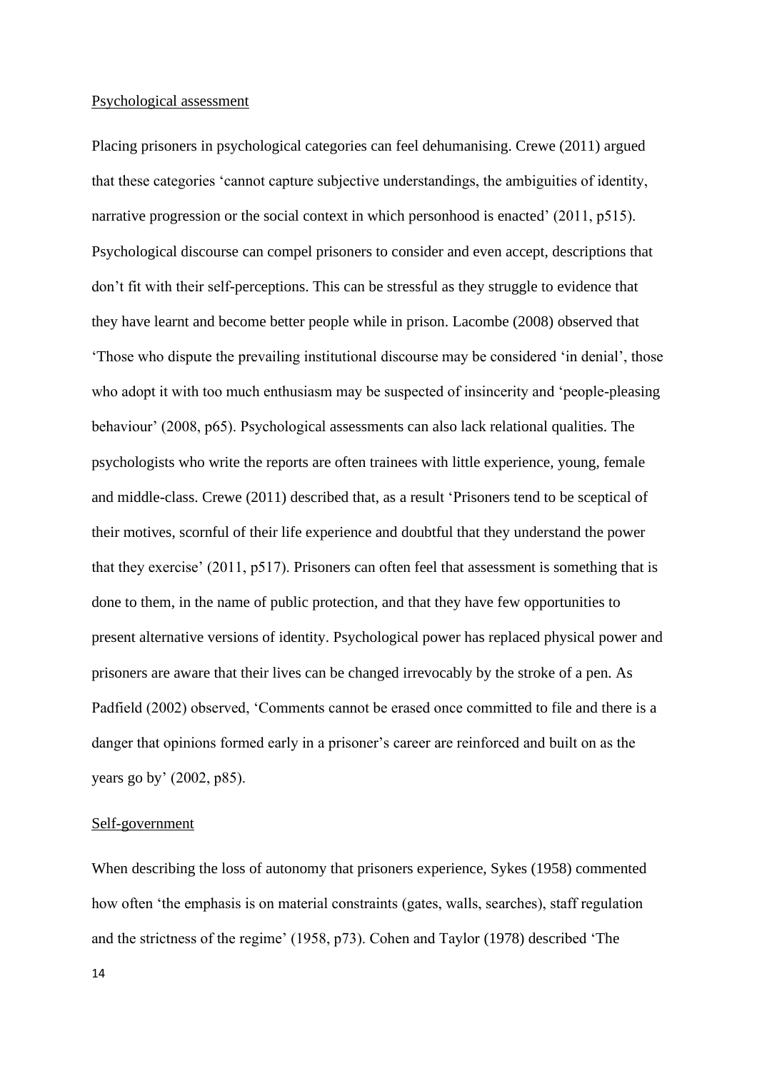Psychological assessment

Placing prisoners in psychological categories can feel dehumanising. Crewe (2011) argued that these categories 'cannot capture subjective understandings, the ambiguities of identity, narrative progression or the social context in which personhood is enacted' (2011, p515). Psychological discourse can compel prisoners to consider and even accept, descriptions that don't fit with their self-perceptions. This can be stressful as they struggle to evidence that they have learnt and become better people while in prison. Lacombe (2008) observed that 'Those who dispute the prevailing institutional discourse may be considered 'in denial', those who adopt it with too much enthusiasm may be suspected of insincerity and 'people-pleasing behaviour' (2008, p65). Psychological assessments can also lack relational qualities. The psychologists who write the reports are often trainees with little experience, young, female and middle-class. Crewe (2011) described that, as a result 'Prisoners tend to be sceptical of their motives, scornful of their life experience and doubtful that they understand the power that they exercise' (2011, p517). Prisoners can often feel that assessment is something that is done to them, in the name of public protection, and that they have few opportunities to present alternative versions of identity. Psychological power has replaced physical power and prisoners are aware that their lives can be changed irrevocably by the stroke of a pen. As Padfield (2002) observed, 'Comments cannot be erased once committed to file and there is a danger that opinions formed early in a prisoner's career are reinforced and built on as the years go by' (2002, p85).

Self-government

When describing the loss of autonomy that prisoners experience, Sykes (1958) commented how often 'the emphasis is on material constraints (gates, walls, searches), staff regulation and the strictness of the regime' (1958, p73). Cohen and Taylor (1978) described 'The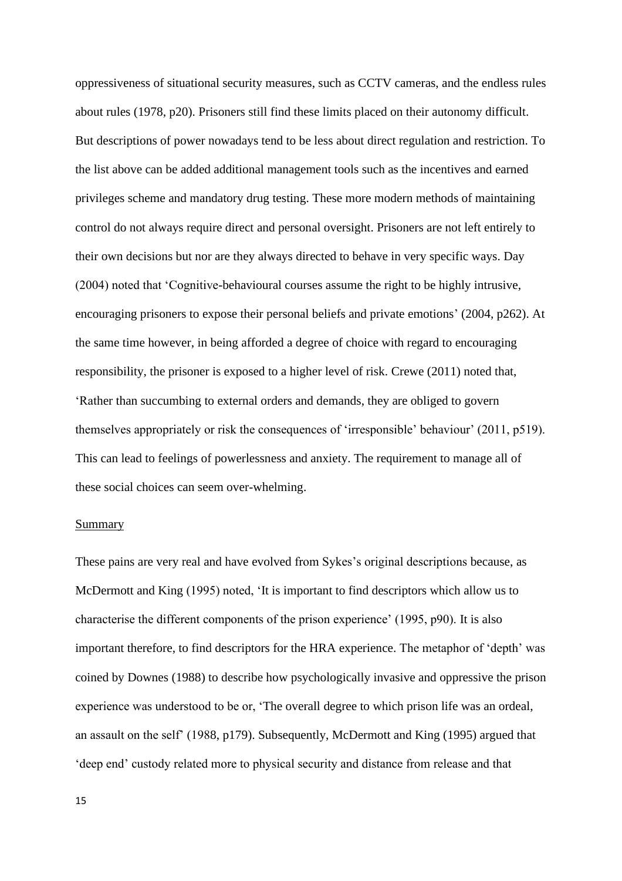oppressiveness of situational security measures, such as CCTV cameras, and the endless rules about rules (1978, p20). Prisoners still find these limits placed on their autonomy difficult. But descriptions of power nowadays tend to be less about direct regulation and restriction. To the list above can be added additional management tools such as the incentives and earned privileges scheme and mandatory drug testing. These more modern methods of maintaining control do not always require direct and personal oversight. Prisoners are not left entirely to their own decisions but nor are they always directed to behave in very specific ways. Day (2004) noted that 'Cognitive-behavioural courses assume the right to be highly intrusive, encouraging prisoners to expose their personal beliefs and private emotions' (2004, p262). At the same time however, in being afforded a degree of choice with regard to encouraging responsibility, the prisoner is exposed to a higher level of risk. Crewe (2011) noted that, 'Rather than succumbing to external orders and demands, they are obliged to govern themselves appropriately or risk the consequences of 'irresponsible' behaviour' (2011, p519). This can lead to feelings of powerlessness and anxiety. The requirement to manage all of these social choices can seem over-whelming.

Summary

These pains are very real and have evolved from Sykes's original descriptions because, as McDermott and King (1995) noted, 'It is important to find descriptors which allow us to characterise the different components of the prison experience' (1995, p90). It is also important therefore, to find descriptors for the HRA experience. The metaphor of 'depth' was coined by Downes (1988) to describe how psychologically invasive and oppressive the prison experience was understood to be or, 'The overall degree to which prison life was an ordeal, an assault on the self' (1988, p179). Subsequently, McDermott and King (1995) argued that 'deep end' custody related more to physical security and distance from release and that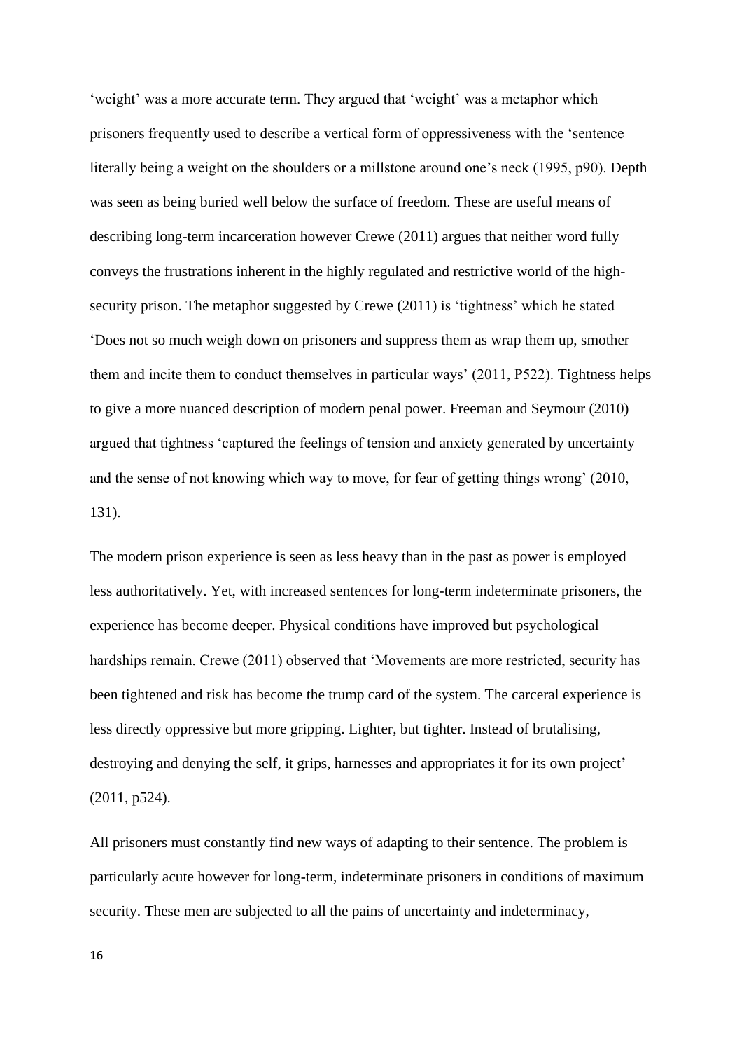'weight' was a more accurate term. They argued that 'weight' was a metaphor which prisoners frequently used to describe a vertical form of oppressiveness with the 'sentence literally being a weight on the shoulders or a millstone around one's neck (1995, p90). Depth was seen as being buried well below the surface of freedom. These are useful means of describing long-term incarceration however Crewe (2011) argues that neither word fully conveys the frustrations inherent in the highly regulated and restrictive world of the high-security prison. The metaphor suggested by Crewe (2011) is 'tightness' which he stated 'Does not so much weigh down on prisoners and suppress them as wrap them up, smother them and incite them to conduct themselves in particular ways' (2011, P522). Tightness helps to give a more nuanced description of modern penal power. Freeman and Seymour (2010) argued that tightness 'captured the feelings of tension and anxiety generated by uncertainty and the sense of not knowing which way to move, for fear of getting things wrong' (2010, 131).

The modern prison experience is seen as less heavy than in the past as power is employed less authoritatively. Yet, with increased sentences for long-term indeterminate prisoners, the experience has become deeper. Physical conditions have improved but psychological hardships remain. Crewe (2011) observed that 'Movements are more restricted, security has been tightened and risk has become the trump card of the system. The carceral experience is less directly oppressive but more gripping. Lighter, but tighter. Instead of brutalising, destroying and denying the self, it grips, harnesses and appropriates it for its own project' (2011, p524).

All prisoners must constantly find new ways of adapting to their sentence. The problem is particularly acute however for long-term, indeterminate prisoners in conditions of maximum security. These men are subjected to all the pains of uncertainty and indeterminacy,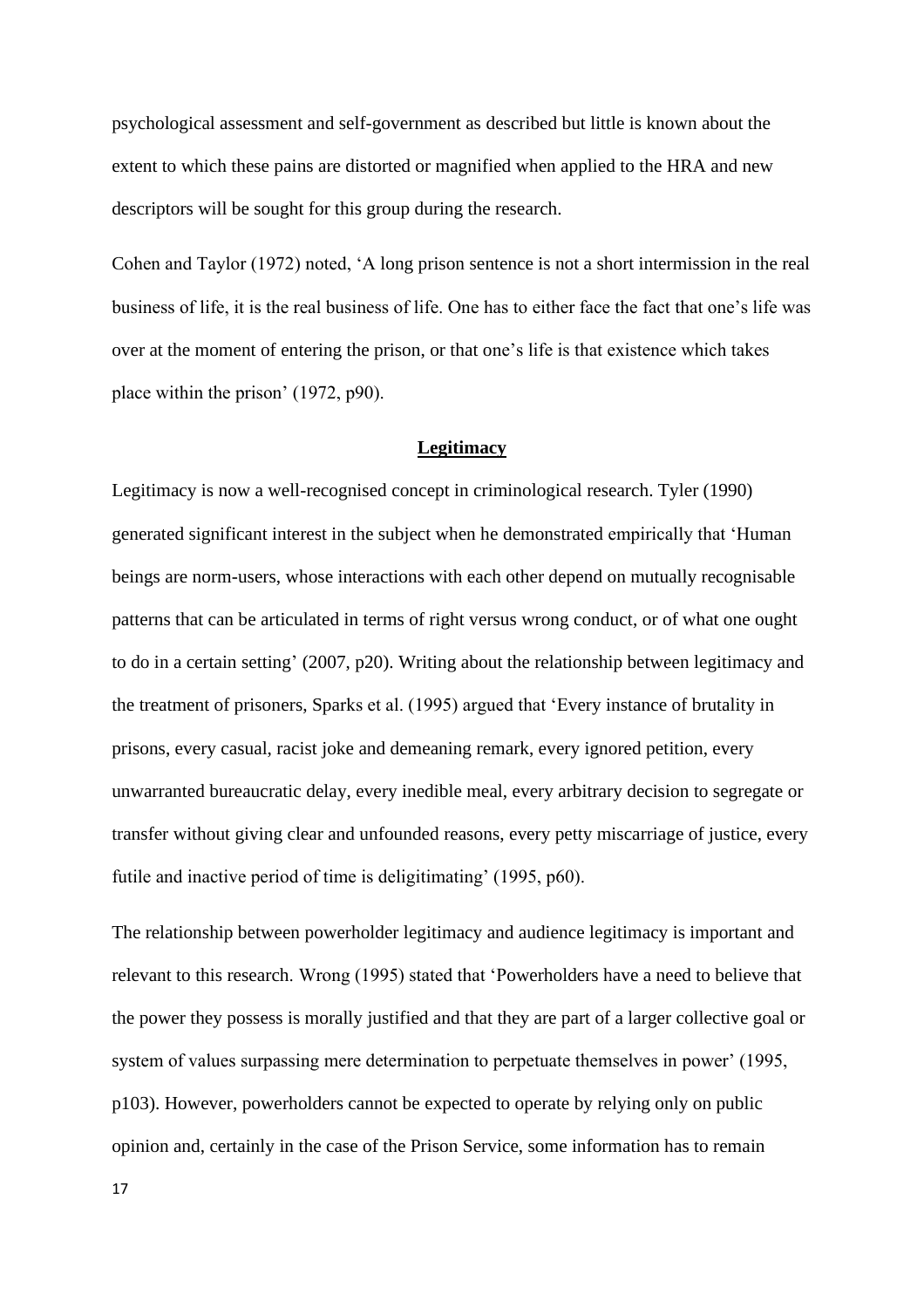psychological assessment and self-government as described but little is known about the extent to which these pains are distorted or magnified when applied to the HRA and new descriptors will be sought for this group during the research.

Cohen and Taylor (1972) noted, 'A long prison sentence is not a short intermission in the real business of life, it is the real business of life. One has to either face the fact that one's life was over at the moment of entering the prison, or that one's life is that existence which takes place within the prison' (1972, p90).

## Legitimacy

Legitimacy is now a well-recognised concept in criminological research. Tyler (1990) generated significant interest in the subject when he demonstrated empirically that 'Human beings are norm-users, whose interactions with each other depend on mutually recognisable patterns that can be articulated in terms of right versus wrong conduct, or of what one ought to do in a certain setting' (2007, p20). Writing about the relationship between legitimacy and the treatment of prisoners, Sparks et al. (1995) argued that 'Every instance of brutality in prisons, every casual, racist joke and demeaning remark, every ignored petition, every unwarranted bureaucratic delay, every inedible meal, every arbitrary decision to segregate or transfer without giving clear and unfounded reasons, every petty miscarriage of justice, every futile and inactive period of time is deligitimating' (1995, p60).

The relationship between powerholder legitimacy and audience legitimacy is important and relevant to this research. Wrong (1995) stated that 'Powerholders have a need to believe that the power they possess is morally justified and that they are part of a larger collective goal or system of values surpassing mere determination to perpetuate themselves in power' (1995, p103). However, powerholders cannot be expected to operate by relying only on public opinion and, certainly in the case of the Prison Service, some information has to remain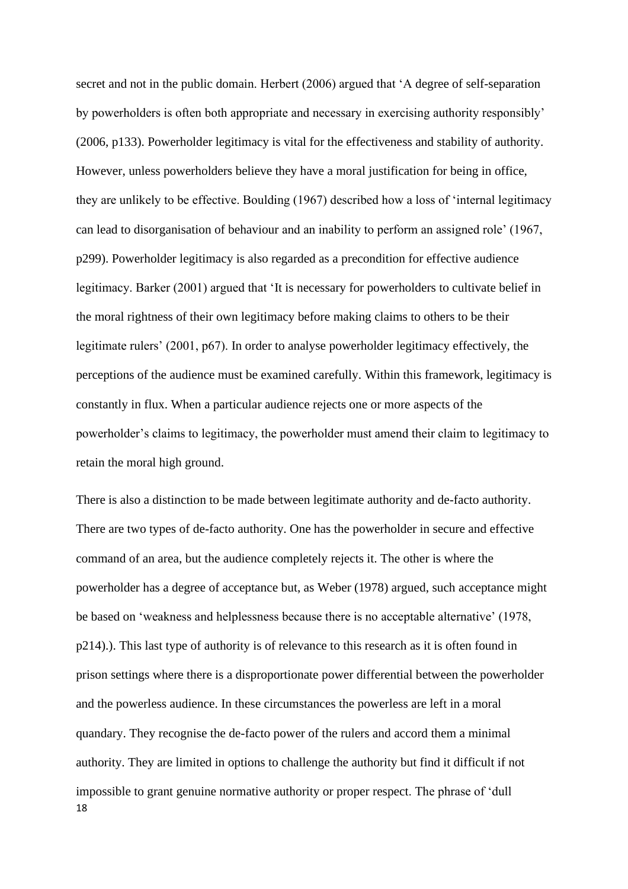secret and not in the public domain. Herbert (2006) argued that 'A degree of self-separation by powerholders is often both appropriate and necessary in exercising authority responsibly' (2006, p133). Powerholder legitimacy is vital for the effectiveness and stability of authority. However, unless powerholders believe they have a moral justification for being in office, they are unlikely to be effective. Boulding (1967) described how a loss of 'internal legitimacy can lead to disorganisation of behaviour and an inability to perform an assigned role' (1967, p299). Powerholder legitimacy is also regarded as a precondition for effective audience legitimacy. Barker (2001) argued that 'It is necessary for powerholders to cultivate belief in the moral rightness of their own legitimacy before making claims to others to be their legitimate rulers' (2001, p67). In order to analyse powerholder legitimacy effectively, the perceptions of the audience must be examined carefully. Within this framework, legitimacy is constantly in flux. When a particular audience rejects one or more aspects of the powerholder's claims to legitimacy, the powerholder must amend their claim to legitimacy to retain the moral high ground.

There is also a distinction to be made between legitimate authority and de-facto authority. There are two types of de-facto authority. One has the powerholder in secure and effective command of an area, but the audience completely rejects it. The other is where the powerholder has a degree of acceptance but, as Weber (1978) argued, such acceptance might be based on 'weakness and helplessness because there is no acceptable alternative' (1978, p214).). This last type of authority is of relevance to this research as it is often found in prison settings where there is a disproportionate power differential between the powerholder and the powerless audience. In these circumstances the powerless are left in a moral quandary. They recognise the de-facto power of the rulers and accord them a minimal authority. They are limited in options to challenge the authority but find it difficult if not impossible to grant genuine normative authority or proper respect. The phrase of 'dull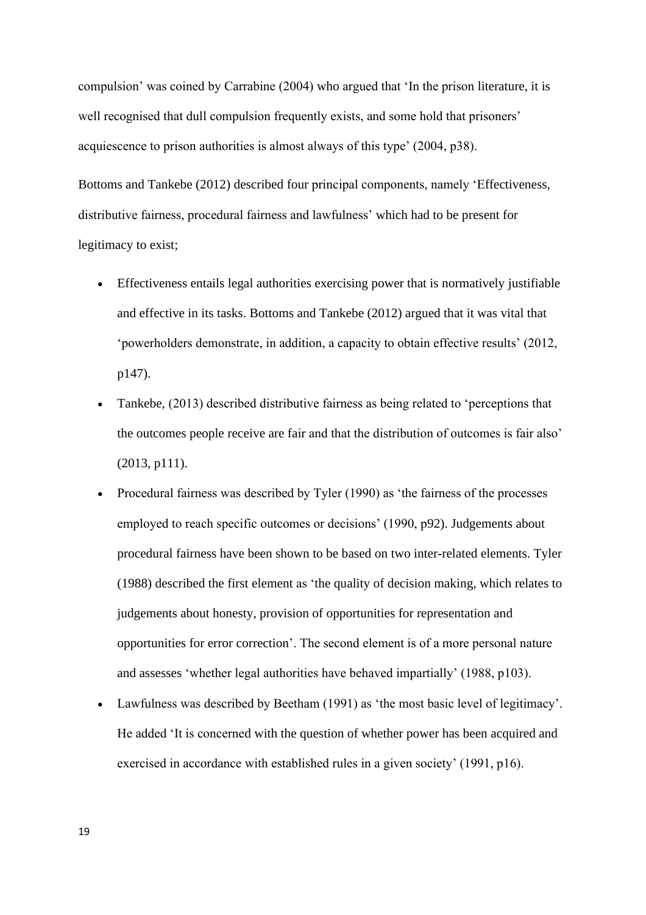compulsion' was coined by Carrabine (2004) who argued that 'In the prison literature, it is well recognised that dull compulsion frequently exists, and some hold that prisoners' acquiescence to prison authorities is almost always of this type' (2004, p38).

Bottoms and Tankebe (2012) described four principal components, namely 'Effectiveness, distributive fairness, procedural fairness and lawfulness' which had to be present for legitimacy to exist;

- Effectiveness entails legal authorities exercising power that is normatively justifiable and effective in its tasks. Bottoms and Tankebe (2012) argued that it was vital that 'powerholders demonstrate, in addition, a capacity to obtain effective results' (2012, p147).
- Tankebe, (2013) described distributive fairness as being related to 'perceptions that the outcomes people receive are fair and that the distribution of outcomes is fair also' (2013, p111).
- Procedural fairness was described by Tyler (1990) as 'the fairness of the processes employed to reach specific outcomes or decisions' (1990, p92). Judgements about procedural fairness have been shown to be based on two inter-related elements. Tyler (1988) described the first element as 'the quality of decision making, which relates to judgements about honesty, provision of opportunities for representation and opportunities for error correction'. The second element is of a more personal nature and assesses 'whether legal authorities have behaved impartially' (1988, p103).
- Lawfulness was described by Beetham (1991) as 'the most basic level of legitimacy'. He added 'It is concerned with the question of whether power has been acquired and exercised in accordance with established rules in a given society' (1991, p16).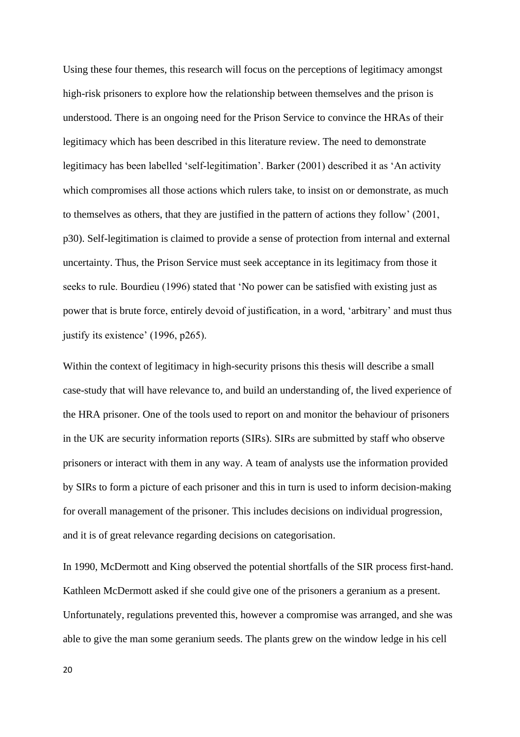Using these four themes, this research will focus on the perceptions of legitimacy amongst high-risk prisoners to explore how the relationship between themselves and the prison is understood. There is an ongoing need for the Prison Service to convince the HRAs of their legitimacy which has been described in this literature review. The need to demonstrate legitimacy has been labelled 'self-legitimation'. Barker (2001) described it as 'An activity which compromises all those actions which rulers take, to insist on or demonstrate, as much to themselves as others, that they are justified in the pattern of actions they follow' (2001, p30). Self-legitimation is claimed to provide a sense of protection from internal and external uncertainty. Thus, the Prison Service must seek acceptance in its legitimacy from those it seeks to rule. Bourdieu (1996) stated that 'No power can be satisfied with existing just as power that is brute force, entirely devoid of justification, in a word, 'arbitrary' and must thus justify its existence' (1996, p265).

Within the context of legitimacy in high-security prisons this thesis will describe a small case-study that will have relevance to, and build an understanding of, the lived experience of the HRA prisoner. One of the tools used to report on and monitor the behaviour of prisoners in the UK are security information reports (SIRs). SIRs are submitted by staff who observe prisoners or interact with them in any way. A team of analysts use the information provided by SIRs to form a picture of each prisoner and this in turn is used to inform decision-making for overall management of the prisoner. This includes decisions on individual progression, and it is of great relevance regarding decisions on categorisation.

In 1990, McDermott and King observed the potential shortfalls of the SIR process first-hand. Kathleen McDermott asked if she could give one of the prisoners a geranium as a present. Unfortunately, regulations prevented this, however a compromise was arranged, and she was able to give the man some geranium seeds. The plants grew on the window ledge in his cell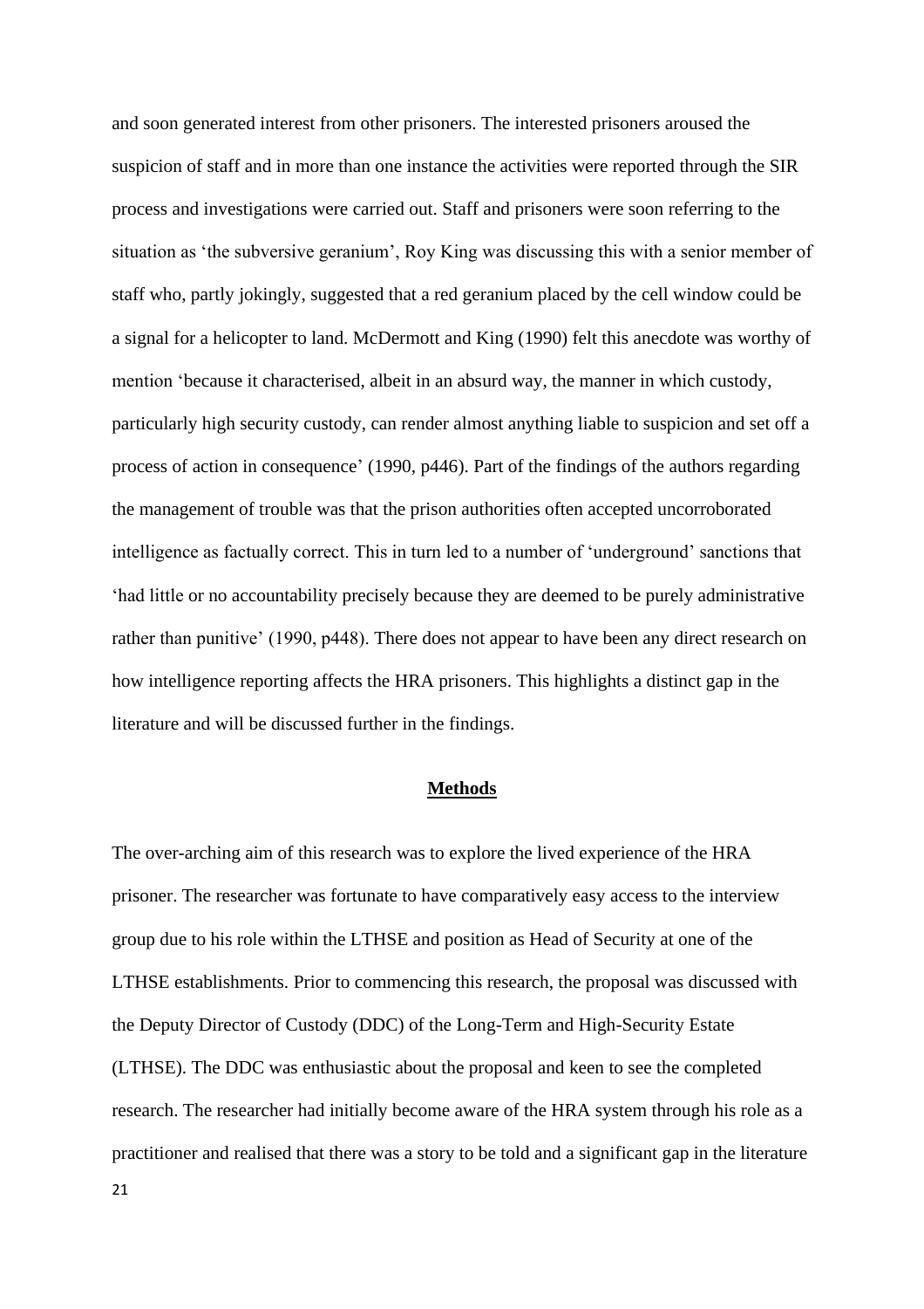and soon generated interest from other prisoners. The interested prisoners aroused the suspicion of staff and in more than one instance the activities were reported through the SIR process and investigations were carried out. Staff and prisoners were soon referring to the situation as 'the subversive geranium', Roy King was discussing this with a senior member of staff who, partly jokingly, suggested that a red geranium placed by the cell window could be a signal for a helicopter to land. McDermott and King (1990) felt this anecdote was worthy of mention 'because it characterised, albeit in an absurd way, the manner in which custody, particularly high security custody, can render almost anything liable to suspicion and set off a process of action in consequence' (1990, p446). Part of the findings of the authors regarding the management of trouble was that the prison authorities often accepted uncorroborated intelligence as factually correct. This in turn led to a number of 'underground' sanctions that 'had little or no accountability precisely because they are deemed to be purely administrative rather than punitive' (1990, p448). There does not appear to have been any direct research on how intelligence reporting affects the HRA prisoners. This highlights a distinct gap in the literature and will be discussed further in the findings.

## Methods

The over-arching aim of this research was to explore the lived experience of the HRA prisoner. The researcher was fortunate to have comparatively easy access to the interview group due to his role within the LTHSE and position as Head of Security at one of the LTHSE establishments. Prior to commencing this research, the proposal was discussed with the Deputy Director of Custody (DDC) of the Long-Term and High-Security Estate (LTHSE). The DDC was enthusiastic about the proposal and keen to see the completed research. The researcher had initially become aware of the HRA system through his role as a practitioner and realised that there was a story to be told and a significant gap in the literature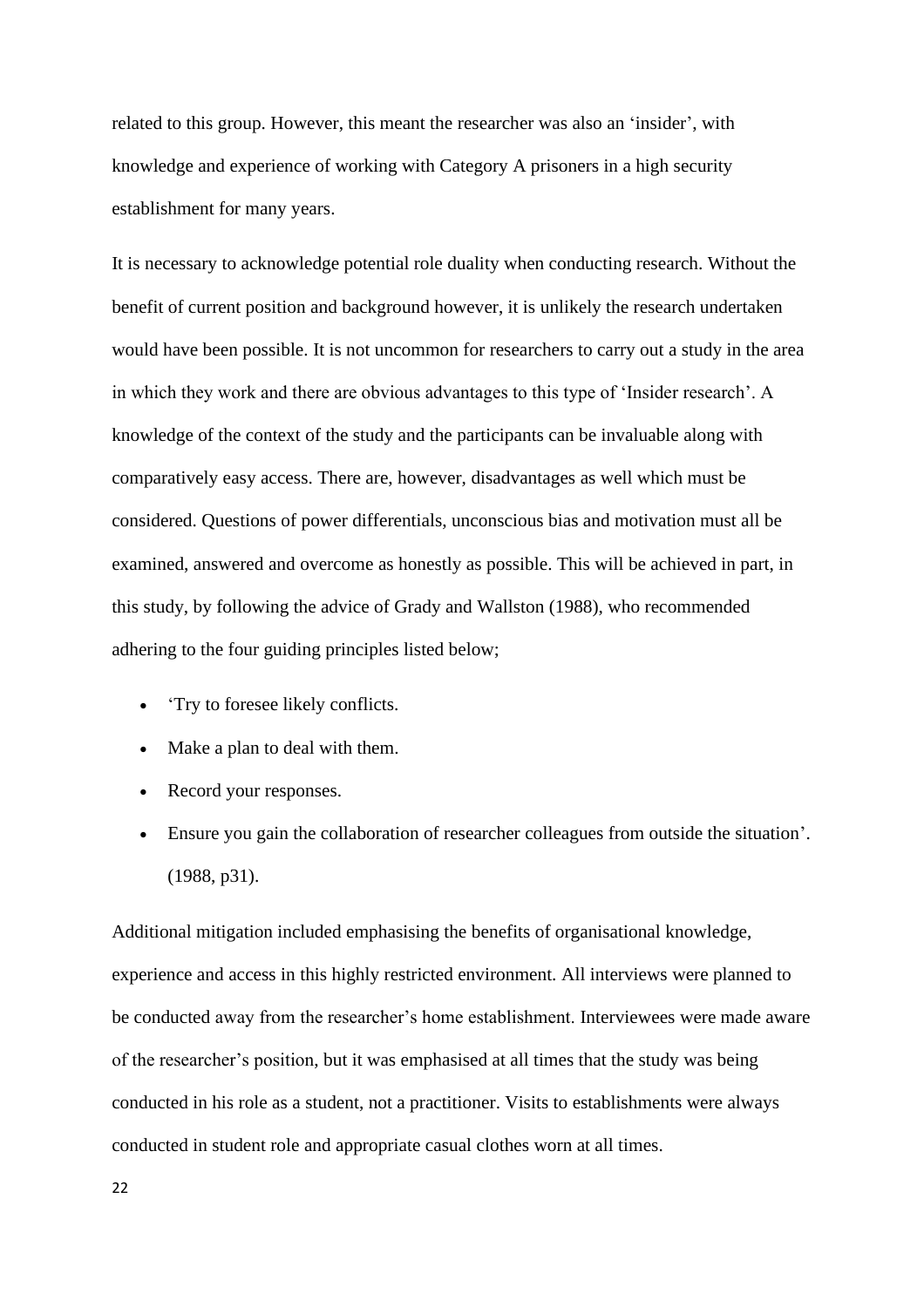related to this group. However, this meant the researcher was also an 'insider', with knowledge and experience of working with Category A prisoners in a high security establishment for many years.

It is necessary to acknowledge potential role duality when conducting research. Without the benefit of current position and background however, it is unlikely the research undertaken would have been possible. It is not uncommon for researchers to carry out a study in the area in which they work and there are obvious advantages to this type of 'Insider research'. A knowledge of the context of the study and the participants can be invaluable along with comparatively easy access. There are, however, disadvantages as well which must be considered. Questions of power differentials, unconscious bias and motivation must all be examined, answered and overcome as honestly as possible. This will be achieved in part, in this study, by following the advice of Grady and Wallston (1988), who recommended adhering to the four guiding principles listed below;

- 'Try to foresee likely conflicts.
- Make a plan to deal with them.
- Record your responses.
- Ensure you gain the collaboration of researcher colleagues from outside the situation'. (1988, p31).

Additional mitigation included emphasising the benefits of organisational knowledge, experience and access in this highly restricted environment. All interviews were planned to be conducted away from the researcher's home establishment. Interviewees were made aware of the researcher's position, but it was emphasised at all times that the study was being conducted in his role as a student, not a practitioner. Visits to establishments were always conducted in student role and appropriate casual clothes worn at all times.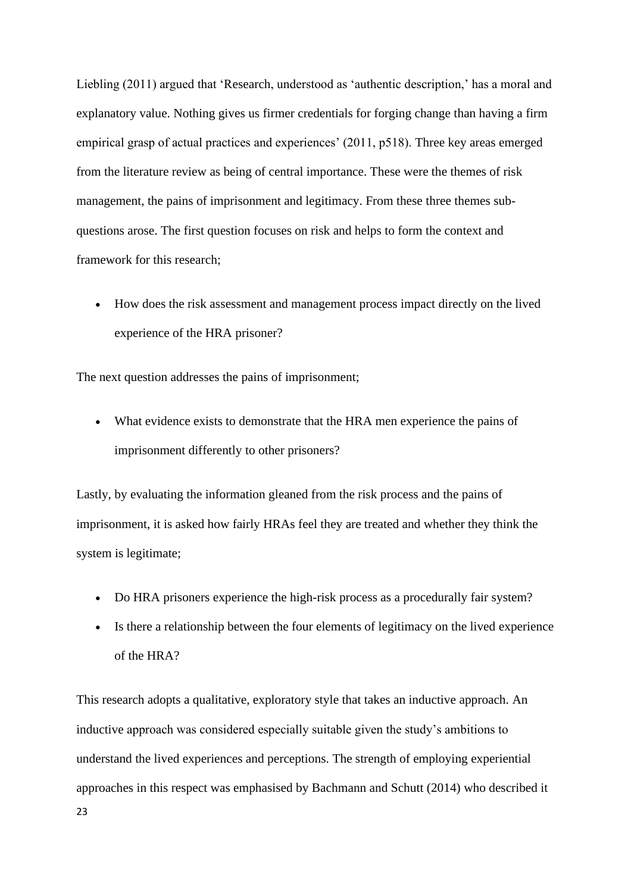Liebling (2011) argued that 'Research, understood as 'authentic description,' has a moral and explanatory value. Nothing gives us firmer credentials for forging change than having a firm empirical grasp of actual practices and experiences' (2011, p518). Three key areas emerged from the literature review as being of central importance. These were the themes of risk management, the pains of imprisonment and legitimacy. From these three themes sub-questions arose. The first question focuses on risk and helps to form the context and framework for this research;

- How does the risk assessment and management process impact directly on the lived experience of the HRA prisoner?

The next question addresses the pains of imprisonment;

- What evidence exists to demonstrate that the HRA men experience the pains of imprisonment differently to other prisoners?

Lastly, by evaluating the information gleaned from the risk process and the pains of imprisonment, it is asked how fairly HRAs feel they are treated and whether they think the system is legitimate;

- Do HRA prisoners experience the high-risk process as a procedurally fair system?
- Is there a relationship between the four elements of legitimacy on the lived experience of the HRA?

This research adopts a qualitative, exploratory style that takes an inductive approach. An inductive approach was considered especially suitable given the study's ambitions to understand the lived experiences and perceptions. The strength of employing experiential approaches in this respect was emphasised by Bachmann and Schutt (2014) who described it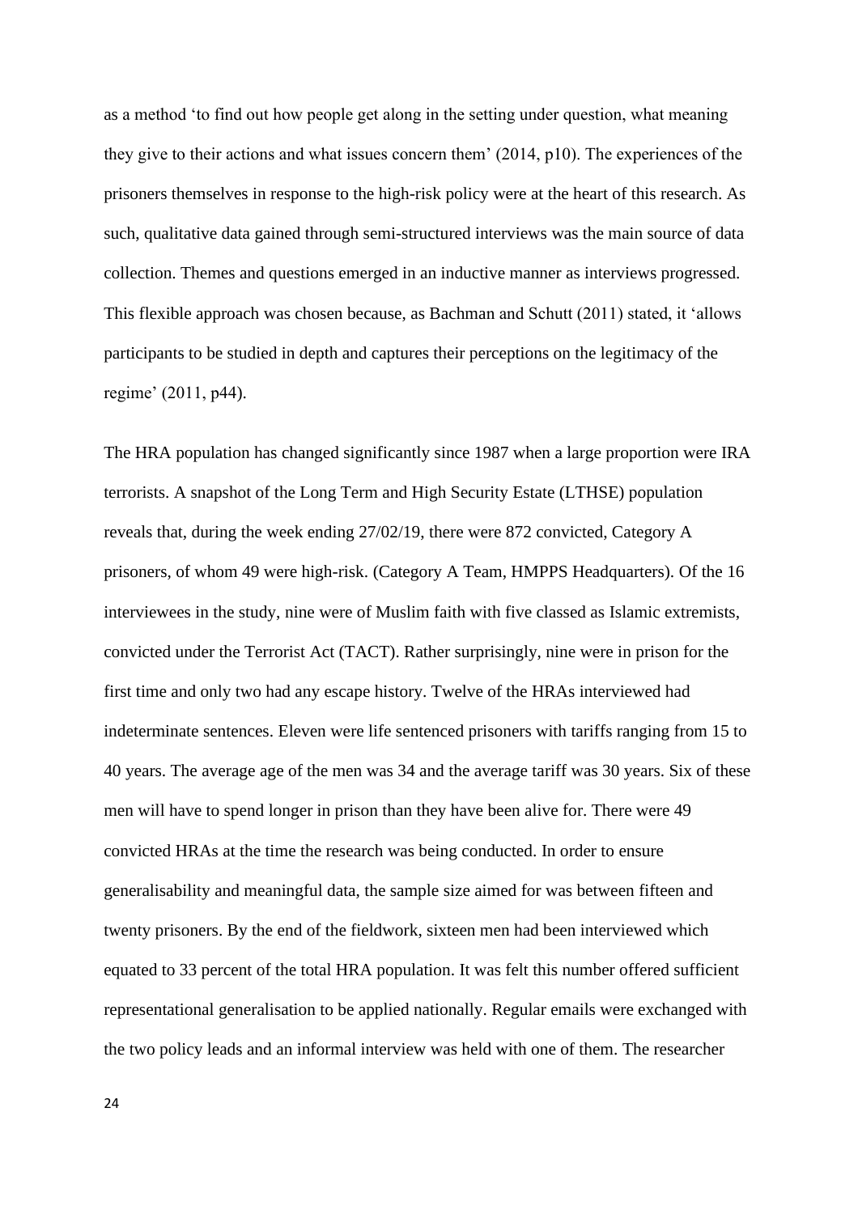as a method 'to find out how people get along in the setting under question, what meaning they give to their actions and what issues concern them' (2014, p10). The experiences of the prisoners themselves in response to the high-risk policy were at the heart of this research. As such, qualitative data gained through semi-structured interviews was the main source of data collection. Themes and questions emerged in an inductive manner as interviews progressed. This flexible approach was chosen because, as Bachman and Schutt (2011) stated, it 'allows participants to be studied in depth and captures their perceptions on the legitimacy of the regime' (2011, p44).

The HRA population has changed significantly since 1987 when a large proportion were IRA terrorists. A snapshot of the Long Term and High Security Estate (LTHSE) population reveals that, during the week ending 27/02/19, there were 872 convicted, Category A prisoners, of whom 49 were high-risk. (Category A Team, HMPPS Headquarters). Of the 16 interviewees in the study, nine were of Muslim faith with five classed as Islamic extremists, convicted under the Terrorist Act (TACT). Rather surprisingly, nine were in prison for the first time and only two had any escape history. Twelve of the HRAs interviewed had indeterminate sentences. Eleven were life sentenced prisoners with tariffs ranging from 15 to 40 years. The average age of the men was 34 and the average tariff was 30 years. Six of these men will have to spend longer in prison than they have been alive for. There were 49 convicted HRAs at the time the research was being conducted. In order to ensure generalisability and meaningful data, the sample size aimed for was between fifteen and twenty prisoners. By the end of the fieldwork, sixteen men had been interviewed which equated to 33 percent of the total HRA population. It was felt this number offered sufficient representational generalisation to be applied nationally. Regular emails were exchanged with the two policy leads and an informal interview was held with one of them. The researcher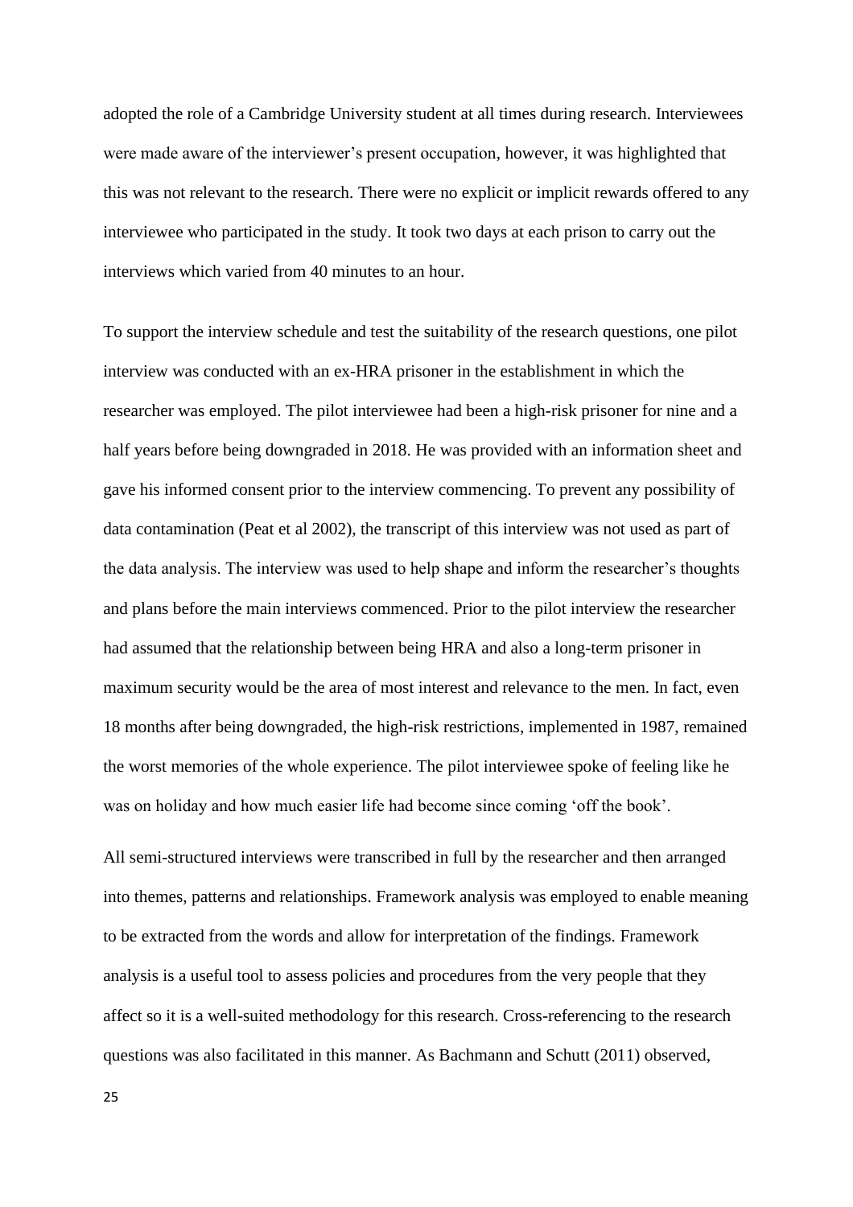adopted the role of a Cambridge University student at all times during research. Interviewees were made aware of the interviewer's present occupation, however, it was highlighted that this was not relevant to the research. There were no explicit or implicit rewards offered to any interviewee who participated in the study. It took two days at each prison to carry out the interviews which varied from 40 minutes to an hour.

To support the interview schedule and test the suitability of the research questions, one pilot interview was conducted with an ex-HRA prisoner in the establishment in which the researcher was employed. The pilot interviewee had been a high-risk prisoner for nine and a half years before being downgraded in 2018. He was provided with an information sheet and gave his informed consent prior to the interview commencing. To prevent any possibility of data contamination (Peat et al 2002), the transcript of this interview was not used as part of the data analysis. The interview was used to help shape and inform the researcher's thoughts and plans before the main interviews commenced. Prior to the pilot interview the researcher had assumed that the relationship between being HRA and also a long-term prisoner in maximum security would be the area of most interest and relevance to the men. In fact, even 18 months after being downgraded, the high-risk restrictions, implemented in 1987, remained the worst memories of the whole experience. The pilot interviewee spoke of feeling like he was on holiday and how much easier life had become since coming 'off the book'.

All semi-structured interviews were transcribed in full by the researcher and then arranged into themes, patterns and relationships. Framework analysis was employed to enable meaning to be extracted from the words and allow for interpretation of the findings. Framework analysis is a useful tool to assess policies and procedures from the very people that they affect so it is a well-suited methodology for this research. Cross-referencing to the research questions was also facilitated in this manner. As Bachmann and Schutt (2011) observed,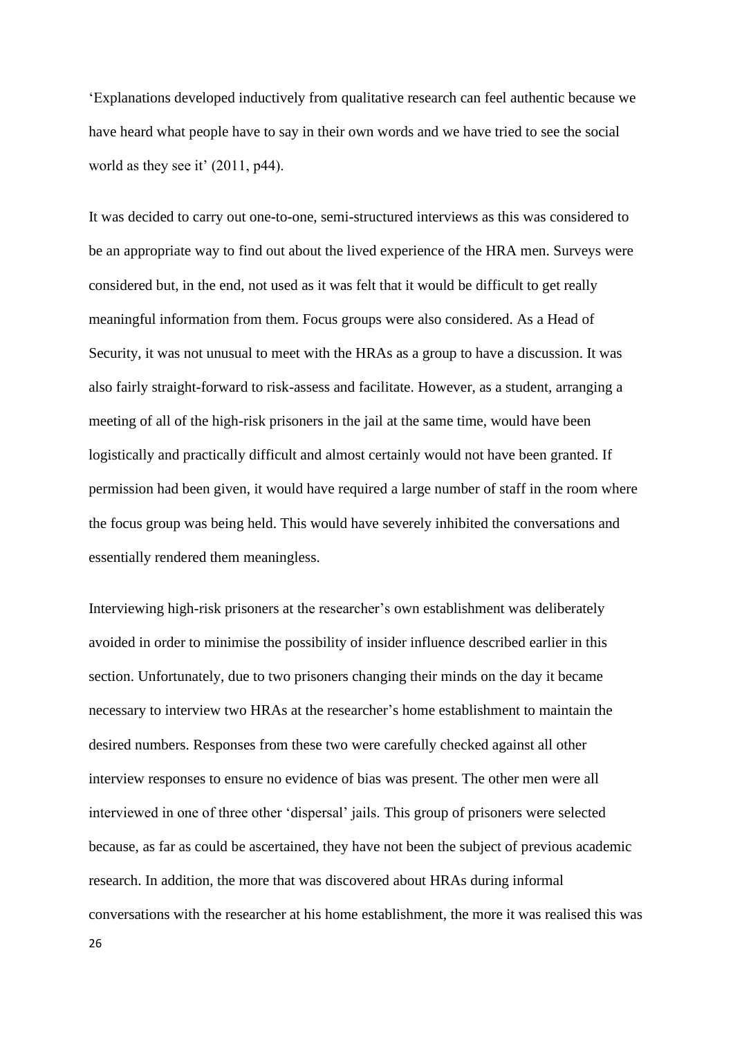‘Explanations developed inductively from qualitative research can feel authentic because we have heard what people have to say in their own words and we have tried to see the social world as they see it’ (2011, p44).

It was decided to carry out one-to-one, semi-structured interviews as this was considered to be an appropriate way to find out about the lived experience of the HRA men. Surveys were considered but, in the end, not used as it was felt that it would be difficult to get really meaningful information from them. Focus groups were also considered. As a Head of Security, it was not unusual to meet with the HRAs as a group to have a discussion. It was also fairly straight-forward to risk-assess and facilitate. However, as a student, arranging a meeting of all of the high-risk prisoners in the jail at the same time, would have been logistically and practically difficult and almost certainly would not have been granted. If permission had been given, it would have required a large number of staff in the room where the focus group was being held. This would have severely inhibited the conversations and essentially rendered them meaningless.

Interviewing high-risk prisoners at the researcher’s own establishment was deliberately avoided in order to minimise the possibility of insider influence described earlier in this section. Unfortunately, due to two prisoners changing their minds on the day it became necessary to interview two HRAs at the researcher’s home establishment to maintain the desired numbers. Responses from these two were carefully checked against all other interview responses to ensure no evidence of bias was present. The other men were all interviewed in one of three other ‘dispersal’ jails. This group of prisoners were selected because, as far as could be ascertained, they have not been the subject of previous academic research. In addition, the more that was discovered about HRAs during informal conversations with the researcher at his home establishment, the more it was realised this was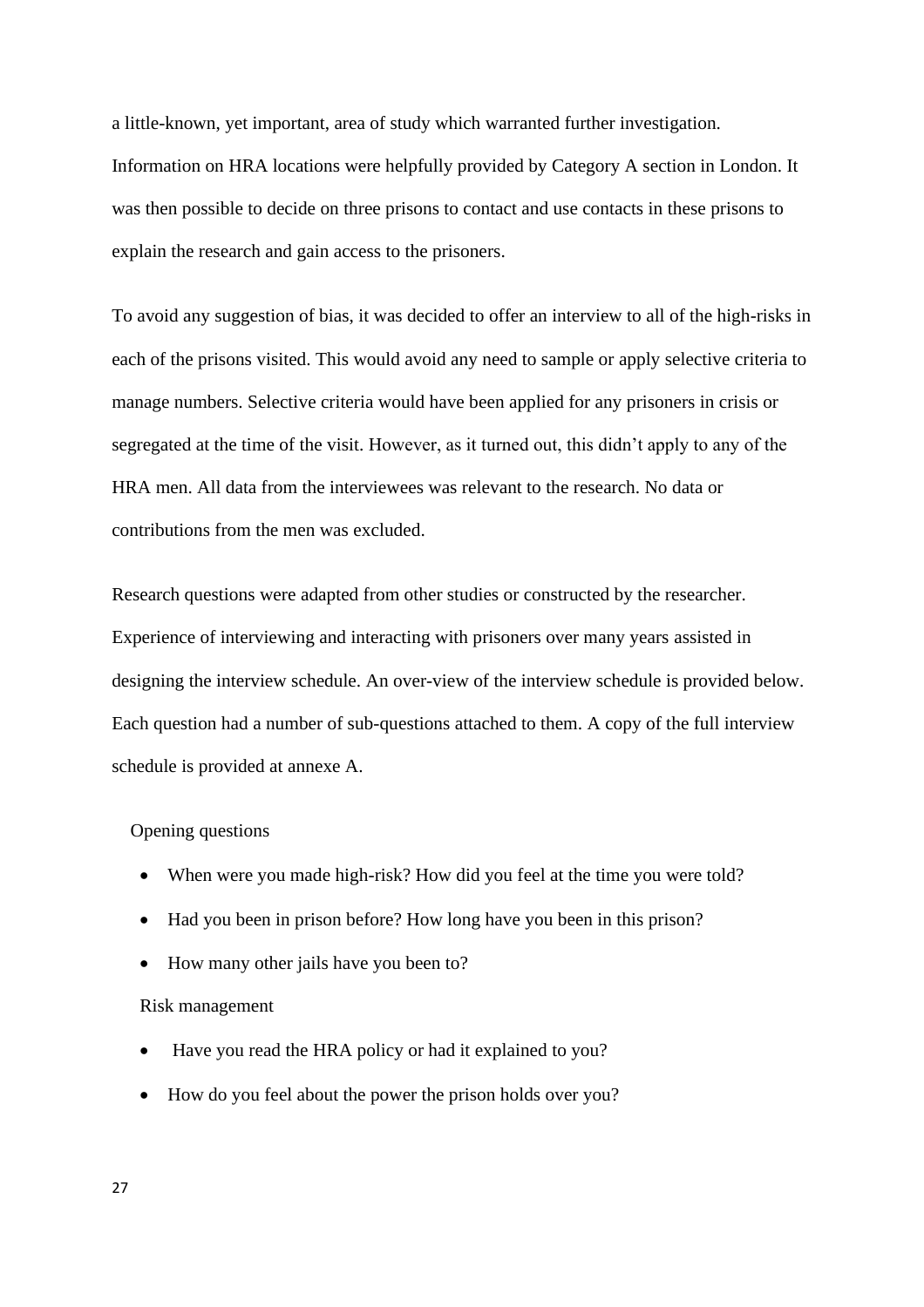a little-known, yet important, area of study which warranted further investigation. Information on HRA locations were helpfully provided by Category A section in London. It was then possible to decide on three prisons to contact and use contacts in these prisons to explain the research and gain access to the prisoners.

To avoid any suggestion of bias, it was decided to offer an interview to all of the high-risks in each of the prisons visited. This would avoid any need to sample or apply selective criteria to manage numbers. Selective criteria would have been applied for any prisoners in crisis or segregated at the time of the visit. However, as it turned out, this didn't apply to any of the HRA men. All data from the interviewees was relevant to the research. No data or contributions from the men was excluded.

Research questions were adapted from other studies or constructed by the researcher. Experience of interviewing and interacting with prisoners over many years assisted in designing the interview schedule. An over-view of the interview schedule is provided below. Each question had a number of sub-questions attached to them. A copy of the full interview schedule is provided at annexe A.

Opening questions

- When were you made high-risk? How did you feel at the time you were told?
- Had you been in prison before? How long have you been in this prison?
- How many other jails have you been to?

Risk management

- Have you read the HRA policy or had it explained to you?
- How do you feel about the power the prison holds over you?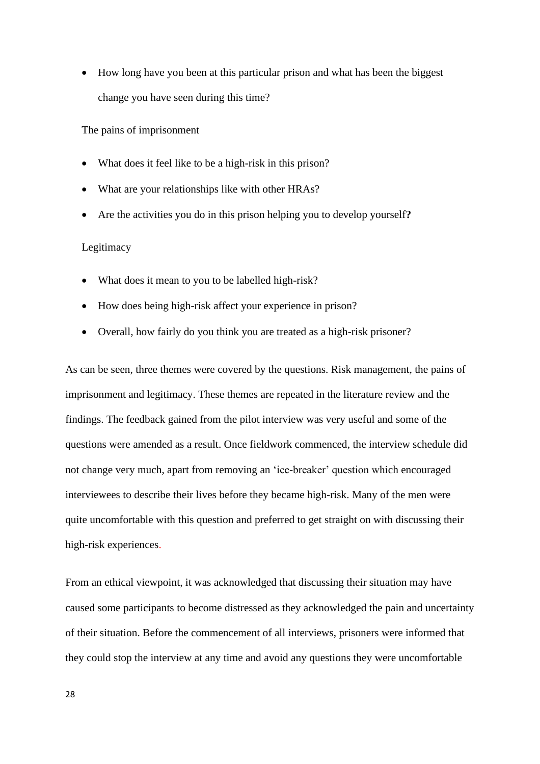- How long have you been at this particular prison and what has been the biggest change you have seen during this time?

The pains of imprisonment

- What does it feel like to be a high-risk in this prison?
- What are your relationships like with other HRAs?
- Are the activities you do in this prison helping you to develop yourself**?**

Legitimacy

- What does it mean to you to be labelled high-risk?
- How does being high-risk affect your experience in prison?
- Overall, how fairly do you think you are treated as a high-risk prisoner?

As can be seen, three themes were covered by the questions. Risk management, the pains of imprisonment and legitimacy. These themes are repeated in the literature review and the findings. The feedback gained from the pilot interview was very useful and some of the questions were amended as a result. Once fieldwork commenced, the interview schedule did not change very much, apart from removing an 'ice-breaker' question which encouraged interviewees to describe their lives before they became high-risk. Many of the men were quite uncomfortable with this question and preferred to get straight on with discussing their high-risk experiences.

From an ethical viewpoint, it was acknowledged that discussing their situation may have caused some participants to become distressed as they acknowledged the pain and uncertainty of their situation. Before the commencement of all interviews, prisoners were informed that they could stop the interview at any time and avoid any questions they were uncomfortable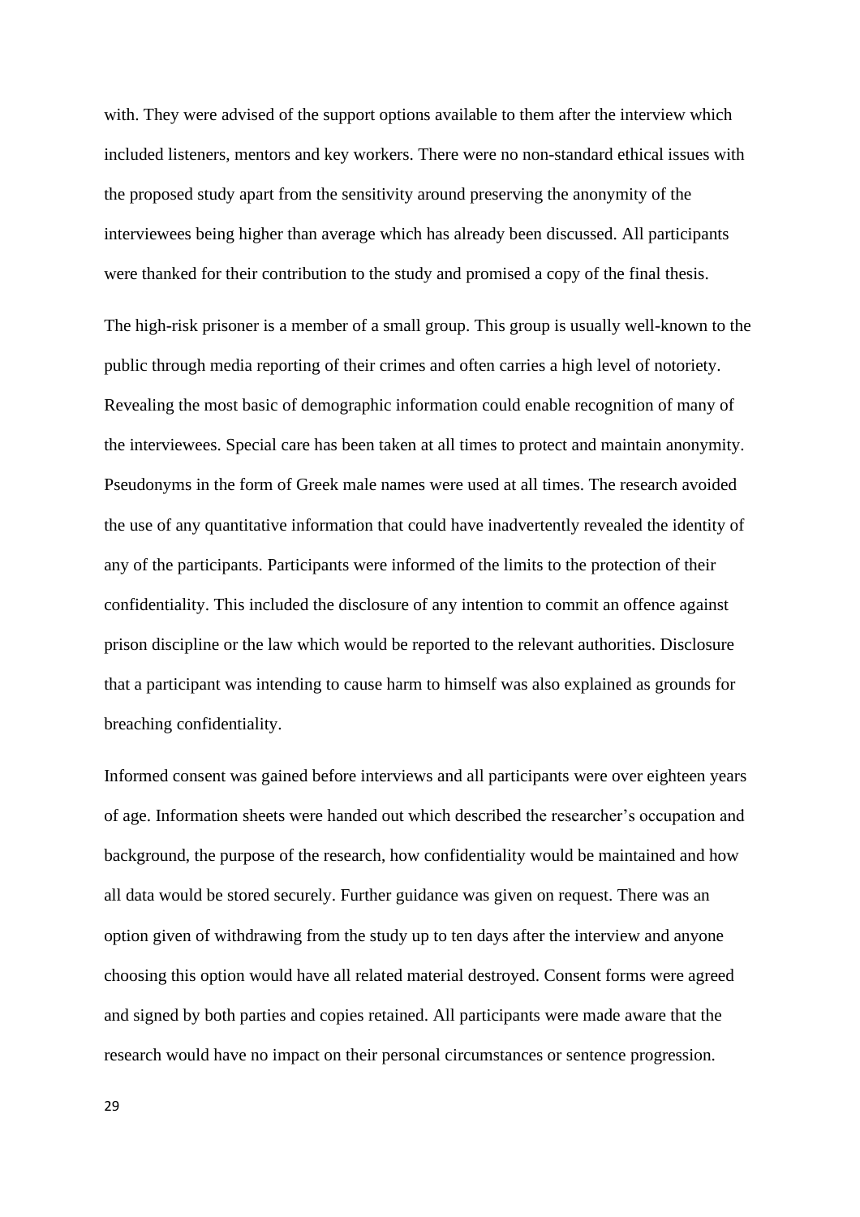with. They were advised of the support options available to them after the interview which included listeners, mentors and key workers. There were no non-standard ethical issues with the proposed study apart from the sensitivity around preserving the anonymity of the interviewees being higher than average which has already been discussed. All participants were thanked for their contribution to the study and promised a copy of the final thesis.

The high-risk prisoner is a member of a small group. This group is usually well-known to the public through media reporting of their crimes and often carries a high level of notoriety. Revealing the most basic of demographic information could enable recognition of many of the interviewees. Special care has been taken at all times to protect and maintain anonymity. Pseudonyms in the form of Greek male names were used at all times. The research avoided the use of any quantitative information that could have inadvertently revealed the identity of any of the participants. Participants were informed of the limits to the protection of their confidentiality. This included the disclosure of any intention to commit an offence against prison discipline or the law which would be reported to the relevant authorities. Disclosure that a participant was intending to cause harm to himself was also explained as grounds for breaching confidentiality.

Informed consent was gained before interviews and all participants were over eighteen years of age. Information sheets were handed out which described the researcher's occupation and background, the purpose of the research, how confidentiality would be maintained and how all data would be stored securely. Further guidance was given on request. There was an option given of withdrawing from the study up to ten days after the interview and anyone choosing this option would have all related material destroyed. Consent forms were agreed and signed by both parties and copies retained. All participants were made aware that the research would have no impact on their personal circumstances or sentence progression.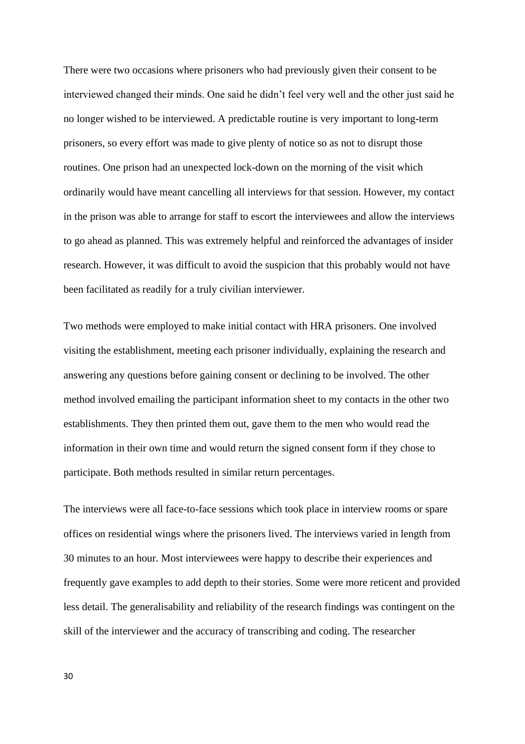There were two occasions where prisoners who had previously given their consent to be interviewed changed their minds. One said he didn't feel very well and the other just said he no longer wished to be interviewed. A predictable routine is very important to long-term prisoners, so every effort was made to give plenty of notice so as not to disrupt those routines. One prison had an unexpected lock-down on the morning of the visit which ordinarily would have meant cancelling all interviews for that session. However, my contact in the prison was able to arrange for staff to escort the interviewees and allow the interviews to go ahead as planned. This was extremely helpful and reinforced the advantages of insider research. However, it was difficult to avoid the suspicion that this probably would not have been facilitated as readily for a truly civilian interviewer.

Two methods were employed to make initial contact with HRA prisoners. One involved visiting the establishment, meeting each prisoner individually, explaining the research and answering any questions before gaining consent or declining to be involved. The other method involved emailing the participant information sheet to my contacts in the other two establishments. They then printed them out, gave them to the men who would read the information in their own time and would return the signed consent form if they chose to participate. Both methods resulted in similar return percentages.

The interviews were all face-to-face sessions which took place in interview rooms or spare offices on residential wings where the prisoners lived. The interviews varied in length from 30 minutes to an hour. Most interviewees were happy to describe their experiences and frequently gave examples to add depth to their stories. Some were more reticent and provided less detail. The generalisability and reliability of the research findings was contingent on the skill of the interviewer and the accuracy of transcribing and coding. The researcher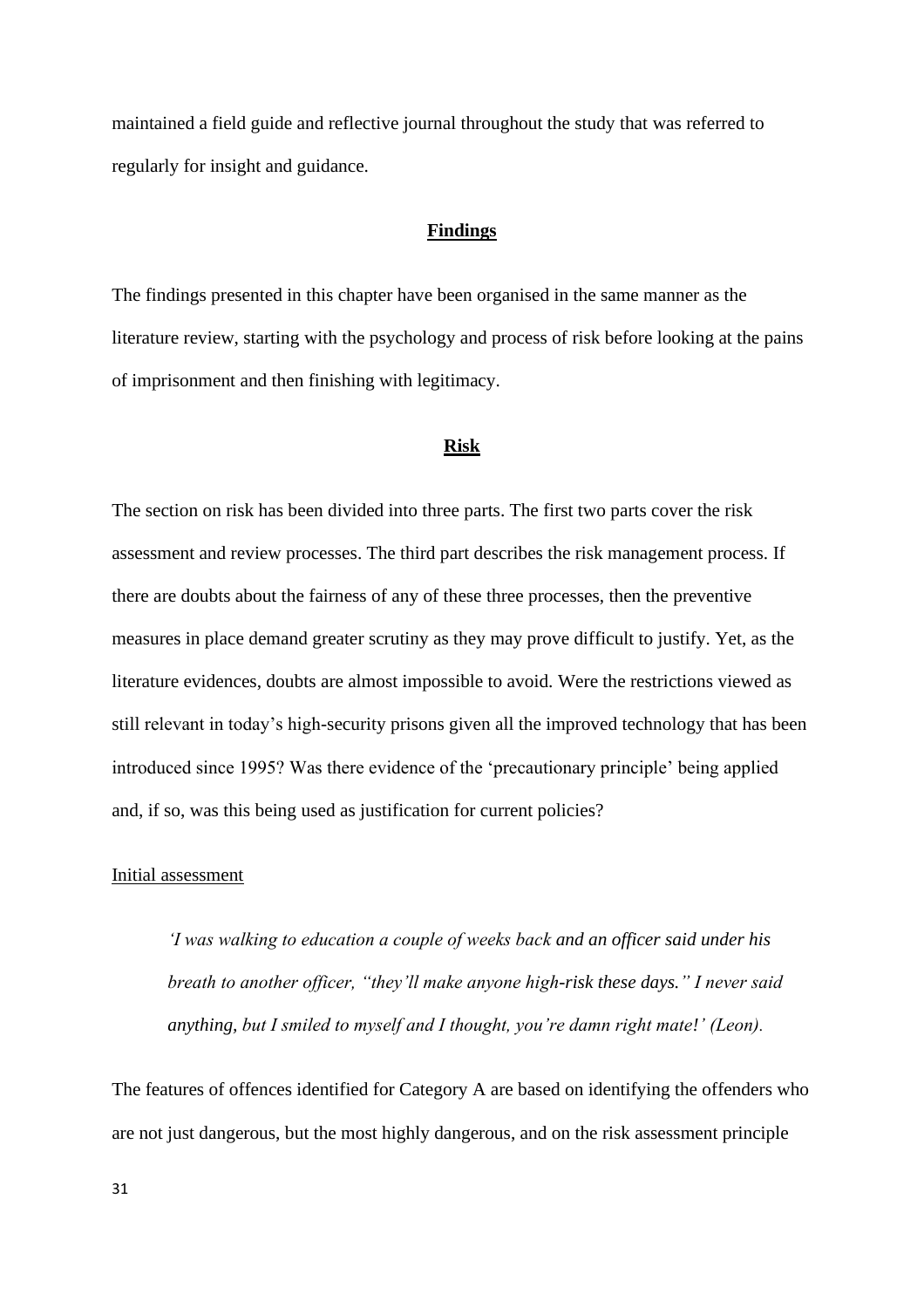maintained a field guide and reflective journal throughout the study that was referred to regularly for insight and guidance.

## Findings

The findings presented in this chapter have been organised in the same manner as the literature review, starting with the psychology and process of risk before looking at the pains of imprisonment and then finishing with legitimacy.

### Risk

The section on risk has been divided into three parts. The first two parts cover the risk assessment and review processes. The third part describes the risk management process. If there are doubts about the fairness of any of these three processes, then the preventive measures in place demand greater scrutiny as they may prove difficult to justify. Yet, as the literature evidences, doubts are almost impossible to avoid. Were the restrictions viewed as still relevant in today's high-security prisons given all the improved technology that has been introduced since 1995? Was there evidence of the 'precautionary principle' being applied and, if so, was this being used as justification for current policies?

#### Initial assessment

> *'I was walking to education a couple of weeks back and an officer said under his breath to another officer, "they'll make anyone high-risk these days." I never said anything, but I smiled to myself and I thought, you're damn right mate!' (Leon).*

The features of offences identified for Category A are based on identifying the offenders who are not just dangerous, but the most highly dangerous, and on the risk assessment principle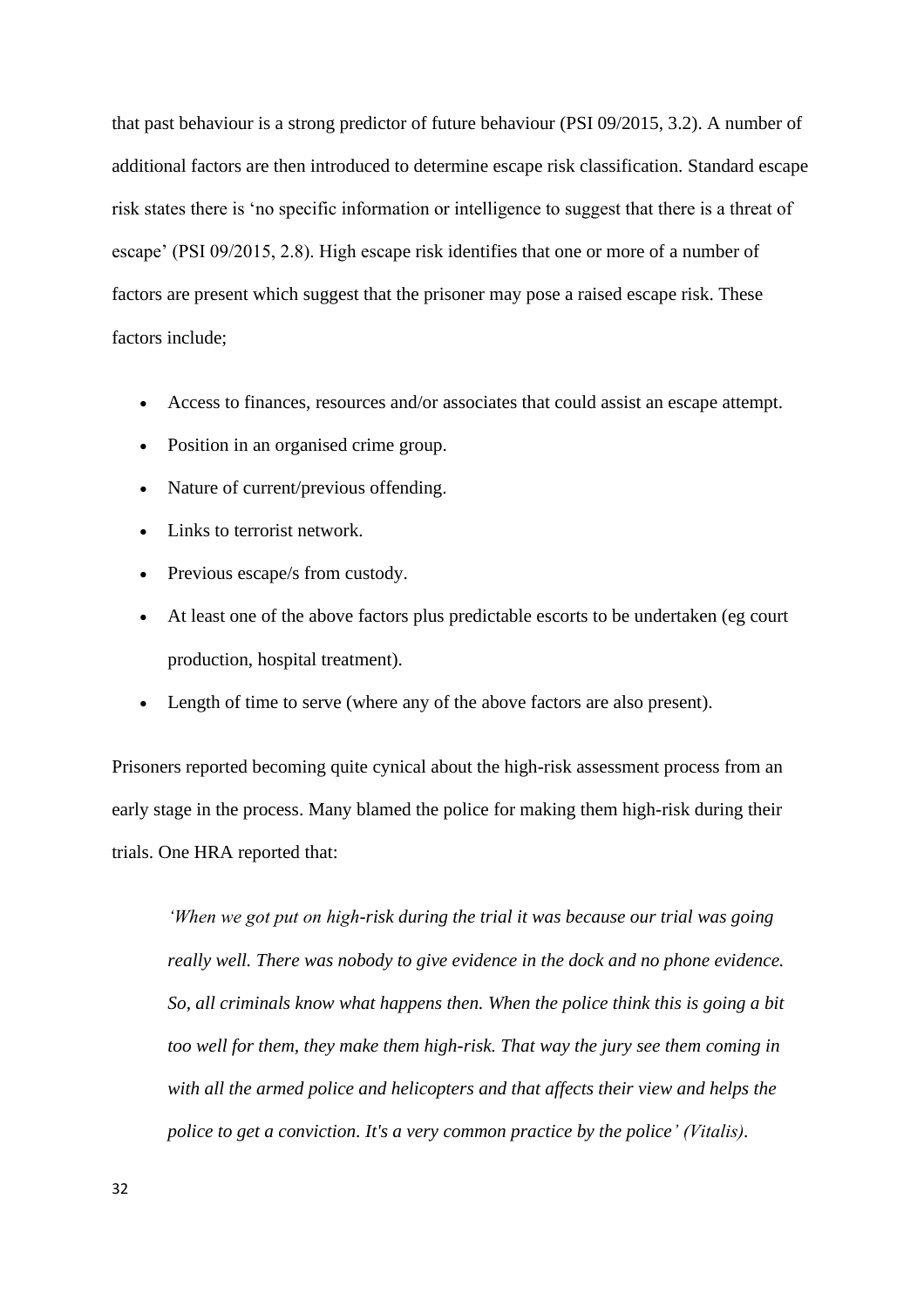that past behaviour is a strong predictor of future behaviour (PSI 09/2015, 3.2). A number of additional factors are then introduced to determine escape risk classification. Standard escape risk states there is 'no specific information or intelligence to suggest that there is a threat of escape' (PSI 09/2015, 2.8). High escape risk identifies that one or more of a number of factors are present which suggest that the prisoner may pose a raised escape risk. These factors include;

- Access to finances, resources and/or associates that could assist an escape attempt.
- Position in an organised crime group.
- Nature of current/previous offending.
- Links to terrorist network.
- Previous escape/s from custody.
- At least one of the above factors plus predictable escorts to be undertaken (eg court production, hospital treatment).
- Length of time to serve (where any of the above factors are also present).

Prisoners reported becoming quite cynical about the high-risk assessment process from an early stage in the process. Many blamed the police for making them high-risk during their trials. One HRA reported that:

> *'When we got put on high-risk during the trial it was because our trial was going really well. There was nobody to give evidence in the dock and no phone evidence. So, all criminals know what happens then. When the police think this is going a bit too well for them, they make them high-risk. That way the jury see them coming in with all the armed police and helicopters and that affects their view and helps the police to get a conviction. It's a very common practice by the police' (Vitalis).*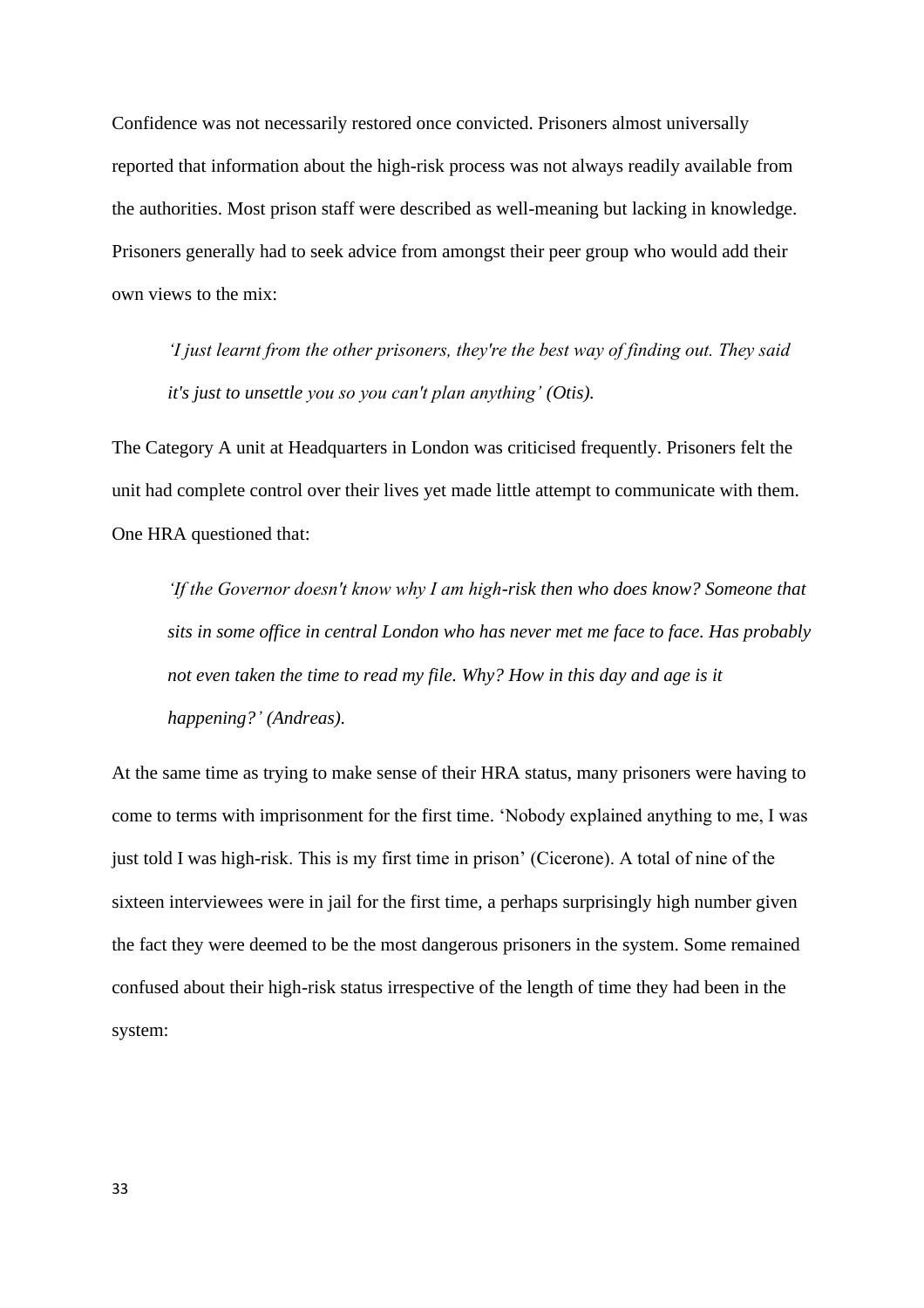Confidence was not necessarily restored once convicted. Prisoners almost universally reported that information about the high-risk process was not always readily available from the authorities. Most prison staff were described as well-meaning but lacking in knowledge. Prisoners generally had to seek advice from amongst their peer group who would add their own views to the mix:

> *'I just learnt from the other prisoners, they're the best way of finding out. They said it's just to unsettle you so you can't plan anything' (Otis).*

The Category A unit at Headquarters in London was criticised frequently. Prisoners felt the unit had complete control over their lives yet made little attempt to communicate with them. One HRA questioned that:

> *'If the Governor doesn't know why I am high-risk then who does know? Someone that sits in some office in central London who has never met me face to face. Has probably not even taken the time to read my file. Why? How in this day and age is it happening?' (Andreas).*

At the same time as trying to make sense of their HRA status, many prisoners were having to come to terms with imprisonment for the first time. 'Nobody explained anything to me, I was just told I was high-risk. This is my first time in prison' (Cicerone). A total of nine of the sixteen interviewees were in jail for the first time, a perhaps surprisingly high number given the fact they were deemed to be the most dangerous prisoners in the system. Some remained confused about their high-risk status irrespective of the length of time they had been in the system: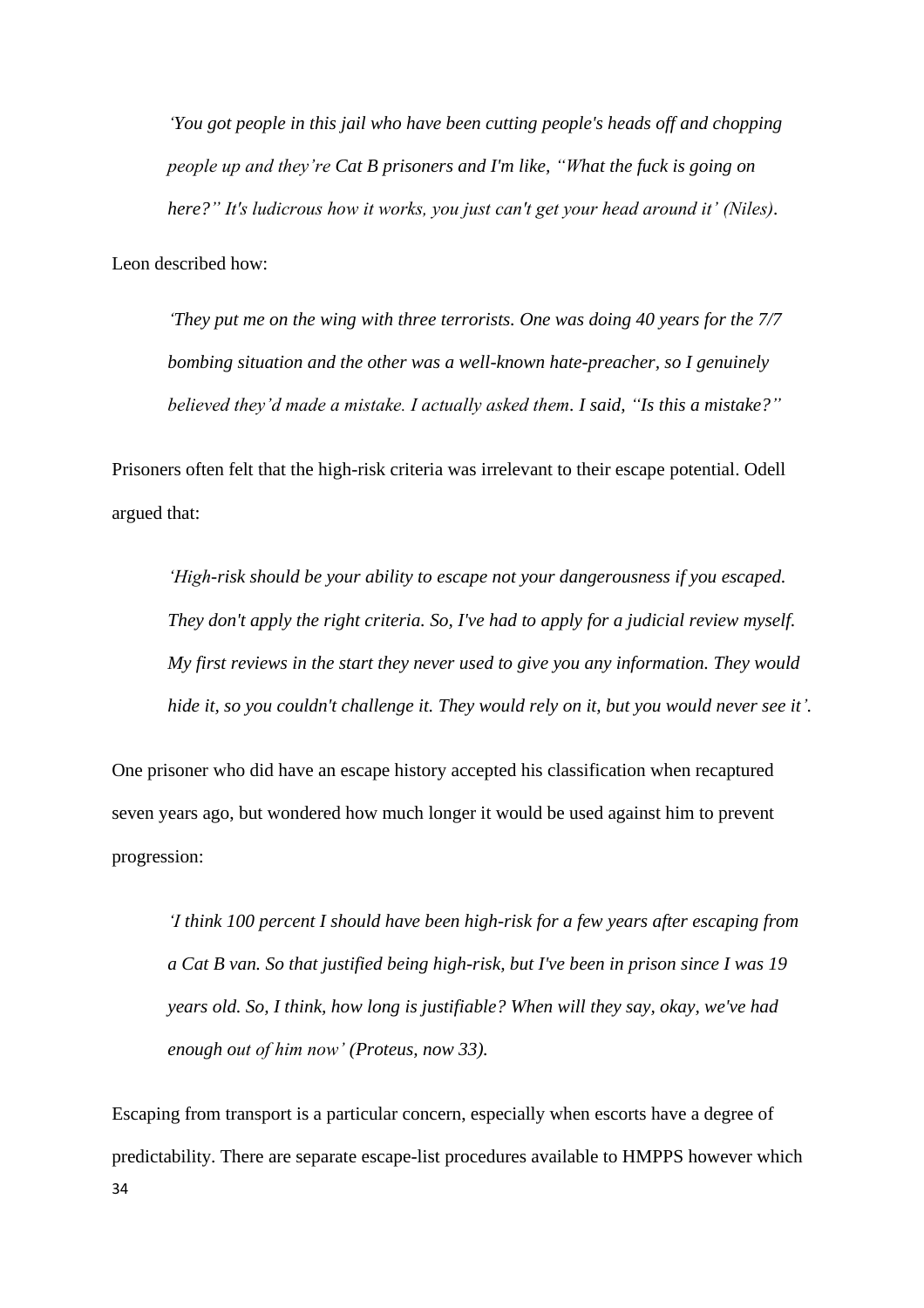*'You got people in this jail who have been cutting people's heads off and chopping people up and they're Cat B prisoners and I'm like, "What the fuck is going on here?" It's ludicrous how it works, you just can't get your head around it' (Niles).*

Leon described how:

*'They put me on the wing with three terrorists. One was doing 40 years for the 7/7 bombing situation and the other was a well-known hate-preacher, so I genuinely believed they'd made a mistake. I actually asked them. I said, "Is this a mistake?"*

Prisoners often felt that the high-risk criteria was irrelevant to their escape potential. Odell argued that:

*'High-risk should be your ability to escape not your dangerousness if you escaped. They don't apply the right criteria. So, I've had to apply for a judicial review myself. My first reviews in the start they never used to give you any information. They would hide it, so you couldn't challenge it. They would rely on it, but you would never see it'.*

One prisoner who did have an escape history accepted his classification when recaptured seven years ago, but wondered how much longer it would be used against him to prevent progression:

*'I think 100 percent I should have been high-risk for a few years after escaping from a Cat B van. So that justified being high-risk, but I've been in prison since I was 19 years old. So, I think, how long is justifiable? When will they say, okay, we've had enough out of him now' (Proteus, now 33).*

Escaping from transport is a particular concern, especially when escorts have a degree of predictability. There are separate escape-list procedures available to HMPPS however which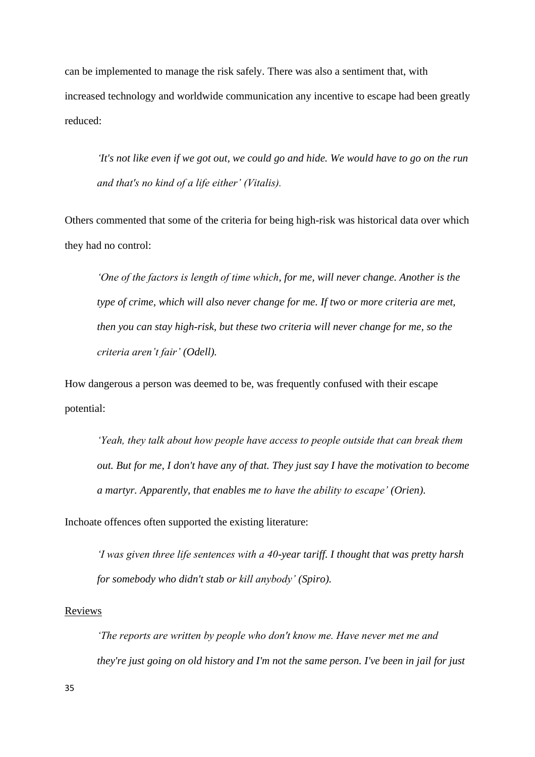can be implemented to manage the risk safely. There was also a sentiment that, with increased technology and worldwide communication any incentive to escape had been greatly reduced:

> *'It's not like even if we got out, we could go and hide. We would have to go on the run and that's no kind of a life either' (Vitalis).*

Others commented that some of the criteria for being high-risk was historical data over which they had no control:

> *'One of the factors is length of time which, for me, will never change. Another is the type of crime, which will also never change for me. If two or more criteria are met, then you can stay high-risk, but these two criteria will never change for me, so the criteria aren't fair' (Odell).*

How dangerous a person was deemed to be, was frequently confused with their escape potential:

> *'Yeah, they talk about how people have access to people outside that can break them out. But for me, I don't have any of that. They just say I have the motivation to become a martyr. Apparently, that enables me to have the ability to escape' (Orien).*

Inchoate offences often supported the existing literature:

> *'I was given three life sentences with a 40-year tariff. I thought that was pretty harsh for somebody who didn't stab or kill anybody' (Spiro).*

<u>Reviews</u>

> *'The reports are written by people who don't know me. Have never met me and they're just going on old history and I'm not the same person. I've been in jail for just*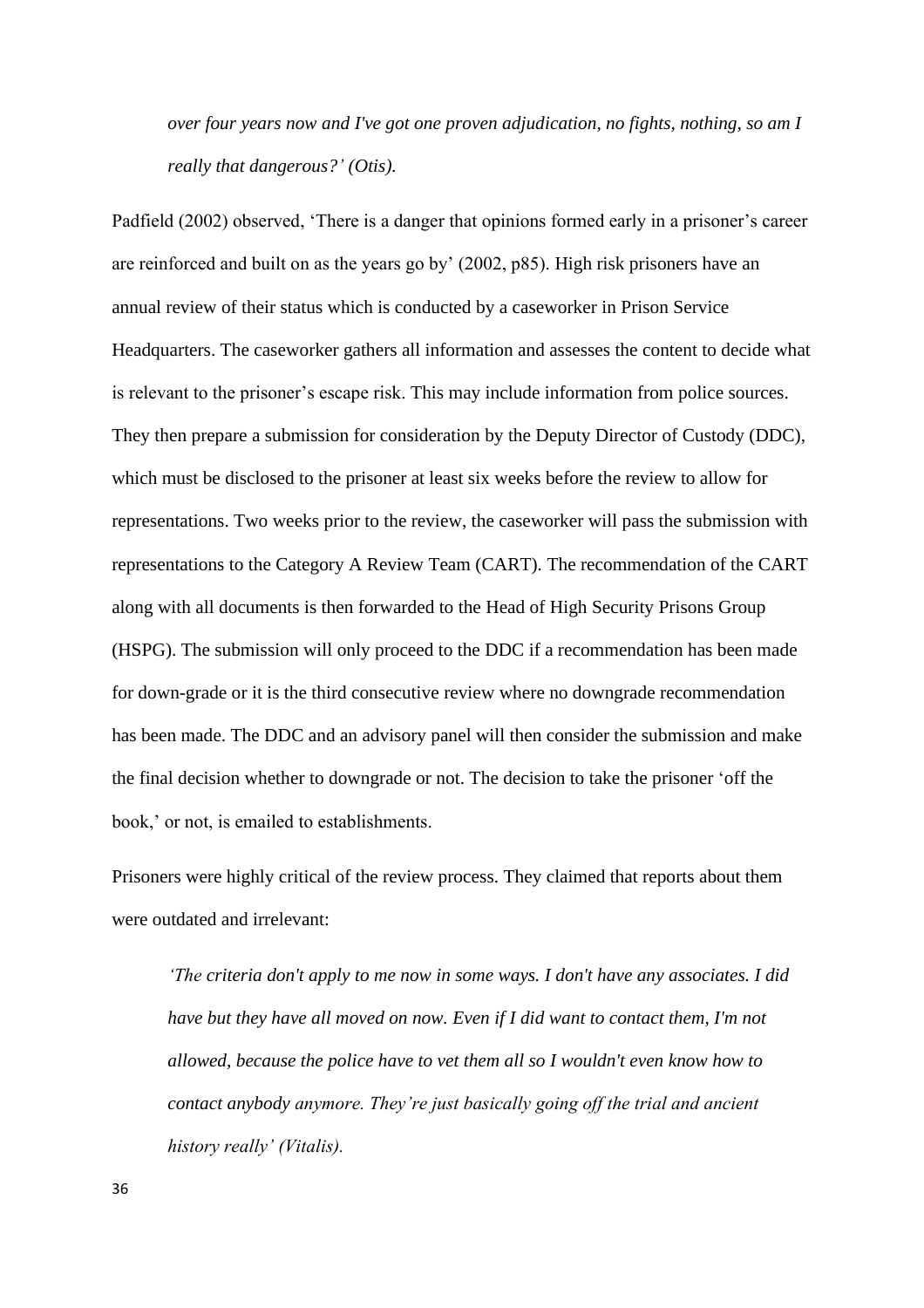*over four years now and I've got one proven adjudication, no fights, nothing, so am I really that dangerous?' (Otis).*

Padfield (2002) observed, 'There is a danger that opinions formed early in a prisoner's career are reinforced and built on as the years go by' (2002, p85). High risk prisoners have an annual review of their status which is conducted by a caseworker in Prison Service Headquarters. The caseworker gathers all information and assesses the content to decide what is relevant to the prisoner's escape risk. This may include information from police sources. They then prepare a submission for consideration by the Deputy Director of Custody (DDC), which must be disclosed to the prisoner at least six weeks before the review to allow for representations. Two weeks prior to the review, the caseworker will pass the submission with representations to the Category A Review Team (CART). The recommendation of the CART along with all documents is then forwarded to the Head of High Security Prisons Group (HSPG). The submission will only proceed to the DDC if a recommendation has been made for down-grade or it is the third consecutive review where no downgrade recommendation has been made. The DDC and an advisory panel will then consider the submission and make the final decision whether to downgrade or not. The decision to take the prisoner 'off the book,' or not, is emailed to establishments.

Prisoners were highly critical of the review process. They claimed that reports about them were outdated and irrelevant:

*'The criteria don't apply to me now in some ways. I don't have any associates. I did have but they have all moved on now. Even if I did want to contact them, I'm not allowed, because the police have to vet them all so I wouldn't even know how to contact anybody anymore. They're just basically going off the trial and ancient history really' (Vitalis).*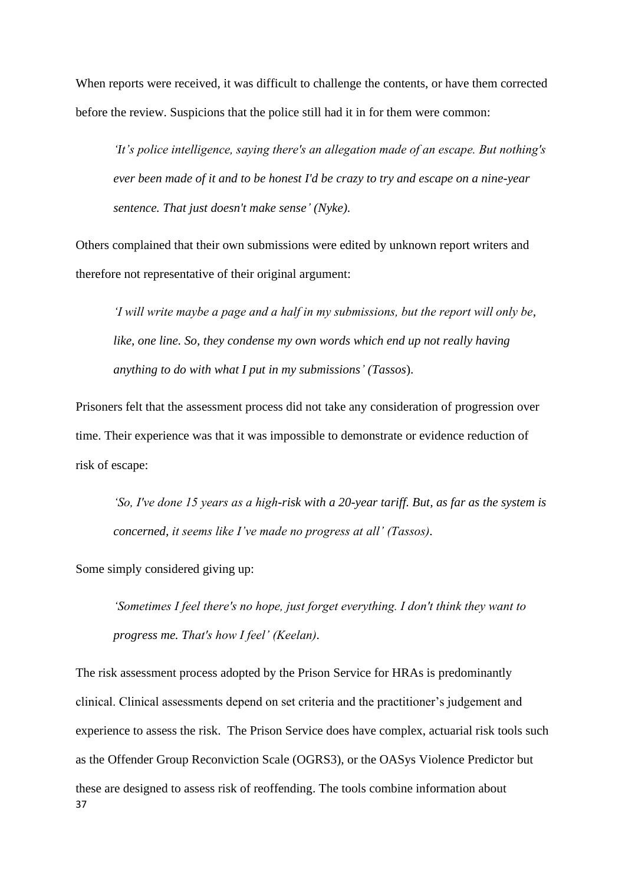When reports were received, it was difficult to challenge the contents, or have them corrected before the review. Suspicions that the police still had it in for them were common:

> *'It's police intelligence, saying there's an allegation made of an escape. But nothing's ever been made of it and to be honest I'd be crazy to try and escape on a nine-year sentence. That just doesn't make sense' (Nyke).*

Others complained that their own submissions were edited by unknown report writers and therefore not representative of their original argument:

> *'I will write maybe a page and a half in my submissions, but the report will only be, like, one line. So, they condense my own words which end up not really having anything to do with what I put in my submissions' (Tassos*).

Prisoners felt that the assessment process did not take any consideration of progression over time. Their experience was that it was impossible to demonstrate or evidence reduction of risk of escape:

> *'So, I've done 15 years as a high-risk with a 20-year tariff. But, as far as the system is concerned, it seems like I've made no progress at all' (Tassos).*

Some simply considered giving up:

> *'Sometimes I feel there's no hope, just forget everything. I don't think they want to progress me. That's how I feel' (Keelan).*

The risk assessment process adopted by the Prison Service for HRAs is predominantly clinical. Clinical assessments depend on set criteria and the practitioner's judgement and experience to assess the risk. The Prison Service does have complex, actuarial risk tools such as the Offender Group Reconviction Scale (OGRS3), or the OASys Violence Predictor but these are designed to assess risk of reoffending. The tools combine information about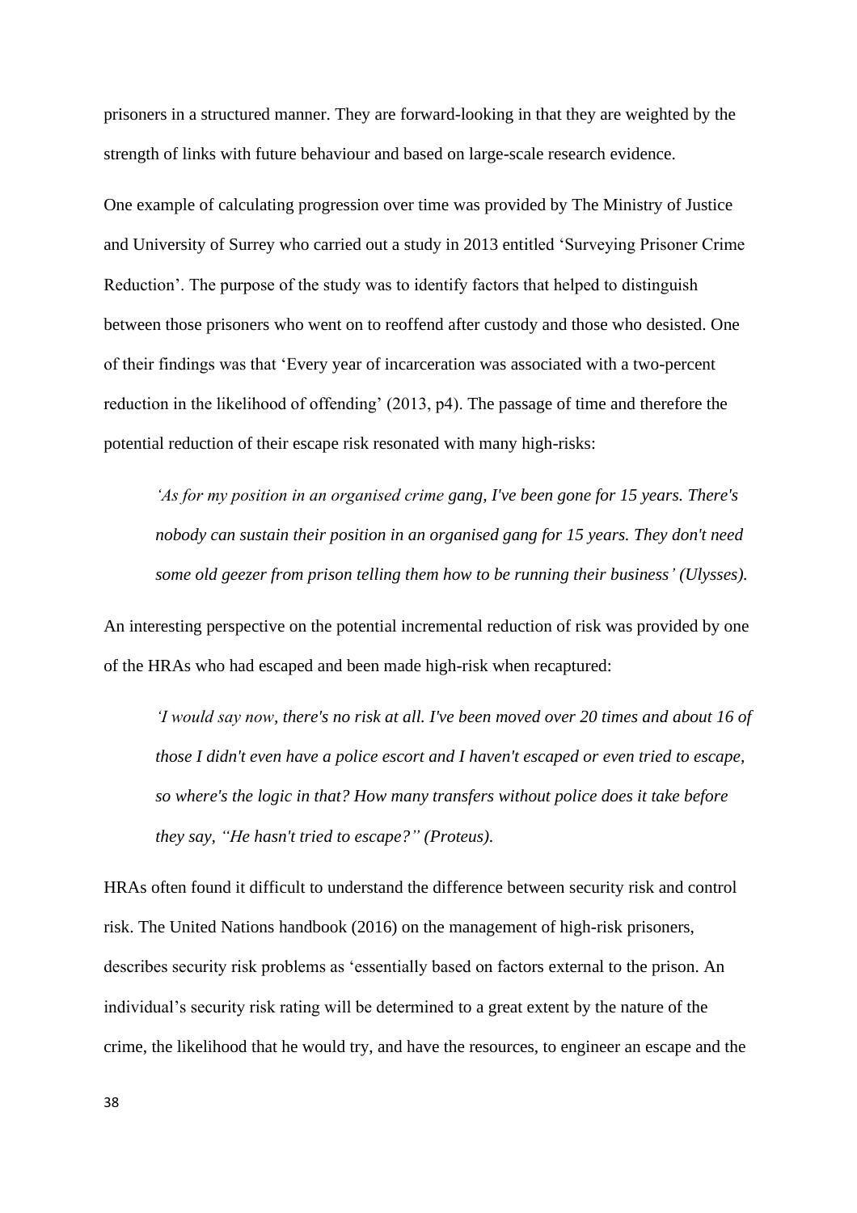prisoners in a structured manner. They are forward-looking in that they are weighted by the strength of links with future behaviour and based on large-scale research evidence.

One example of calculating progression over time was provided by The Ministry of Justice and University of Surrey who carried out a study in 2013 entitled 'Surveying Prisoner Crime Reduction'. The purpose of the study was to identify factors that helped to distinguish between those prisoners who went on to reoffend after custody and those who desisted. One of their findings was that 'Every year of incarceration was associated with a two-percent reduction in the likelihood of offending' (2013, p4). The passage of time and therefore the potential reduction of their escape risk resonated with many high-risks:

> *'As for my position in an organised crime gang, I've been gone for 15 years. There's nobody can sustain their position in an organised gang for 15 years. They don't need some old geezer from prison telling them how to be running their business' (Ulysses).*

An interesting perspective on the potential incremental reduction of risk was provided by one of the HRAs who had escaped and been made high-risk when recaptured:

> *'I would say now, there's no risk at all. I've been moved over 20 times and about 16 of those I didn't even have a police escort and I haven't escaped or even tried to escape, so where's the logic in that? How many transfers without police does it take before they say, "He hasn't tried to escape?" (Proteus).*

HRAs often found it difficult to understand the difference between security risk and control risk. The United Nations handbook (2016) on the management of high-risk prisoners, describes security risk problems as 'essentially based on factors external to the prison. An individual's security risk rating will be determined to a great extent by the nature of the crime, the likelihood that he would try, and have the resources, to engineer an escape and the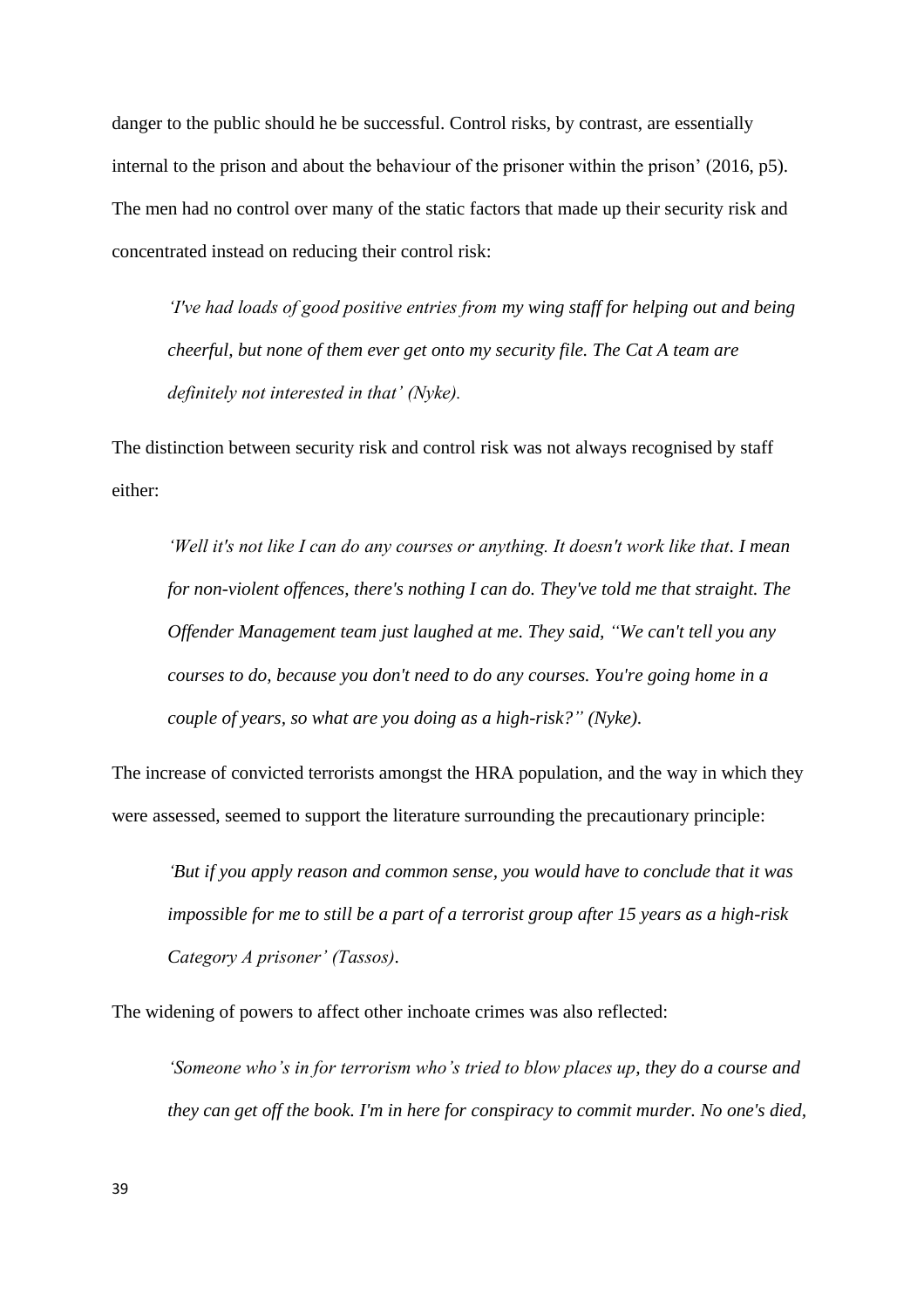danger to the public should he be successful. Control risks, by contrast, are essentially internal to the prison and about the behaviour of the prisoner within the prison' (2016, p5). The men had no control over many of the static factors that made up their security risk and concentrated instead on reducing their control risk:

> *'I've had loads of good positive entries from my wing staff for helping out and being cheerful, but none of them ever get onto my security file. The Cat A team are definitely not interested in that' (Nyke).*

The distinction between security risk and control risk was not always recognised by staff either:

> *'Well it's not like I can do any courses or anything. It doesn't work like that. I mean for non-violent offences, there's nothing I can do. They've told me that straight. The Offender Management team just laughed at me. They said, "We can't tell you any courses to do, because you don't need to do any courses. You're going home in a couple of years, so what are you doing as a high-risk?" (Nyke).*

The increase of convicted terrorists amongst the HRA population, and the way in which they were assessed, seemed to support the literature surrounding the precautionary principle:

> *'But if you apply reason and common sense, you would have to conclude that it was impossible for me to still be a part of a terrorist group after 15 years as a high-risk Category A prisoner' (Tassos).*

The widening of powers to affect other inchoate crimes was also reflected:

> *'Someone who's in for terrorism who's tried to blow places up, they do a course and they can get off the book. I'm in here for conspiracy to commit murder. No one's died,*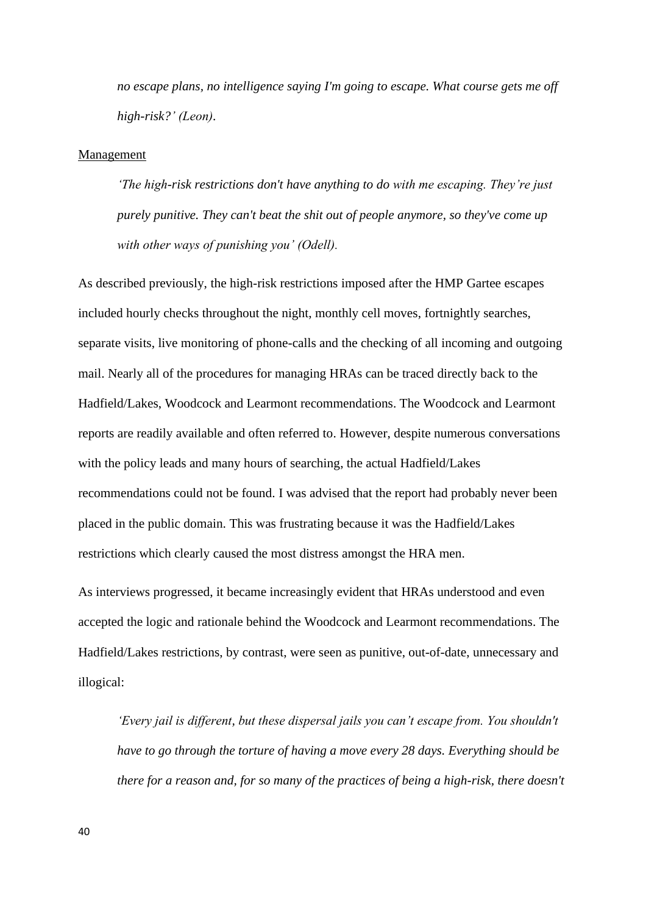*no escape plans, no intelligence saying I'm going to escape. What course gets me off high-risk?' (Leon).*

Management

> *'The high-risk restrictions don't have anything to do with me escaping. They're just purely punitive. They can't beat the shit out of people anymore, so they've come up with other ways of punishing you' (Odell).*

As described previously, the high-risk restrictions imposed after the HMP Gartee escapes included hourly checks throughout the night, monthly cell moves, fortnightly searches, separate visits, live monitoring of phone-calls and the checking of all incoming and outgoing mail. Nearly all of the procedures for managing HRAs can be traced directly back to the Hadfield/Lakes, Woodcock and Learmont recommendations. The Woodcock and Learmont reports are readily available and often referred to. However, despite numerous conversations with the policy leads and many hours of searching, the actual Hadfield/Lakes recommendations could not be found. I was advised that the report had probably never been placed in the public domain. This was frustrating because it was the Hadfield/Lakes restrictions which clearly caused the most distress amongst the HRA men.

As interviews progressed, it became increasingly evident that HRAs understood and even accepted the logic and rationale behind the Woodcock and Learmont recommendations. The Hadfield/Lakes restrictions, by contrast, were seen as punitive, out-of-date, unnecessary and illogical:

> *'Every jail is different, but these dispersal jails you can't escape from. You shouldn't have to go through the torture of having a move every 28 days. Everything should be there for a reason and, for so many of the practices of being a high-risk, there doesn't*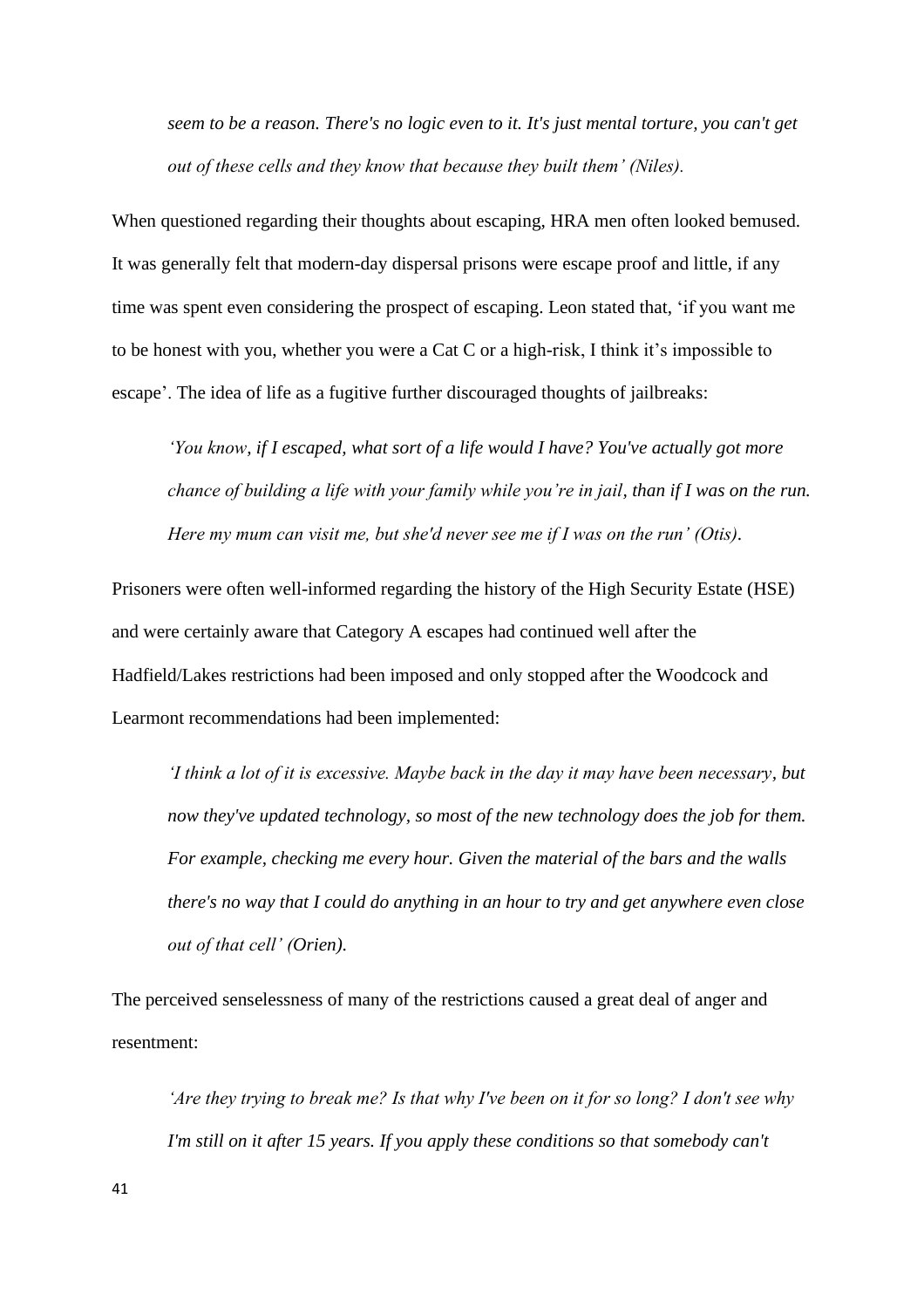*seem to be a reason. There's no logic even to it. It's just mental torture, you can't get out of these cells and they know that because they built them' (Niles).*

When questioned regarding their thoughts about escaping, HRA men often looked bemused. It was generally felt that modern-day dispersal prisons were escape proof and little, if any time was spent even considering the prospect of escaping. Leon stated that, 'if you want me to be honest with you, whether you were a Cat C or a high-risk, I think it's impossible to escape'. The idea of life as a fugitive further discouraged thoughts of jailbreaks:

*'You know, if I escaped, what sort of a life would I have? You've actually got more chance of building a life with your family while you're in jail, than if I was on the run. Here my mum can visit me, but she'd never see me if I was on the run' (Otis).*

Prisoners were often well-informed regarding the history of the High Security Estate (HSE) and were certainly aware that Category A escapes had continued well after the Hadfield/Lakes restrictions had been imposed and only stopped after the Woodcock and Learmont recommendations had been implemented:

*'I think a lot of it is excessive. Maybe back in the day it may have been necessary, but now they've updated technology, so most of the new technology does the job for them. For example, checking me every hour. Given the material of the bars and the walls there's no way that I could do anything in an hour to try and get anywhere even close out of that cell' (Orien).*

The perceived senselessness of many of the restrictions caused a great deal of anger and resentment:

*'Are they trying to break me? Is that why I've been on it for so long? I don't see why I'm still on it after 15 years. If you apply these conditions so that somebody can't*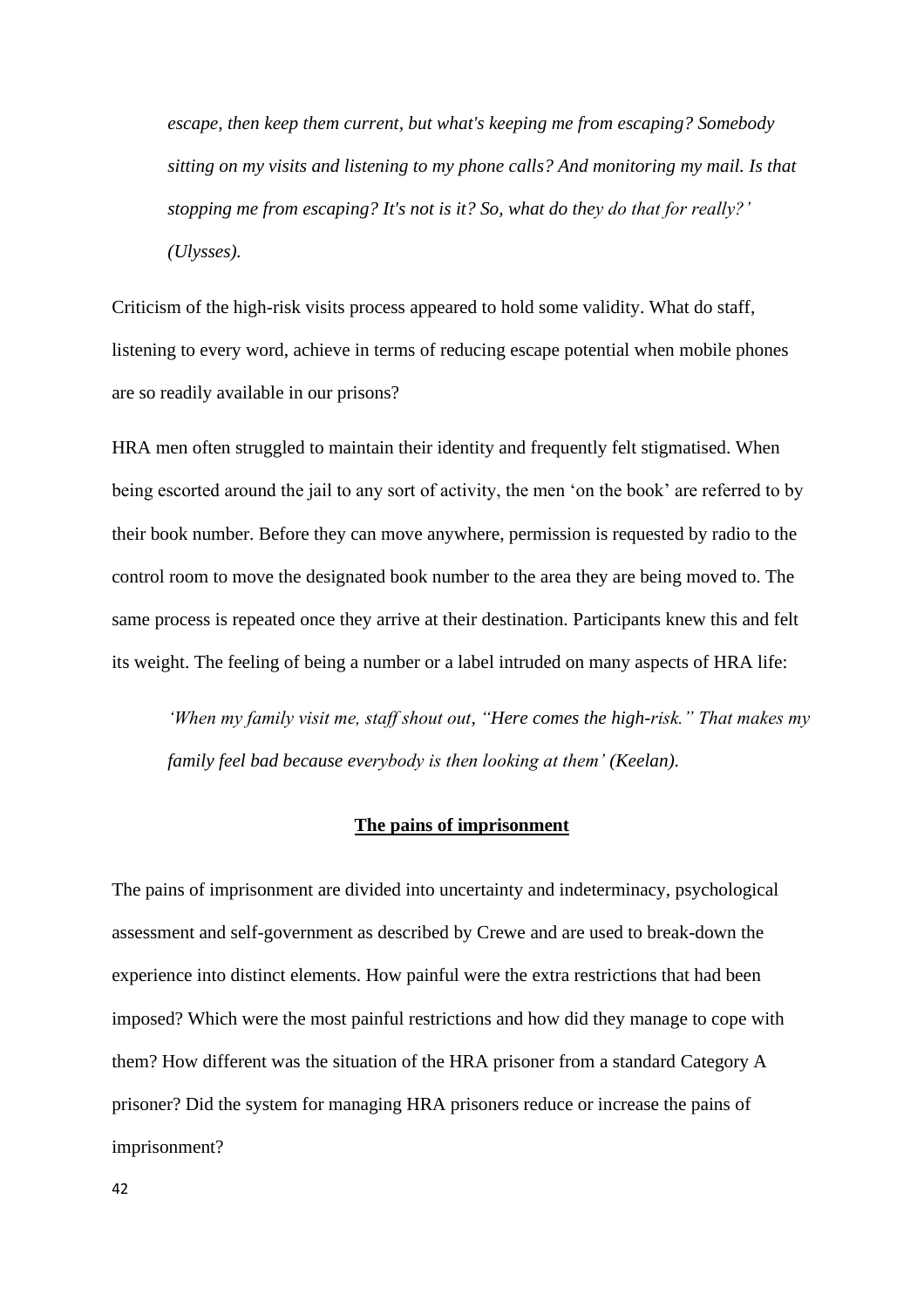*escape, then keep them current, but what's keeping me from escaping? Somebody sitting on my visits and listening to my phone calls? And monitoring my mail. Is that stopping me from escaping? It's not is it? So, what do they do that for really?' (Ulysses).*

Criticism of the high-risk visits process appeared to hold some validity. What do staff, listening to every word, achieve in terms of reducing escape potential when mobile phones are so readily available in our prisons?

HRA men often struggled to maintain their identity and frequently felt stigmatised. When being escorted around the jail to any sort of activity, the men 'on the book' are referred to by their book number. Before they can move anywhere, permission is requested by radio to the control room to move the designated book number to the area they are being moved to. The same process is repeated once they arrive at their destination. Participants knew this and felt its weight. The feeling of being a number or a label intruded on many aspects of HRA life:

*'When my family visit me, staff shout out, "Here comes the high-risk." That makes my family feel bad because everybody is then looking at them' (Keelan).*

## The pains of imprisonment

The pains of imprisonment are divided into uncertainty and indeterminacy, psychological assessment and self-government as described by Crewe and are used to break-down the experience into distinct elements. How painful were the extra restrictions that had been imposed? Which were the most painful restrictions and how did they manage to cope with them? How different was the situation of the HRA prisoner from a standard Category A prisoner? Did the system for managing HRA prisoners reduce or increase the pains of imprisonment?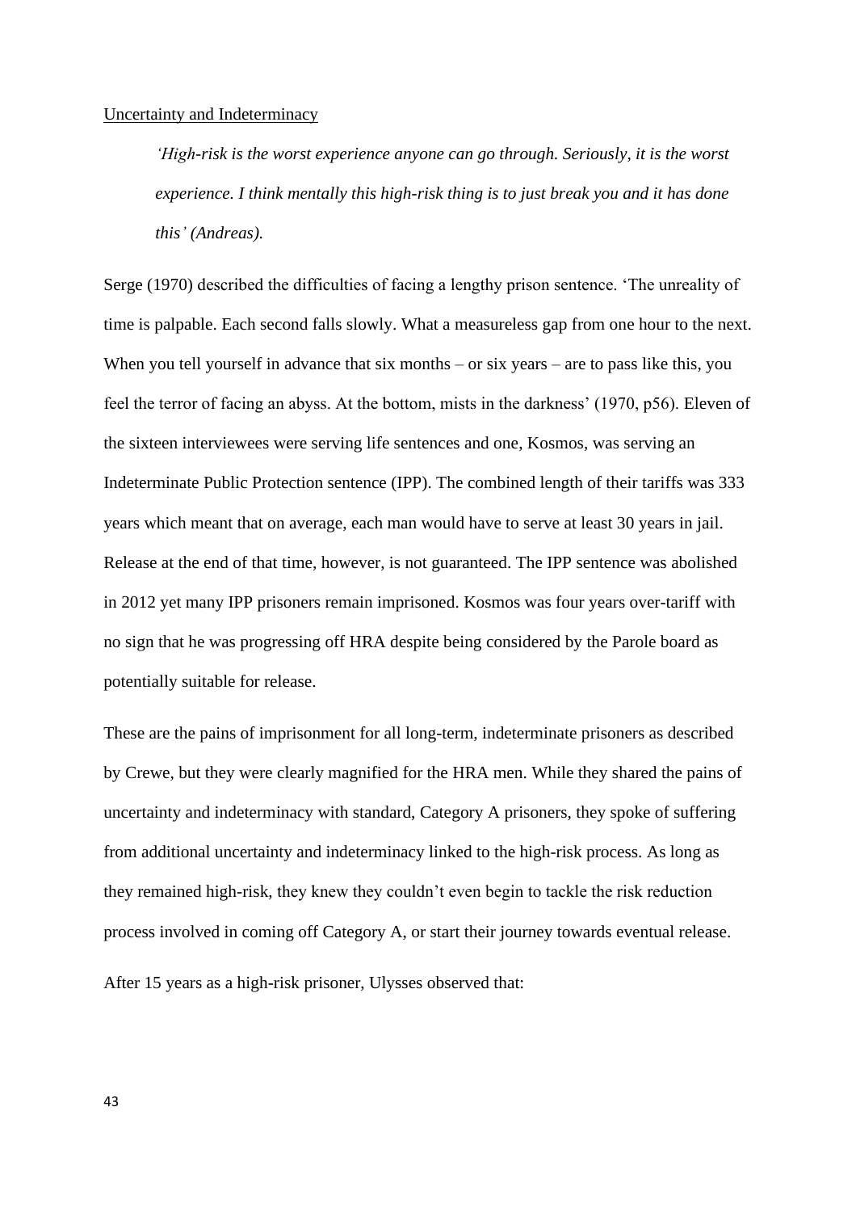Uncertainty and Indeterminacy

> *'High-risk is the worst experience anyone can go through. Seriously, it is the worst experience. I think mentally this high-risk thing is to just break you and it has done this' (Andreas).*

Serge (1970) described the difficulties of facing a lengthy prison sentence. 'The unreality of time is palpable. Each second falls slowly. What a measureless gap from one hour to the next. When you tell yourself in advance that six months – or six years – are to pass like this, you feel the terror of facing an abyss. At the bottom, mists in the darkness' (1970, p56). Eleven of the sixteen interviewees were serving life sentences and one, Kosmos, was serving an Indeterminate Public Protection sentence (IPP). The combined length of their tariffs was 333 years which meant that on average, each man would have to serve at least 30 years in jail. Release at the end of that time, however, is not guaranteed. The IPP sentence was abolished in 2012 yet many IPP prisoners remain imprisoned. Kosmos was four years over-tariff with no sign that he was progressing off HRA despite being considered by the Parole board as potentially suitable for release.

These are the pains of imprisonment for all long-term, indeterminate prisoners as described by Crewe, but they were clearly magnified for the HRA men. While they shared the pains of uncertainty and indeterminacy with standard, Category A prisoners, they spoke of suffering from additional uncertainty and indeterminacy linked to the high-risk process. As long as they remained high-risk, they knew they couldn't even begin to tackle the risk reduction process involved in coming off Category A, or start their journey towards eventual release.

After 15 years as a high-risk prisoner, Ulysses observed that: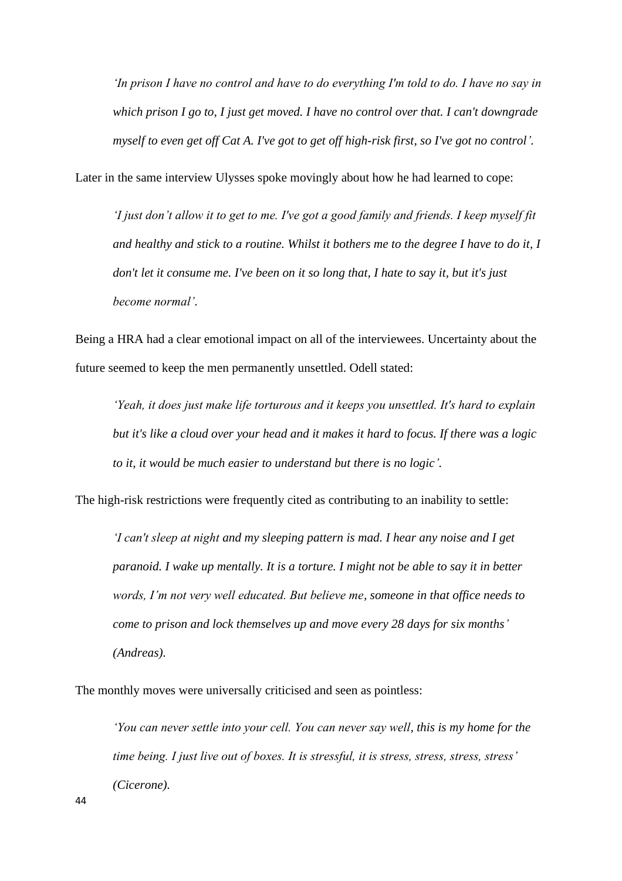> *'In prison I have no control and have to do everything I'm told to do. I have no say in which prison I go to, I just get moved. I have no control over that. I can't downgrade myself to even get off Cat A. I've got to get off high-risk first, so I've got no control'.*

Later in the same interview Ulysses spoke movingly about how he had learned to cope:

> *'I just don't allow it to get to me. I've got a good family and friends. I keep myself fit and healthy and stick to a routine. Whilst it bothers me to the degree I have to do it, I don't let it consume me. I've been on it so long that, I hate to say it, but it's just become normal'.*

Being a HRA had a clear emotional impact on all of the interviewees. Uncertainty about the future seemed to keep the men permanently unsettled. Odell stated:

> *'Yeah, it does just make life torturous and it keeps you unsettled. It's hard to explain but it's like a cloud over your head and it makes it hard to focus. If there was a logic to it, it would be much easier to understand but there is no logic'.*

The high-risk restrictions were frequently cited as contributing to an inability to settle:

> *'I can't sleep at night and my sleeping pattern is mad. I hear any noise and I get paranoid. I wake up mentally. It is a torture. I might not be able to say it in better words, I'm not very well educated. But believe me, someone in that office needs to come to prison and lock themselves up and move every 28 days for six months' (Andreas).*

The monthly moves were universally criticised and seen as pointless:

> *'You can never settle into your cell. You can never say well, this is my home for the time being. I just live out of boxes. It is stressful, it is stress, stress, stress, stress' (Cicerone).*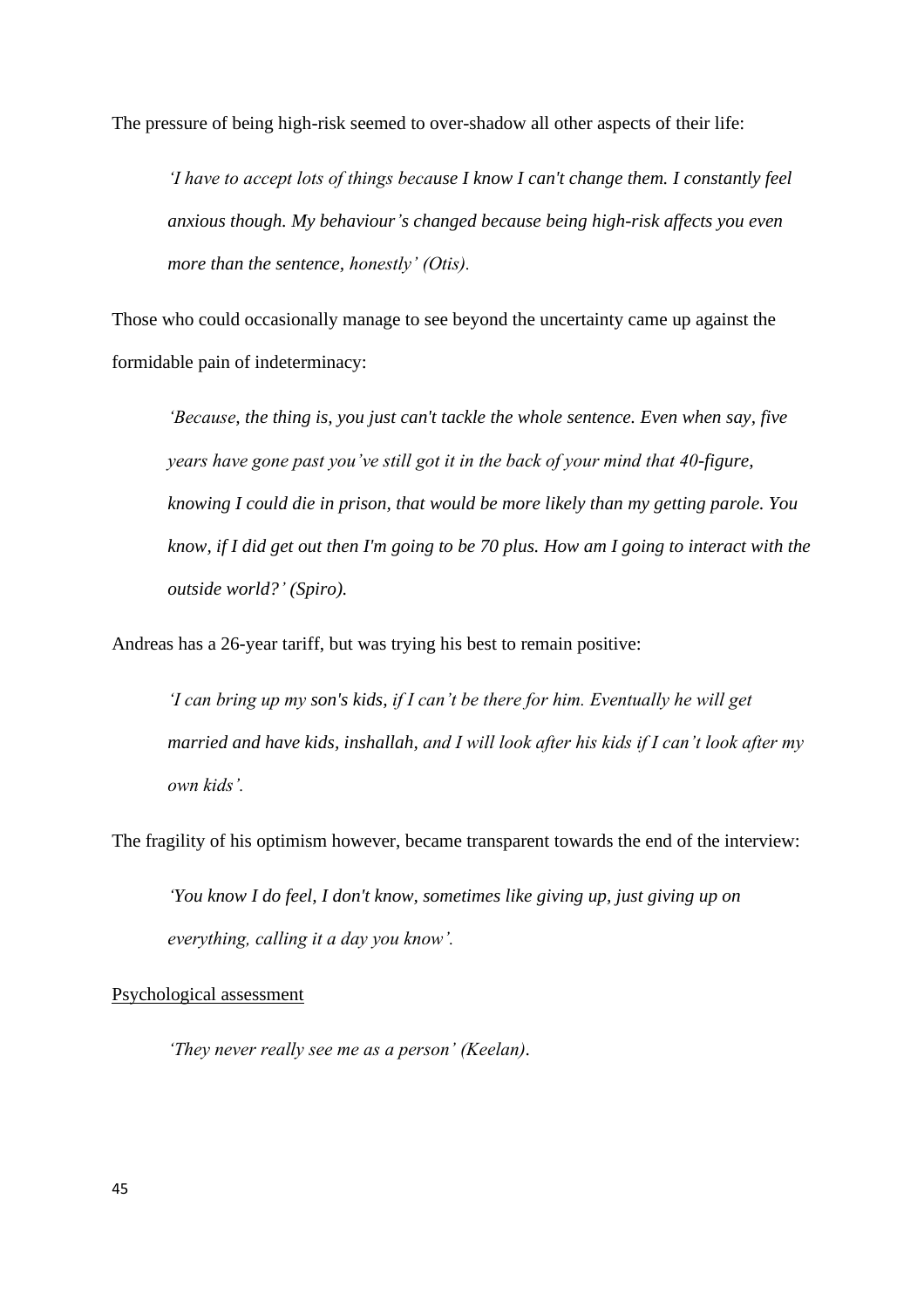The pressure of being high-risk seemed to over-shadow all other aspects of their life:

> *'I have to accept lots of things because I know I can't change them. I constantly feel anxious though. My behaviour's changed because being high-risk affects you even more than the sentence, honestly' (Otis).*

Those who could occasionally manage to see beyond the uncertainty came up against the formidable pain of indeterminacy:

> *'Because, the thing is, you just can't tackle the whole sentence. Even when say, five years have gone past you've still got it in the back of your mind that 40-figure, knowing I could die in prison, that would be more likely than my getting parole. You know, if I did get out then I'm going to be 70 plus. How am I going to interact with the outside world?' (Spiro).*

Andreas has a 26-year tariff, but was trying his best to remain positive:

> *'I can bring up my son's kids, if I can't be there for him. Eventually he will get married and have kids, inshallah, and I will look after his kids if I can't look after my own kids'.*

The fragility of his optimism however, became transparent towards the end of the interview:

> *'You know I do feel, I don't know, sometimes like giving up, just giving up on everything, calling it a day you know'.*

<u>Psychological assessment</u>

> *'They never really see me as a person' (Keelan).*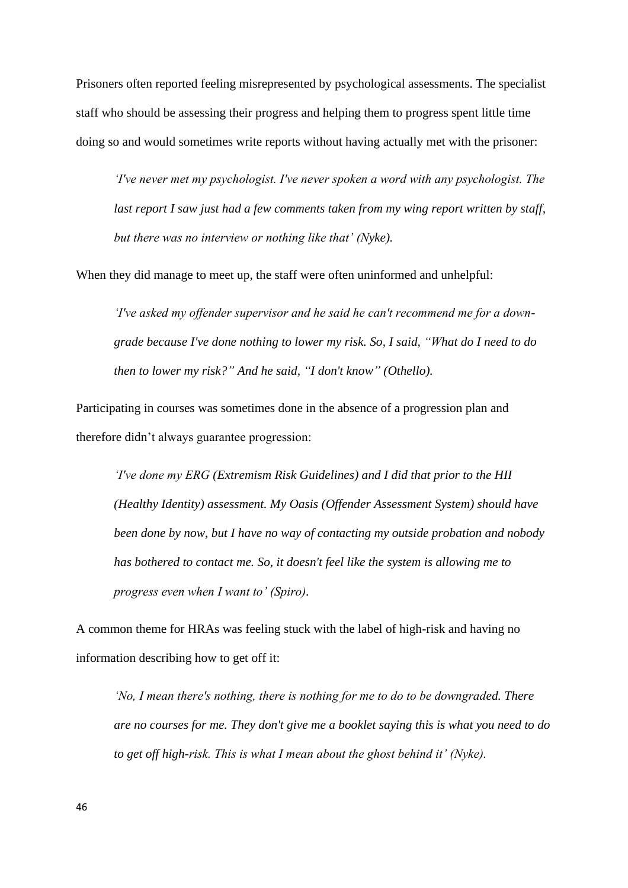Prisoners often reported feeling misrepresented by psychological assessments. The specialist staff who should be assessing their progress and helping them to progress spent little time doing so and would sometimes write reports without having actually met with the prisoner:

> *'I've never met my psychologist. I've never spoken a word with any psychologist. The last report I saw just had a few comments taken from my wing report written by staff, but there was no interview or nothing like that' (Nyke).*

When they did manage to meet up, the staff were often uninformed and unhelpful:

> *'I've asked my offender supervisor and he said he can't recommend me for a down-grade because I've done nothing to lower my risk. So, I said, "What do I need to do then to lower my risk?" And he said, "I don't know" (Othello).*

Participating in courses was sometimes done in the absence of a progression plan and therefore didn't always guarantee progression:

> *'I've done my ERG (Extremism Risk Guidelines) and I did that prior to the HII (Healthy Identity) assessment. My Oasis (Offender Assessment System) should have been done by now, but I have no way of contacting my outside probation and nobody has bothered to contact me. So, it doesn't feel like the system is allowing me to progress even when I want to' (Spiro).*

A common theme for HRAs was feeling stuck with the label of high-risk and having no information describing how to get off it:

> *'No, I mean there's nothing, there is nothing for me to do to be downgraded. There are no courses for me. They don't give me a booklet saying this is what you need to do to get off high-risk. This is what I mean about the ghost behind it' (Nyke).*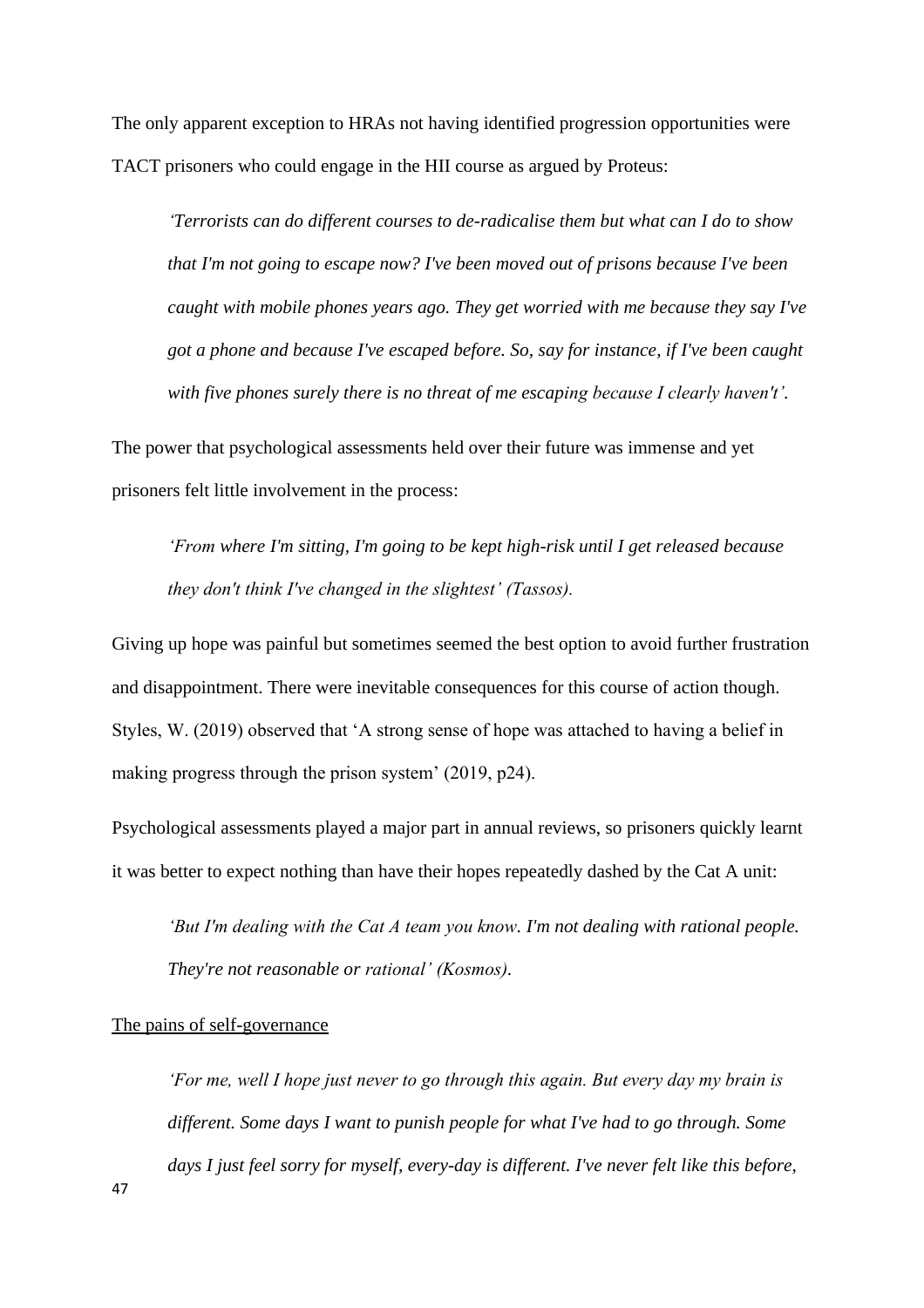The only apparent exception to HRAs not having identified progression opportunities were TACT prisoners who could engage in the HII course as argued by Proteus:

> *'Terrorists can do different courses to de-radicalise them but what can I do to show that I'm not going to escape now? I've been moved out of prisons because I've been caught with mobile phones years ago. They get worried with me because they say I've got a phone and because I've escaped before. So, say for instance, if I've been caught with five phones surely there is no threat of me escaping because I clearly haven't'.*

The power that psychological assessments held over their future was immense and yet prisoners felt little involvement in the process:

> *'From where I'm sitting, I'm going to be kept high-risk until I get released because they don't think I've changed in the slightest' (Tassos).*

Giving up hope was painful but sometimes seemed the best option to avoid further frustration and disappointment. There were inevitable consequences for this course of action though. Styles, W. (2019) observed that 'A strong sense of hope was attached to having a belief in making progress through the prison system' (2019, p24).

Psychological assessments played a major part in annual reviews, so prisoners quickly learnt it was better to expect nothing than have their hopes repeatedly dashed by the Cat A unit:

> *'But I'm dealing with the Cat A team you know. I'm not dealing with rational people. They're not reasonable or rational' (Kosmos).*

<u>The pains of self-governance</u>

> *'For me, well I hope just never to go through this again. But every day my brain is different. Some days I want to punish people for what I've had to go through. Some days I just feel sorry for myself, every-day is different. I've never felt like this before,*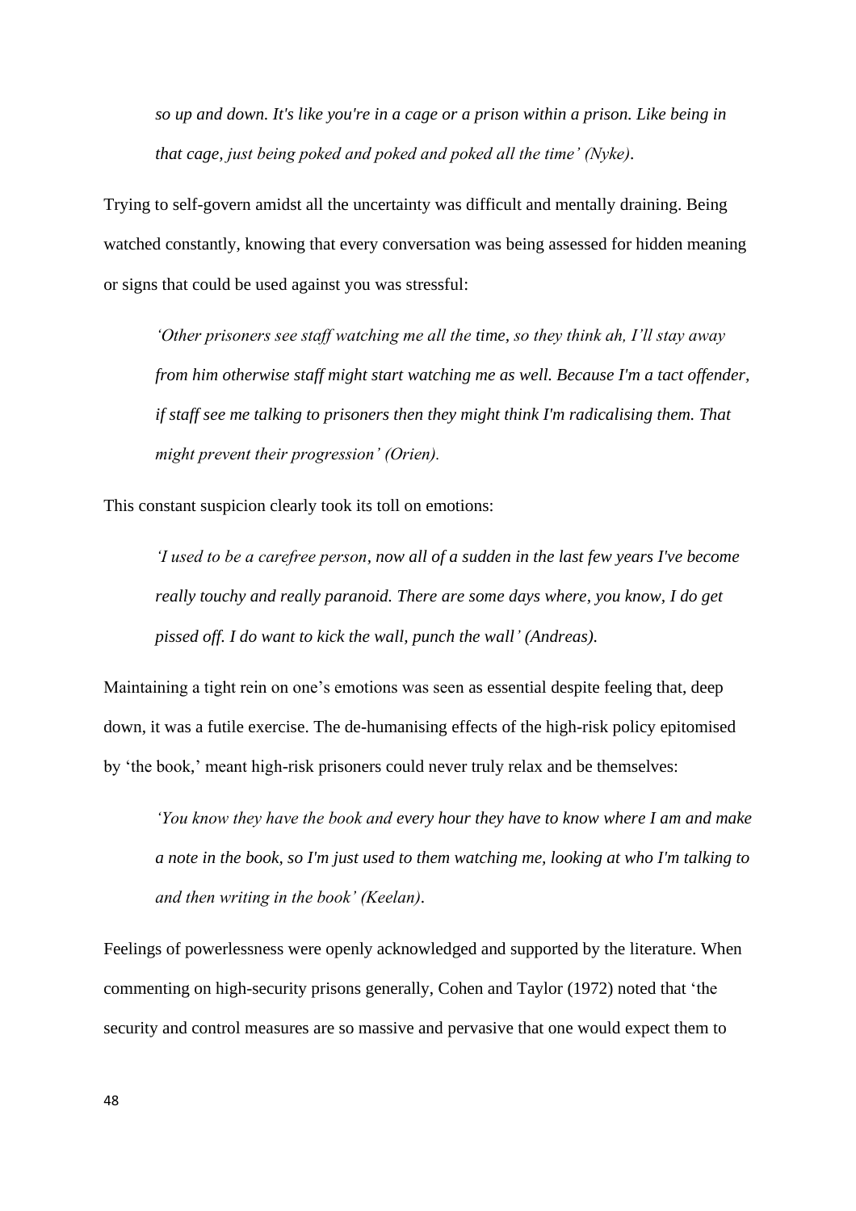> *so up and down. It's like you're in a cage or a prison within a prison. Like being in that cage, just being poked and poked and poked all the time' (Nyke).*

Trying to self-govern amidst all the uncertainty was difficult and mentally draining. Being watched constantly, knowing that every conversation was being assessed for hidden meaning or signs that could be used against you was stressful:

> *'Other prisoners see staff watching me all the time, so they think ah, I'll stay away from him otherwise staff might start watching me as well. Because I'm a tact offender, if staff see me talking to prisoners then they might think I'm radicalising them. That might prevent their progression' (Orien).*

This constant suspicion clearly took its toll on emotions:

> *'I used to be a carefree person, now all of a sudden in the last few years I've become really touchy and really paranoid. There are some days where, you know, I do get pissed off. I do want to kick the wall, punch the wall' (Andreas).*

Maintaining a tight rein on one's emotions was seen as essential despite feeling that, deep down, it was a futile exercise. The de-humanising effects of the high-risk policy epitomised by 'the book,' meant high-risk prisoners could never truly relax and be themselves:

> *'You know they have the book and every hour they have to know where I am and make a note in the book, so I'm just used to them watching me, looking at who I'm talking to and then writing in the book' (Keelan).*

Feelings of powerlessness were openly acknowledged and supported by the literature. When commenting on high-security prisons generally, Cohen and Taylor (1972) noted that 'the security and control measures are so massive and pervasive that one would expect them to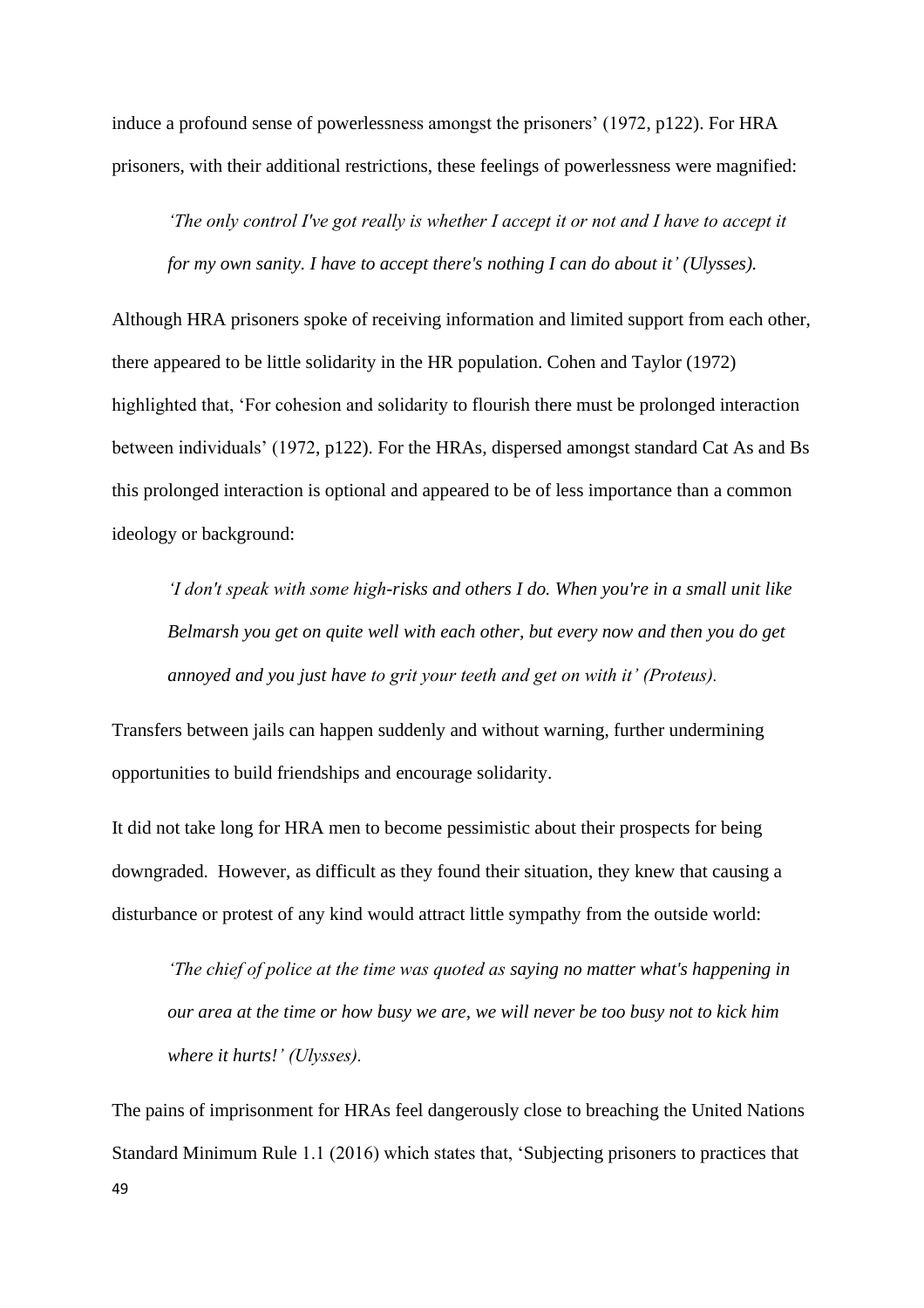induce a profound sense of powerlessness amongst the prisoners' (1972, p122). For HRA prisoners, with their additional restrictions, these feelings of powerlessness were magnified:

> *'The only control I've got really is whether I accept it or not and I have to accept it for my own sanity. I have to accept there's nothing I can do about it' (Ulysses).*

Although HRA prisoners spoke of receiving information and limited support from each other, there appeared to be little solidarity in the HR population. Cohen and Taylor (1972) highlighted that, 'For cohesion and solidarity to flourish there must be prolonged interaction between individuals' (1972, p122). For the HRAs, dispersed amongst standard Cat As and Bs this prolonged interaction is optional and appeared to be of less importance than a common ideology or background:

> *'I don't speak with some high-risks and others I do. When you're in a small unit like Belmarsh you get on quite well with each other, but every now and then you do get annoyed and you just have to grit your teeth and get on with it' (Proteus).*

Transfers between jails can happen suddenly and without warning, further undermining opportunities to build friendships and encourage solidarity.

It did not take long for HRA men to become pessimistic about their prospects for being downgraded. However, as difficult as they found their situation, they knew that causing a disturbance or protest of any kind would attract little sympathy from the outside world:

> *'The chief of police at the time was quoted as saying no matter what's happening in our area at the time or how busy we are, we will never be too busy not to kick him where it hurts!' (Ulysses).*

The pains of imprisonment for HRAs feel dangerously close to breaching the United Nations Standard Minimum Rule 1.1 (2016) which states that, 'Subjecting prisoners to practices that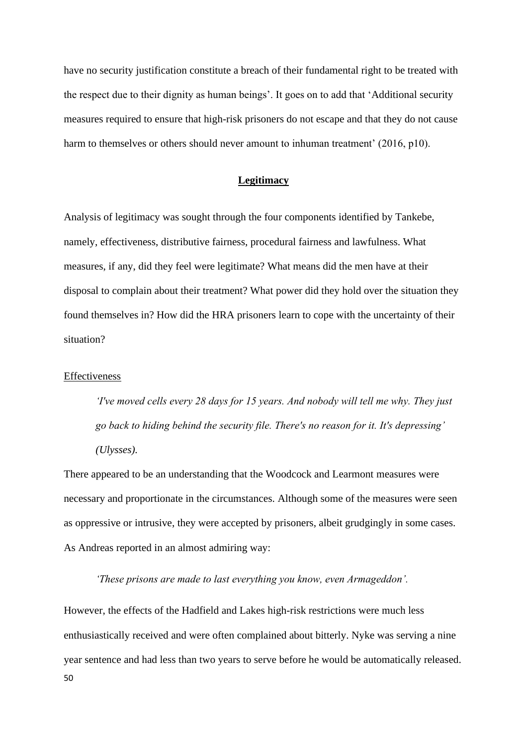have no security justification constitute a breach of their fundamental right to be treated with the respect due to their dignity as human beings'. It goes on to add that 'Additional security measures required to ensure that high-risk prisoners do not escape and that they do not cause harm to themselves or others should never amount to inhuman treatment' (2016, p10).

## Legitimacy

Analysis of legitimacy was sought through the four components identified by Tankebe, namely, effectiveness, distributive fairness, procedural fairness and lawfulness. What measures, if any, did they feel were legitimate? What means did the men have at their disposal to complain about their treatment? What power did they hold over the situation they found themselves in? How did the HRA prisoners learn to cope with the uncertainty of their situation?

### Effectiveness

> *'I've moved cells every 28 days for 15 years. And nobody will tell me why. They just go back to hiding behind the security file. There's no reason for it. It's depressing' (Ulysses).*

There appeared to be an understanding that the Woodcock and Learmont measures were necessary and proportionate in the circumstances. Although some of the measures were seen as oppressive or intrusive, they were accepted by prisoners, albeit grudgingly in some cases. As Andreas reported in an almost admiring way:

> *'These prisons are made to last everything you know, even Armageddon'.*

However, the effects of the Hadfield and Lakes high-risk restrictions were much less enthusiastically received and were often complained about bitterly. Nyke was serving a nine year sentence and had less than two years to serve before he would be automatically released.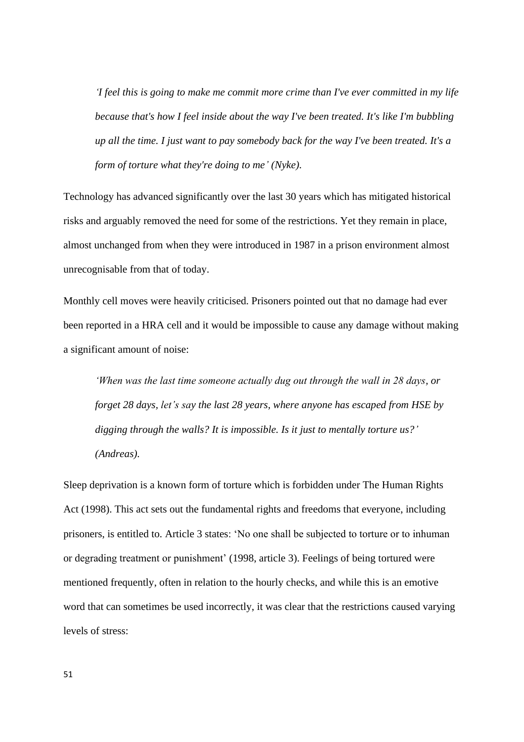> *'I feel this is going to make me commit more crime than I've ever committed in my life because that's how I feel inside about the way I've been treated. It's like I'm bubbling up all the time. I just want to pay somebody back for the way I've been treated. It's a form of torture what they're doing to me' (Nyke).*

Technology has advanced significantly over the last 30 years which has mitigated historical risks and arguably removed the need for some of the restrictions. Yet they remain in place, almost unchanged from when they were introduced in 1987 in a prison environment almost unrecognisable from that of today.

Monthly cell moves were heavily criticised. Prisoners pointed out that no damage had ever been reported in a HRA cell and it would be impossible to cause any damage without making a significant amount of noise:

> *'When was the last time someone actually dug out through the wall in 28 days, or forget 28 days, let's say the last 28 years, where anyone has escaped from HSE by digging through the walls? It is impossible. Is it just to mentally torture us?' (Andreas).*

Sleep deprivation is a known form of torture which is forbidden under The Human Rights Act (1998). This act sets out the fundamental rights and freedoms that everyone, including prisoners, is entitled to. Article 3 states: 'No one shall be subjected to torture or to inhuman or degrading treatment or punishment' (1998, article 3). Feelings of being tortured were mentioned frequently, often in relation to the hourly checks, and while this is an emotive word that can sometimes be used incorrectly, it was clear that the restrictions caused varying levels of stress: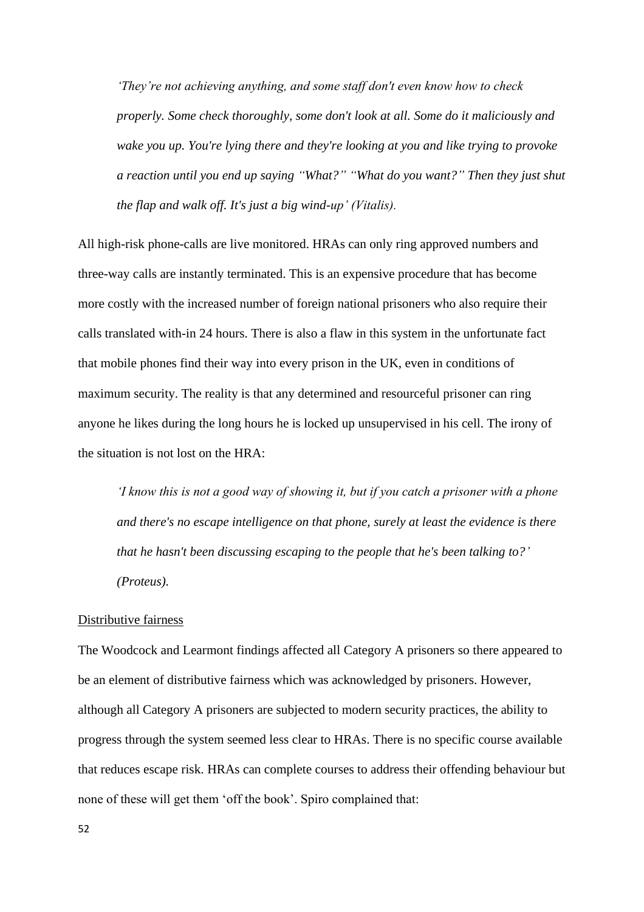*‘They’re not achieving anything, and some staff don't even know how to check properly. Some check thoroughly, some don't look at all. Some do it maliciously and wake you up. You're lying there and they're looking at you and like trying to provoke a reaction until you end up saying “What?” “What do you want?” Then they just shut the flap and walk off. It's just a big wind-up’ (Vitalis).*

All high-risk phone-calls are live monitored. HRAs can only ring approved numbers and three-way calls are instantly terminated. This is an expensive procedure that has become more costly with the increased number of foreign national prisoners who also require their calls translated with-in 24 hours. There is also a flaw in this system in the unfortunate fact that mobile phones find their way into every prison in the UK, even in conditions of maximum security. The reality is that any determined and resourceful prisoner can ring anyone he likes during the long hours he is locked up unsupervised in his cell. The irony of the situation is not lost on the HRA:

*‘I know this is not a good way of showing it, but if you catch a prisoner with a phone and there's no escape intelligence on that phone, surely at least the evidence is there that he hasn't been discussing escaping to the people that he's been talking to?’ (Proteus).*

<u>Distributive fairness</u>

The Woodcock and Learmont findings affected all Category A prisoners so there appeared to be an element of distributive fairness which was acknowledged by prisoners. However, although all Category A prisoners are subjected to modern security practices, the ability to progress through the system seemed less clear to HRAs. There is no specific course available that reduces escape risk. HRAs can complete courses to address their offending behaviour but none of these will get them ‘off the book’. Spiro complained that: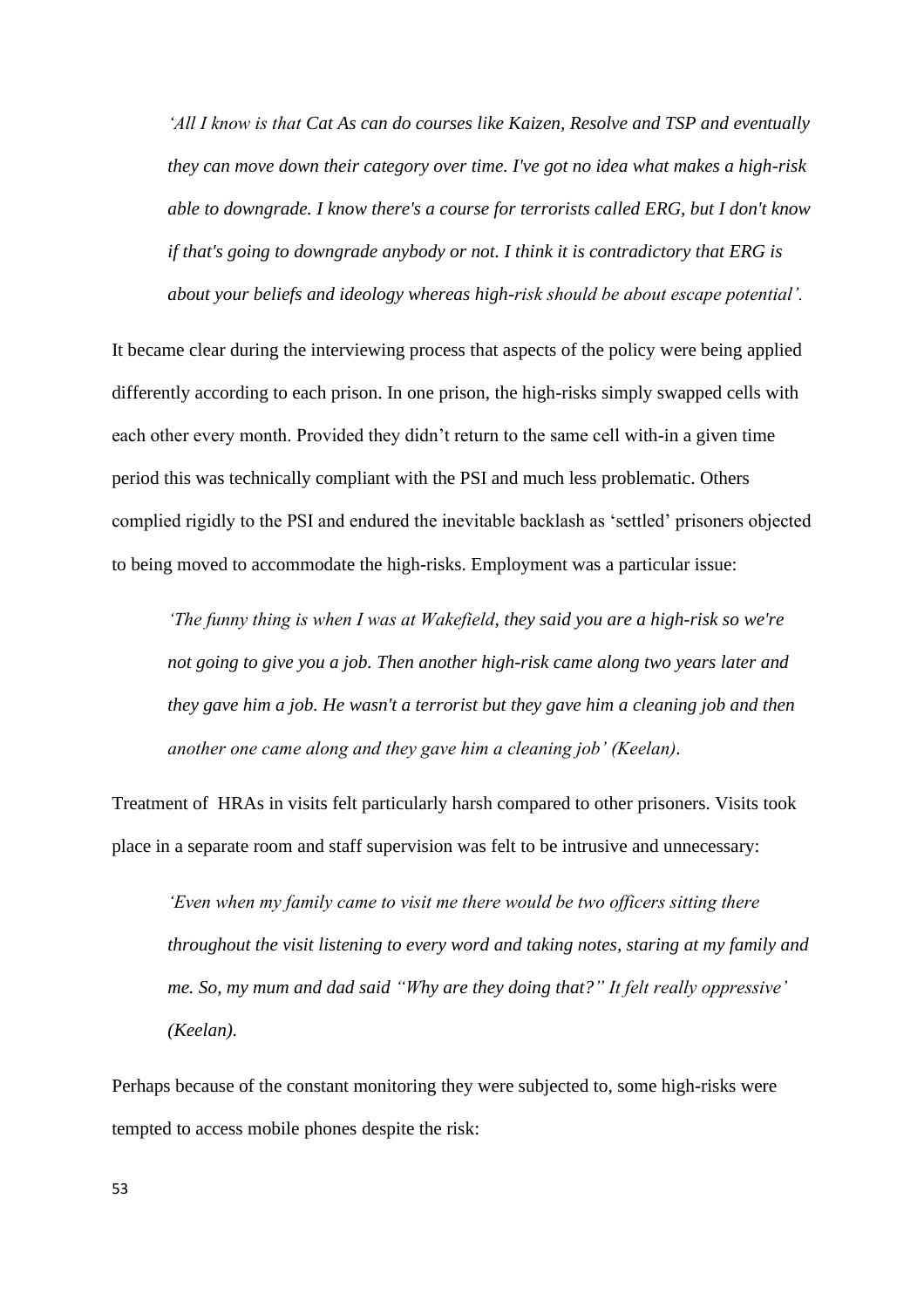> *'All I know is that Cat As can do courses like Kaizen, Resolve and TSP and eventually they can move down their category over time. I've got no idea what makes a high-risk able to downgrade. I know there's a course for terrorists called ERG, but I don't know if that's going to downgrade anybody or not. I think it is contradictory that ERG is about your beliefs and ideology whereas high-risk should be about escape potential'.*

It became clear during the interviewing process that aspects of the policy were being applied differently according to each prison. In one prison, the high-risks simply swapped cells with each other every month. Provided they didn't return to the same cell with-in a given time period this was technically compliant with the PSI and much less problematic. Others complied rigidly to the PSI and endured the inevitable backlash as 'settled' prisoners objected to being moved to accommodate the high-risks. Employment was a particular issue:

> *'The funny thing is when I was at Wakefield, they said you are a high-risk so we're not going to give you a job. Then another high-risk came along two years later and they gave him a job. He wasn't a terrorist but they gave him a cleaning job and then another one came along and they gave him a cleaning job' (Keelan).*

Treatment of HRAs in visits felt particularly harsh compared to other prisoners. Visits took place in a separate room and staff supervision was felt to be intrusive and unnecessary:

> *'Even when my family came to visit me there would be two officers sitting there throughout the visit listening to every word and taking notes, staring at my family and me. So, my mum and dad said "Why are they doing that?" It felt really oppressive' (Keelan).*

Perhaps because of the constant monitoring they were subjected to, some high-risks were tempted to access mobile phones despite the risk: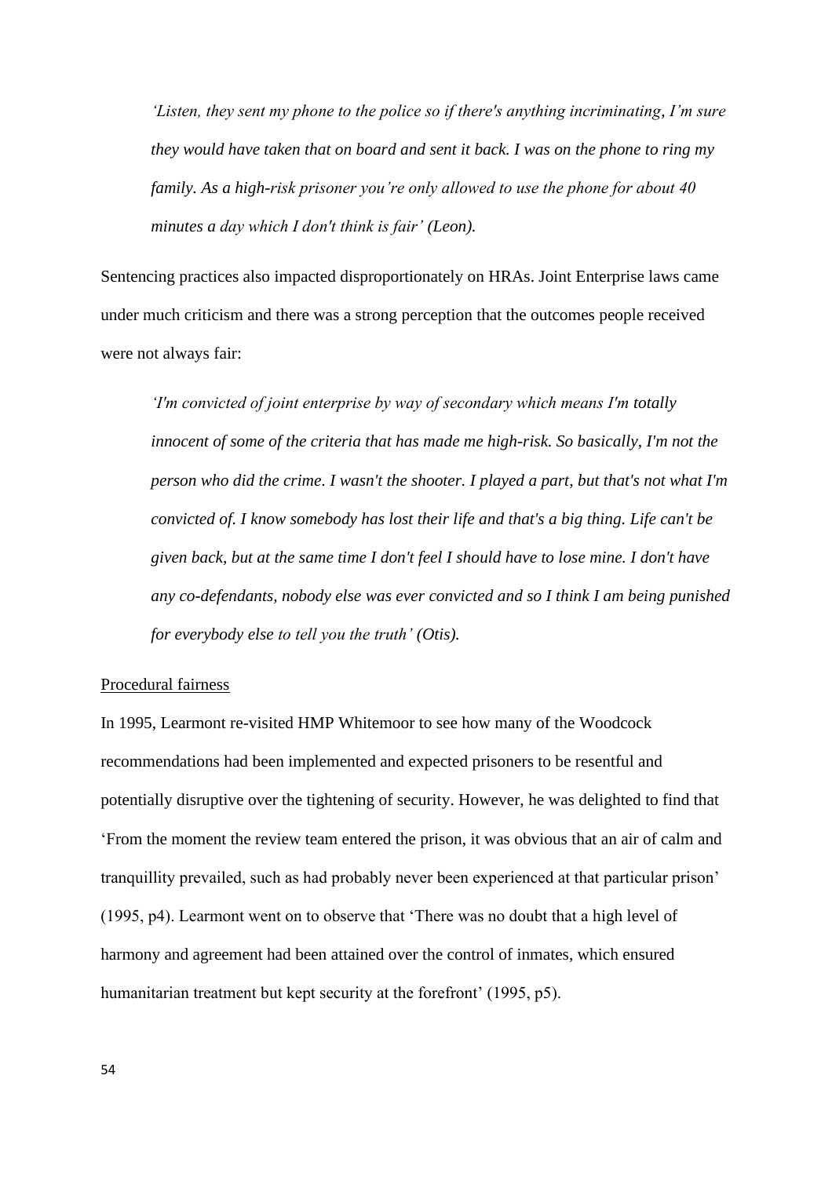> *'Listen, they sent my phone to the police so if there's anything incriminating, I'm sure they would have taken that on board and sent it back. I was on the phone to ring my family. As a high-risk prisoner you're only allowed to use the phone for about 40 minutes a day which I don't think is fair' (Leon).*

Sentencing practices also impacted disproportionately on HRAs. Joint Enterprise laws came under much criticism and there was a strong perception that the outcomes people received were not always fair:

> *'I'm convicted of joint enterprise by way of secondary which means I'm totally innocent of some of the criteria that has made me high-risk. So basically, I'm not the person who did the crime. I wasn't the shooter. I played a part, but that's not what I'm convicted of. I know somebody has lost their life and that's a big thing. Life can't be given back, but at the same time I don't feel I should have to lose mine. I don't have any co-defendants, nobody else was ever convicted and so I think I am being punished for everybody else to tell you the truth' (Otis).*

Procedural fairness

In 1995, Learmont re-visited HMP Whitemoor to see how many of the Woodcock recommendations had been implemented and expected prisoners to be resentful and potentially disruptive over the tightening of security. However, he was delighted to find that 'From the moment the review team entered the prison, it was obvious that an air of calm and tranquillity prevailed, such as had probably never been experienced at that particular prison' (1995, p4). Learmont went on to observe that 'There was no doubt that a high level of harmony and agreement had been attained over the control of inmates, which ensured humanitarian treatment but kept security at the forefront' (1995, p5).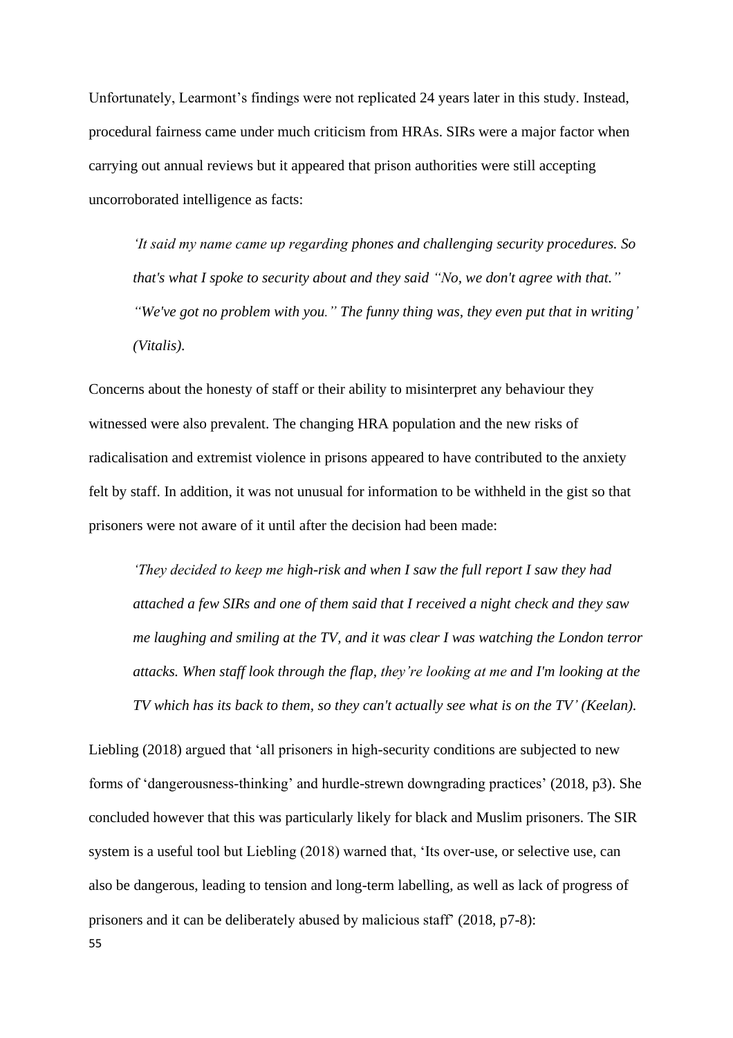Unfortunately, Learmont's findings were not replicated 24 years later in this study. Instead, procedural fairness came under much criticism from HRAs. SIRs were a major factor when carrying out annual reviews but it appeared that prison authorities were still accepting uncorroborated intelligence as facts:

> *'It said my name came up regarding phones and challenging security procedures. So that's what I spoke to security about and they said "No, we don't agree with that." "We've got no problem with you." The funny thing was, they even put that in writing' (Vitalis).*

Concerns about the honesty of staff or their ability to misinterpret any behaviour they witnessed were also prevalent. The changing HRA population and the new risks of radicalisation and extremist violence in prisons appeared to have contributed to the anxiety felt by staff. In addition, it was not unusual for information to be withheld in the gist so that prisoners were not aware of it until after the decision had been made:

> *'They decided to keep me high-risk and when I saw the full report I saw they had attached a few SIRs and one of them said that I received a night check and they saw me laughing and smiling at the TV, and it was clear I was watching the London terror attacks. When staff look through the flap, they're looking at me and I'm looking at the TV which has its back to them, so they can't actually see what is on the TV' (Keelan).*

Liebling (2018) argued that 'all prisoners in high-security conditions are subjected to new forms of 'dangerousness-thinking' and hurdle-strewn downgrading practices' (2018, p3). She concluded however that this was particularly likely for black and Muslim prisoners. The SIR system is a useful tool but Liebling (2018) warned that, 'Its over-use, or selective use, can also be dangerous, leading to tension and long-term labelling, as well as lack of progress of prisoners and it can be deliberately abused by malicious staff' (2018, p7-8):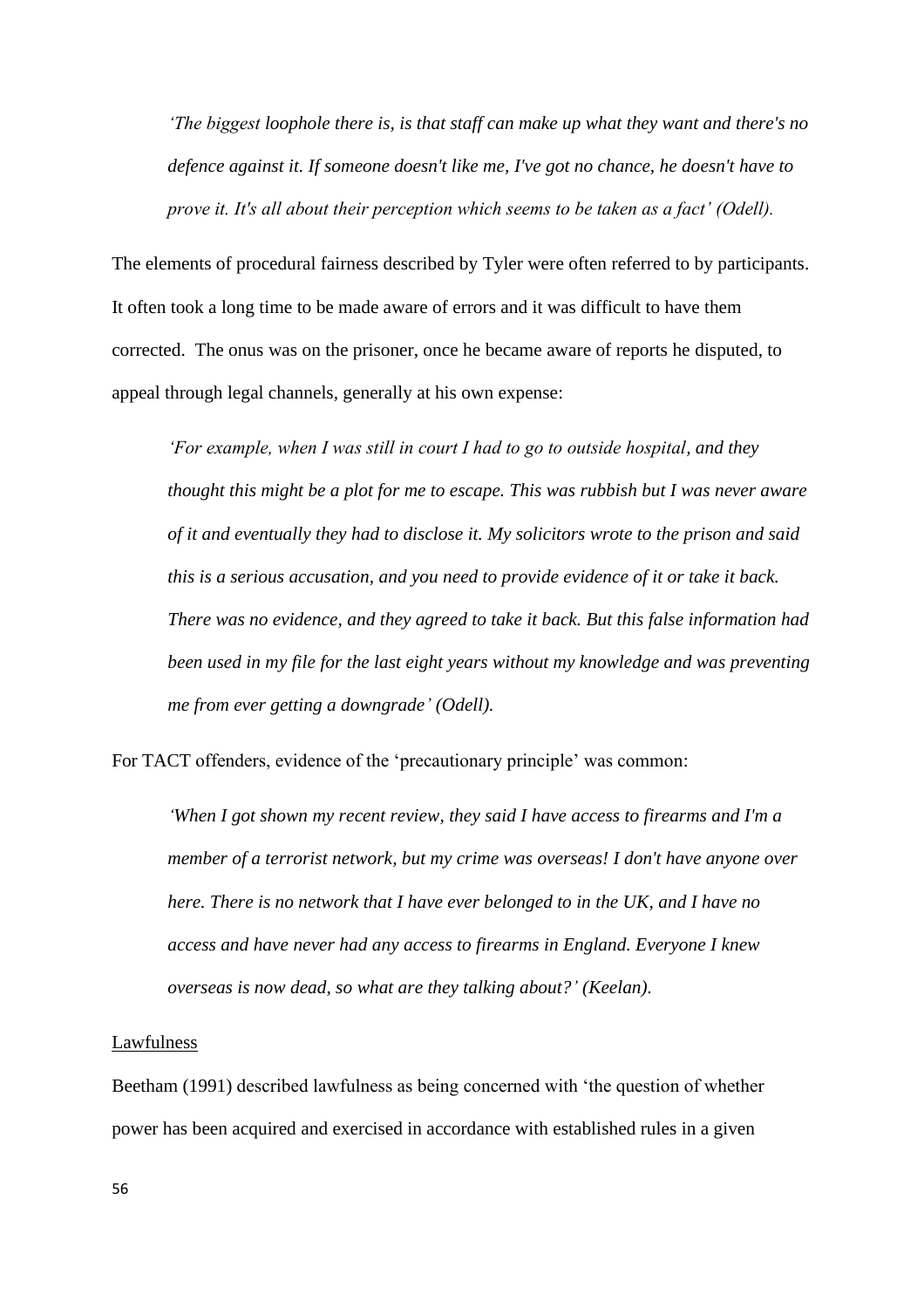*'The biggest loophole there is, is that staff can make up what they want and there's no defence against it. If someone doesn't like me, I've got no chance, he doesn't have to prove it. It's all about their perception which seems to be taken as a fact' (Odell).*

The elements of procedural fairness described by Tyler were often referred to by participants. It often took a long time to be made aware of errors and it was difficult to have them corrected. The onus was on the prisoner, once he became aware of reports he disputed, to appeal through legal channels, generally at his own expense:

*'For example, when I was still in court I had to go to outside hospital, and they thought this might be a plot for me to escape. This was rubbish but I was never aware of it and eventually they had to disclose it. My solicitors wrote to the prison and said this is a serious accusation, and you need to provide evidence of it or take it back. There was no evidence, and they agreed to take it back. But this false information had been used in my file for the last eight years without my knowledge and was preventing me from ever getting a downgrade' (Odell).*

For TACT offenders, evidence of the 'precautionary principle' was common:

*'When I got shown my recent review, they said I have access to firearms and I'm a member of a terrorist network, but my crime was overseas! I don't have anyone over here. There is no network that I have ever belonged to in the UK, and I have no access and have never had any access to firearms in England. Everyone I knew overseas is now dead, so what are they talking about?' (Keelan).*

<u>Lawfulness</u>

Beetham (1991) described lawfulness as being concerned with 'the question of whether power has been acquired and exercised in accordance with established rules in a given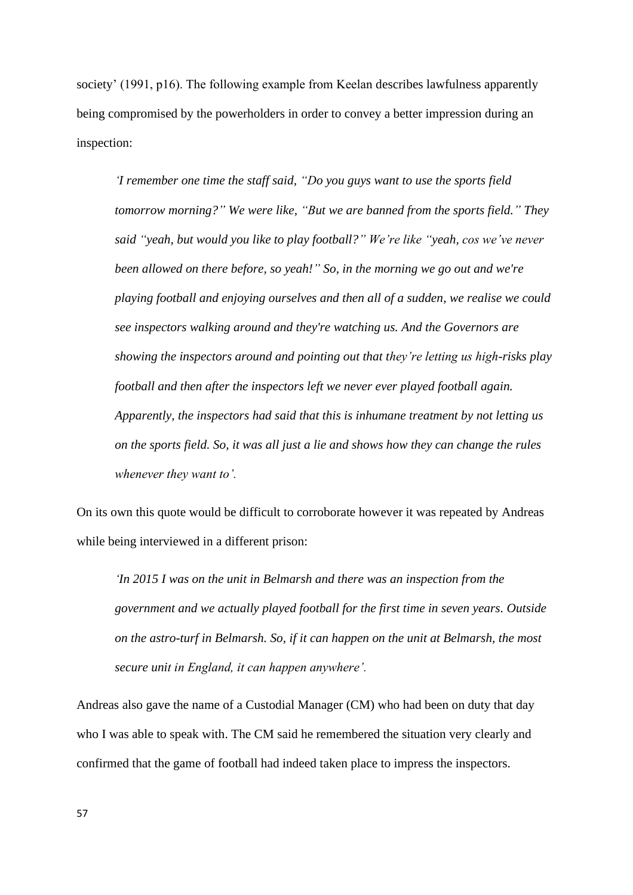society' (1991, p16). The following example from Keelan describes lawfulness apparently being compromised by the powerholders in order to convey a better impression during an inspection:

> *'I remember one time the staff said, "Do you guys want to use the sports field tomorrow morning?" We were like, "But we are banned from the sports field." They said "yeah, but would you like to play football?" We're like "yeah, cos we've never been allowed on there before, so yeah!" So, in the morning we go out and we're playing football and enjoying ourselves and then all of a sudden, we realise we could see inspectors walking around and they're watching us. And the Governors are showing the inspectors around and pointing out that they're letting us high-risks play football and then after the inspectors left we never ever played football again. Apparently, the inspectors had said that this is inhumane treatment by not letting us on the sports field. So, it was all just a lie and shows how they can change the rules whenever they want to'.*

On its own this quote would be difficult to corroborate however it was repeated by Andreas while being interviewed in a different prison:

> *'In 2015 I was on the unit in Belmarsh and there was an inspection from the government and we actually played football for the first time in seven years. Outside on the astro-turf in Belmarsh. So, if it can happen on the unit at Belmarsh, the most secure unit in England, it can happen anywhere'.*

Andreas also gave the name of a Custodial Manager (CM) who had been on duty that day who I was able to speak with. The CM said he remembered the situation very clearly and confirmed that the game of football had indeed taken place to impress the inspectors.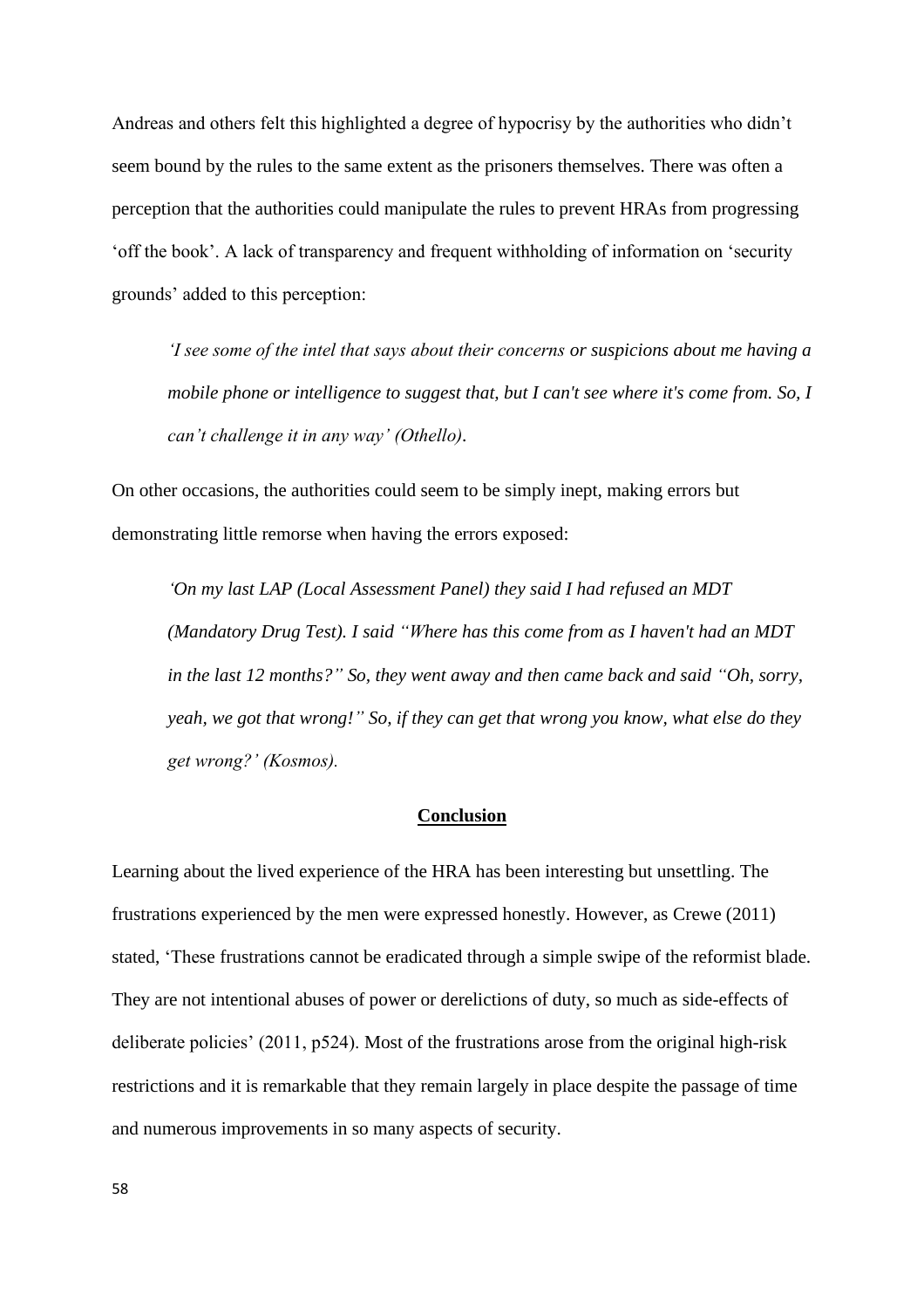Andreas and others felt this highlighted a degree of hypocrisy by the authorities who didn't seem bound by the rules to the same extent as the prisoners themselves. There was often a perception that the authorities could manipulate the rules to prevent HRAs from progressing 'off the book'. A lack of transparency and frequent withholding of information on 'security grounds' added to this perception:

> *'I see some of the intel that says about their concerns or suspicions about me having a mobile phone or intelligence to suggest that, but I can't see where it's come from. So, I can't challenge it in any way' (Othello).*

On other occasions, the authorities could seem to be simply inept, making errors but demonstrating little remorse when having the errors exposed:

> *'On my last LAP (Local Assessment Panel) they said I had refused an MDT (Mandatory Drug Test). I said "Where has this come from as I haven't had an MDT in the last 12 months?" So, they went away and then came back and said "Oh, sorry, yeah, we got that wrong!" So, if they can get that wrong you know, what else do they get wrong?' (Kosmos).*

## Conclusion

Learning about the lived experience of the HRA has been interesting but unsettling. The frustrations experienced by the men were expressed honestly. However, as Crewe (2011) stated, 'These frustrations cannot be eradicated through a simple swipe of the reformist blade. They are not intentional abuses of power or derelictions of duty, so much as side-effects of deliberate policies' (2011, p524). Most of the frustrations arose from the original high-risk restrictions and it is remarkable that they remain largely in place despite the passage of time and numerous improvements in so many aspects of security.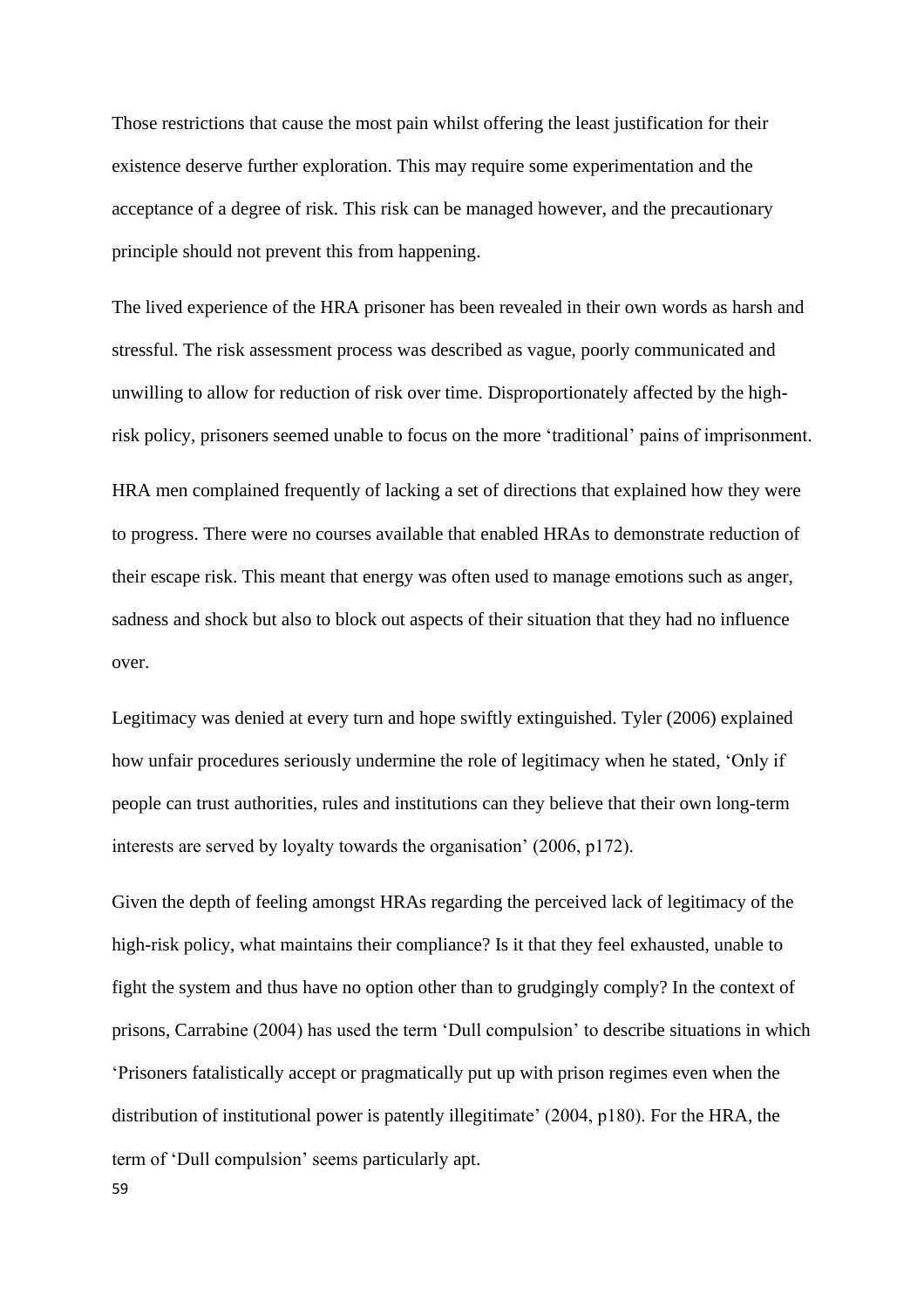Those restrictions that cause the most pain whilst offering the least justification for their existence deserve further exploration. This may require some experimentation and the acceptance of a degree of risk. This risk can be managed however, and the precautionary principle should not prevent this from happening.

The lived experience of the HRA prisoner has been revealed in their own words as harsh and stressful. The risk assessment process was described as vague, poorly communicated and unwilling to allow for reduction of risk over time. Disproportionately affected by the high-risk policy, prisoners seemed unable to focus on the more 'traditional' pains of imprisonment.

HRA men complained frequently of lacking a set of directions that explained how they were to progress. There were no courses available that enabled HRAs to demonstrate reduction of their escape risk. This meant that energy was often used to manage emotions such as anger, sadness and shock but also to block out aspects of their situation that they had no influence over.

Legitimacy was denied at every turn and hope swiftly extinguished. Tyler (2006) explained how unfair procedures seriously undermine the role of legitimacy when he stated, 'Only if people can trust authorities, rules and institutions can they believe that their own long-term interests are served by loyalty towards the organisation' (2006, p172).

Given the depth of feeling amongst HRAs regarding the perceived lack of legitimacy of the high-risk policy, what maintains their compliance? Is it that they feel exhausted, unable to fight the system and thus have no option other than to grudgingly comply? In the context of prisons, Carrabine (2004) has used the term 'Dull compulsion' to describe situations in which 'Prisoners fatalistically accept or pragmatically put up with prison regimes even when the distribution of institutional power is patently illegitimate' (2004, p180). For the HRA, the term of 'Dull compulsion' seems particularly apt.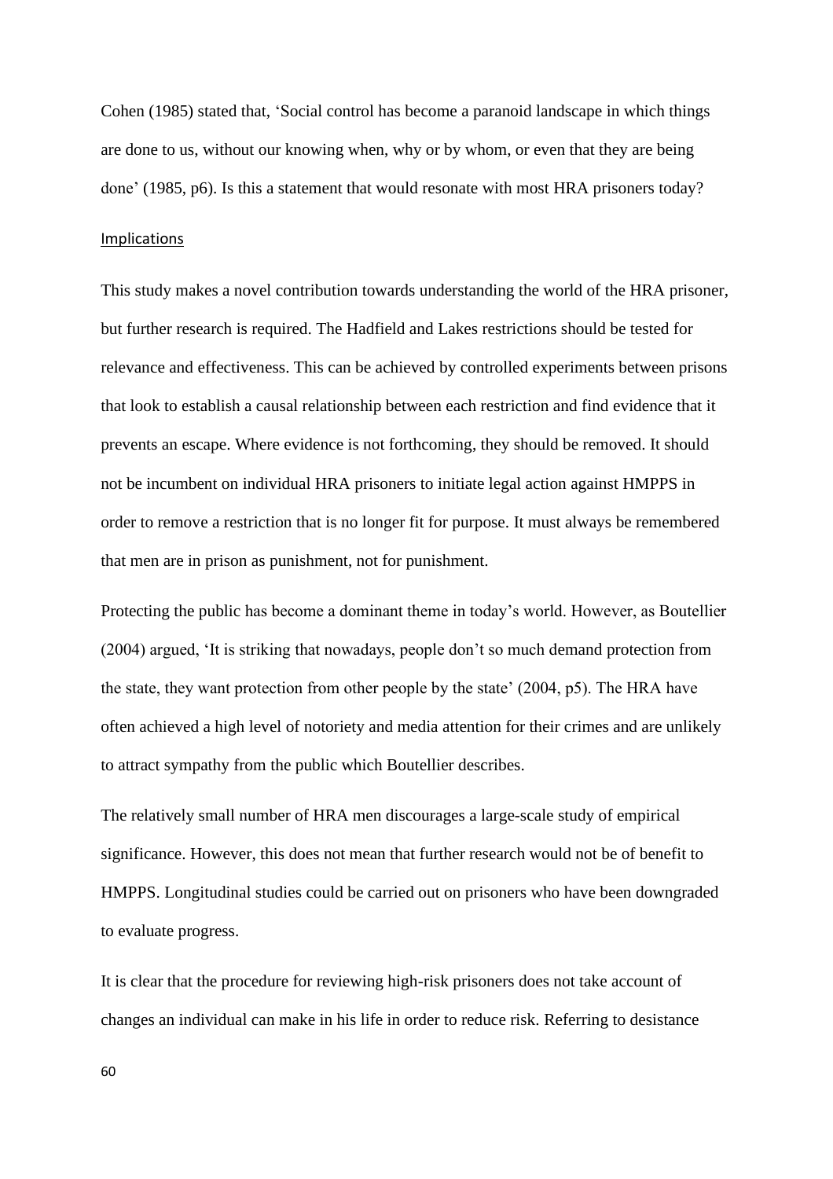Cohen (1985) stated that, 'Social control has become a paranoid landscape in which things are done to us, without our knowing when, why or by whom, or even that they are being done' (1985, p6). Is this a statement that would resonate with most HRA prisoners today?

### Implications

This study makes a novel contribution towards understanding the world of the HRA prisoner, but further research is required. The Hadfield and Lakes restrictions should be tested for relevance and effectiveness. This can be achieved by controlled experiments between prisons that look to establish a causal relationship between each restriction and find evidence that it prevents an escape. Where evidence is not forthcoming, they should be removed. It should not be incumbent on individual HRA prisoners to initiate legal action against HMPPS in order to remove a restriction that is no longer fit for purpose. It must always be remembered that men are in prison as punishment, not for punishment.

Protecting the public has become a dominant theme in today's world. However, as Boutellier (2004) argued, 'It is striking that nowadays, people don't so much demand protection from the state, they want protection from other people by the state' (2004, p5). The HRA have often achieved a high level of notoriety and media attention for their crimes and are unlikely to attract sympathy from the public which Boutellier describes.

The relatively small number of HRA men discourages a large-scale study of empirical significance. However, this does not mean that further research would not be of benefit to HMPPS. Longitudinal studies could be carried out on prisoners who have been downgraded to evaluate progress.

It is clear that the procedure for reviewing high-risk prisoners does not take account of changes an individual can make in his life in order to reduce risk. Referring to desistance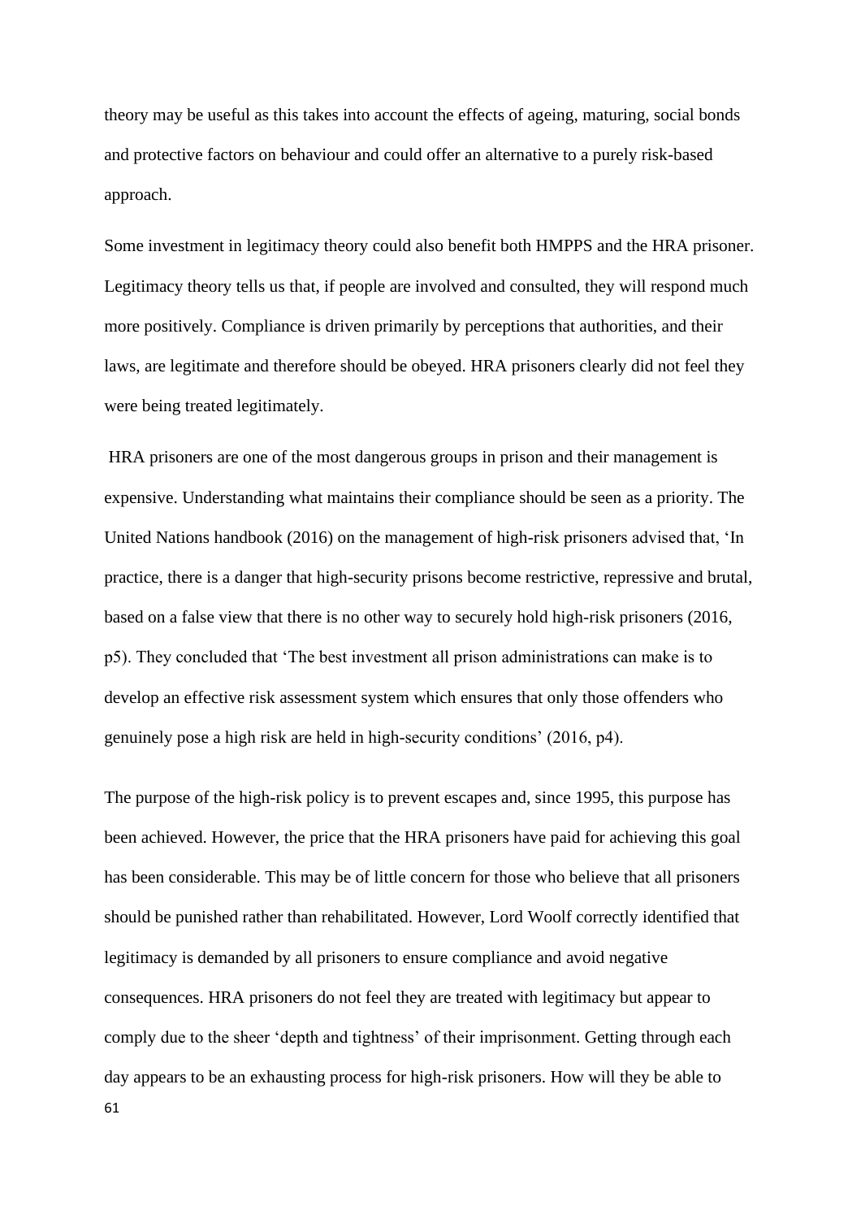theory may be useful as this takes into account the effects of ageing, maturing, social bonds and protective factors on behaviour and could offer an alternative to a purely risk-based approach.

Some investment in legitimacy theory could also benefit both HMPPS and the HRA prisoner. Legitimacy theory tells us that, if people are involved and consulted, they will respond much more positively. Compliance is driven primarily by perceptions that authorities, and their laws, are legitimate and therefore should be obeyed. HRA prisoners clearly did not feel they were being treated legitimately.

HRA prisoners are one of the most dangerous groups in prison and their management is expensive. Understanding what maintains their compliance should be seen as a priority. The United Nations handbook (2016) on the management of high-risk prisoners advised that, 'In practice, there is a danger that high-security prisons become restrictive, repressive and brutal, based on a false view that there is no other way to securely hold high-risk prisoners (2016, p5). They concluded that 'The best investment all prison administrations can make is to develop an effective risk assessment system which ensures that only those offenders who genuinely pose a high risk are held in high-security conditions' (2016, p4).

The purpose of the high-risk policy is to prevent escapes and, since 1995, this purpose has been achieved. However, the price that the HRA prisoners have paid for achieving this goal has been considerable. This may be of little concern for those who believe that all prisoners should be punished rather than rehabilitated. However, Lord Woolf correctly identified that legitimacy is demanded by all prisoners to ensure compliance and avoid negative consequences. HRA prisoners do not feel they are treated with legitimacy but appear to comply due to the sheer 'depth and tightness' of their imprisonment. Getting through each day appears to be an exhausting process for high-risk prisoners. How will they be able to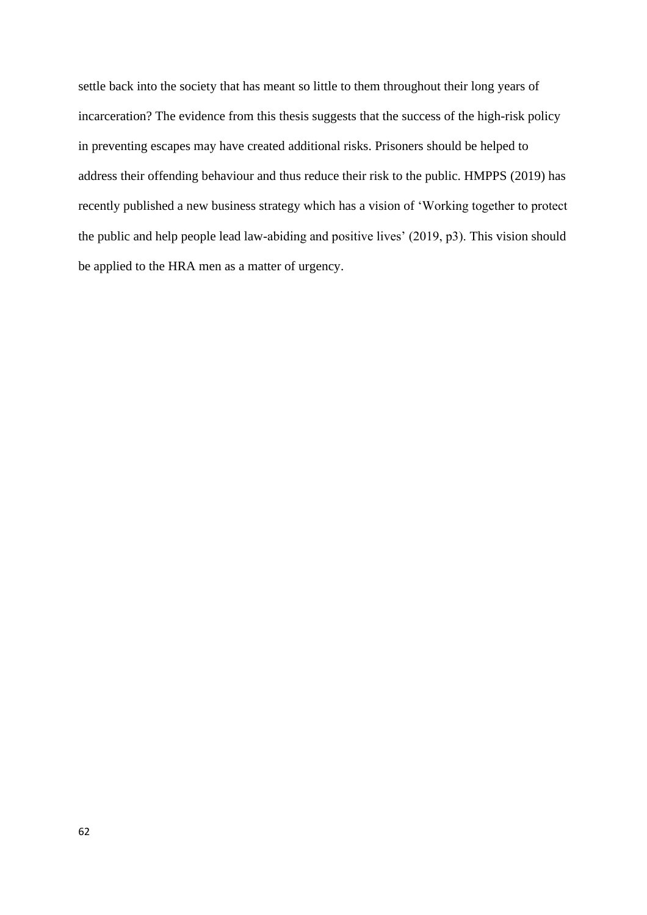settle back into the society that has meant so little to them throughout their long years of incarceration? The evidence from this thesis suggests that the success of the high-risk policy in preventing escapes may have created additional risks. Prisoners should be helped to address their offending behaviour and thus reduce their risk to the public. HMPPS (2019) has recently published a new business strategy which has a vision of 'Working together to protect the public and help people lead law-abiding and positive lives' (2019, p3). This vision should be applied to the HRA men as a matter of urgency.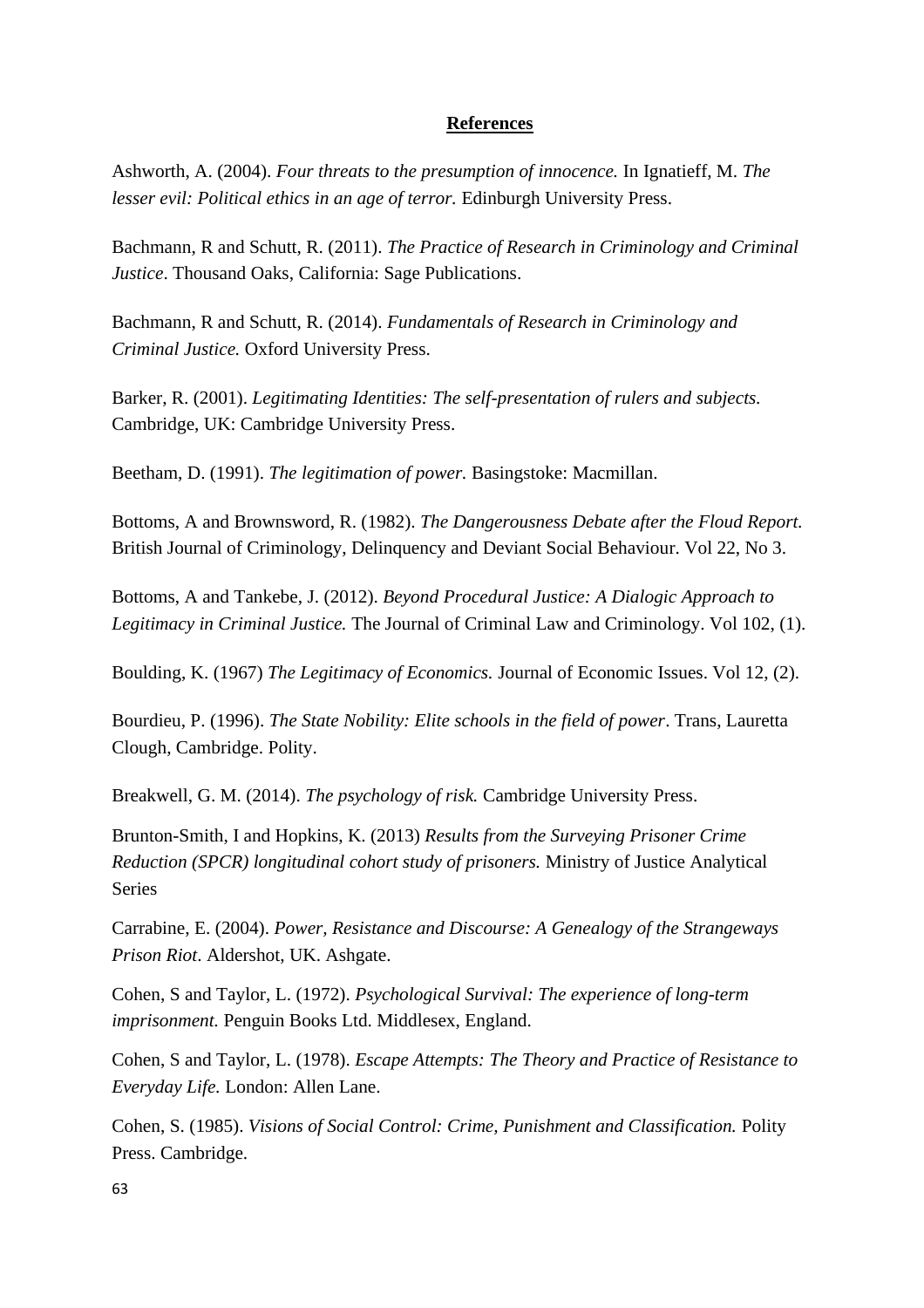**References**

Ashworth, A. (2004). *Four threats to the presumption of innocence.* In Ignatieff, M. *The lesser evil: Political ethics in an age of terror.* Edinburgh University Press.

Bachmann, R and Schutt, R. (2011). *The Practice of Research in Criminology and Criminal Justice*. Thousand Oaks, California: Sage Publications.

Bachmann, R and Schutt, R. (2014). *Fundamentals of Research in Criminology and Criminal Justice.* Oxford University Press.

Barker, R. (2001). *Legitimating Identities: The self-presentation of rulers and subjects.* Cambridge, UK: Cambridge University Press.

Beetham, D. (1991). *The legitimation of power.* Basingstoke: Macmillan.

Bottoms, A and Brownsword, R. (1982). *The Dangerousness Debate after the Floud Report.* British Journal of Criminology, Delinquency and Deviant Social Behaviour. Vol 22, No 3.

Bottoms, A and Tankebe, J. (2012). *Beyond Procedural Justice: A Dialogic Approach to Legitimacy in Criminal Justice.* The Journal of Criminal Law and Criminology. Vol 102, (1).

Boulding, K. (1967) *The Legitimacy of Economics.* Journal of Economic Issues. Vol 12, (2).

Bourdieu, P. (1996). *The State Nobility: Elite schools in the field of power*. Trans, Lauretta Clough, Cambridge. Polity.

Breakwell, G. M. (2014). *The psychology of risk.* Cambridge University Press.

Brunton-Smith, I and Hopkins, K. (2013) *Results from the Surveying Prisoner Crime Reduction (SPCR) longitudinal cohort study of prisoners.* Ministry of Justice Analytical Series

Carrabine, E. (2004). *Power, Resistance and Discourse: A Genealogy of the Strangeways Prison Riot*. Aldershot, UK. Ashgate.

Cohen, S and Taylor, L. (1972). *Psychological Survival: The experience of long-term imprisonment.* Penguin Books Ltd. Middlesex, England.

Cohen, S and Taylor, L. (1978). *Escape Attempts: The Theory and Practice of Resistance to Everyday Life.* London: Allen Lane.

Cohen, S. (1985). *Visions of Social Control: Crime, Punishment and Classification.* Polity Press. Cambridge.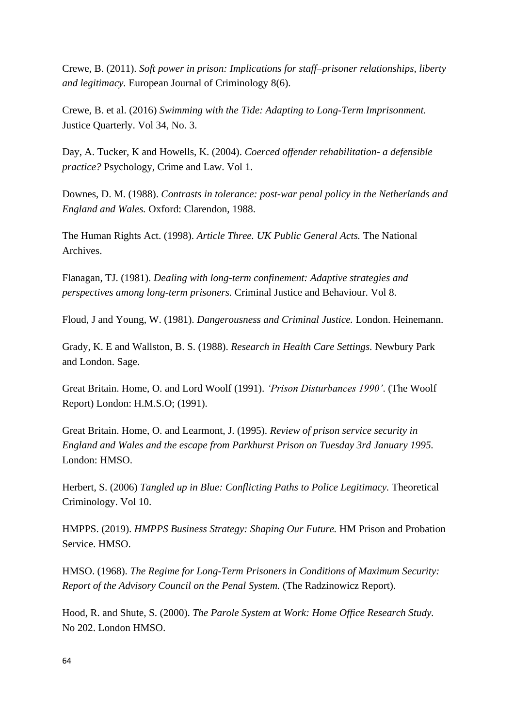Crewe, B. (2011). *Soft power in prison: Implications for staff–prisoner relationships, liberty and legitimacy.* European Journal of Criminology 8(6).

Crewe, B. et al. (2016) *Swimming with the Tide: Adapting to Long-Term Imprisonment.* Justice Quarterly. Vol 34, No. 3.

Day, A. Tucker, K and Howells, K. (2004). *Coerced offender rehabilitation- a defensible practice?* Psychology, Crime and Law. Vol 1.

Downes, D. M. (1988). *Contrasts in tolerance: post-war penal policy in the Netherlands and England and Wales.* Oxford: Clarendon, 1988.

The Human Rights Act. (1998). *Article Three. UK Public General Acts.* The National Archives.

Flanagan, TJ. (1981). *Dealing with long-term confinement: Adaptive strategies and perspectives among long-term prisoners.* Criminal Justice and Behaviour. Vol 8.

Floud, J and Young, W. (1981). *Dangerousness and Criminal Justice.* London. Heinemann.

Grady, K. E and Wallston, B. S. (1988). *Research in Health Care Settings.* Newbury Park and London. Sage.

Great Britain. Home, O. and Lord Woolf (1991). *'Prison Disturbances 1990'*. (The Woolf Report) London: H.M.S.O; (1991).

Great Britain. Home, O. and Learmont, J. (1995). *Review of prison service security in England and Wales and the escape from Parkhurst Prison on Tuesday 3rd January 1995.* London: HMSO.

Herbert, S. (2006) *Tangled up in Blue: Conflicting Paths to Police Legitimacy.* Theoretical Criminology. Vol 10.

HMPPS. (2019). *HMPPS Business Strategy: Shaping Our Future.* HM Prison and Probation Service. HMSO.

HMSO. (1968). *The Regime for Long-Term Prisoners in Conditions of Maximum Security: Report of the Advisory Council on the Penal System.* (The Radzinowicz Report).

Hood, R. and Shute, S. (2000). *The Parole System at Work: Home Office Research Study.* No 202. London HMSO.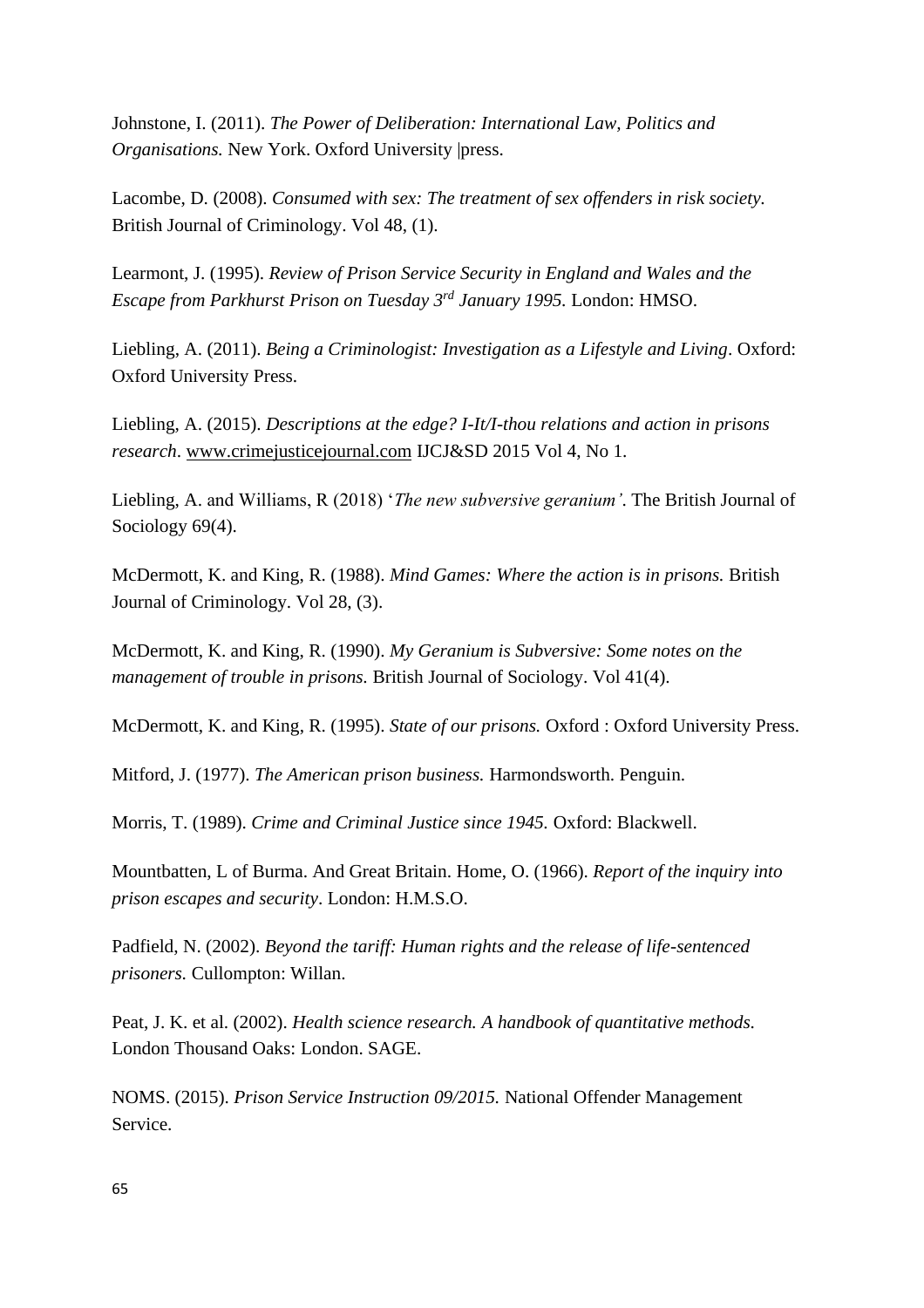Johnstone, I. (2011). *The Power of Deliberation: International Law, Politics and Organisations.* New York. Oxford University |press.

Lacombe, D. (2008). *Consumed with sex: The treatment of sex offenders in risk society.* British Journal of Criminology. Vol 48, (1).

Learmont, J. (1995). *Review of Prison Service Security in England and Wales and the Escape from Parkhurst Prison on Tuesday 3rd January 1995.* London: HMSO.

Liebling, A. (2011). *Being a Criminologist: Investigation as a Lifestyle and Living*. Oxford: Oxford University Press.

Liebling, A. (2015). *Descriptions at the edge? I-It/I-thou relations and action in prisons research*. www.crimejusticejournal.com IJCJ&SD 2015 Vol 4, No 1.

Liebling, A. and Williams, R (2018) '*The new subversive geranium'*. The British Journal of Sociology 69(4).

McDermott, K. and King, R. (1988). *Mind Games: Where the action is in prisons.* British Journal of Criminology. Vol 28, (3).

McDermott, K. and King, R. (1990). *My Geranium is Subversive: Some notes on the management of trouble in prisons.* British Journal of Sociology. Vol 41(4).

McDermott, K. and King, R. (1995). *State of our prisons.* Oxford : Oxford University Press.

Mitford, J. (1977). *The American prison business.* Harmondsworth. Penguin.

Morris, T. (1989). *Crime and Criminal Justice since 1945.* Oxford: Blackwell.

Mountbatten, L of Burma. And Great Britain. Home, O. (1966). *Report of the inquiry into prison escapes and security*. London: H.M.S.O.

Padfield, N. (2002). *Beyond the tariff: Human rights and the release of life-sentenced prisoners.* Cullompton: Willan.

Peat, J. K. et al. (2002). *Health science research. A handbook of quantitative methods.* London Thousand Oaks: London. SAGE.

NOMS. (2015). *Prison Service Instruction 09/2015.* National Offender Management Service.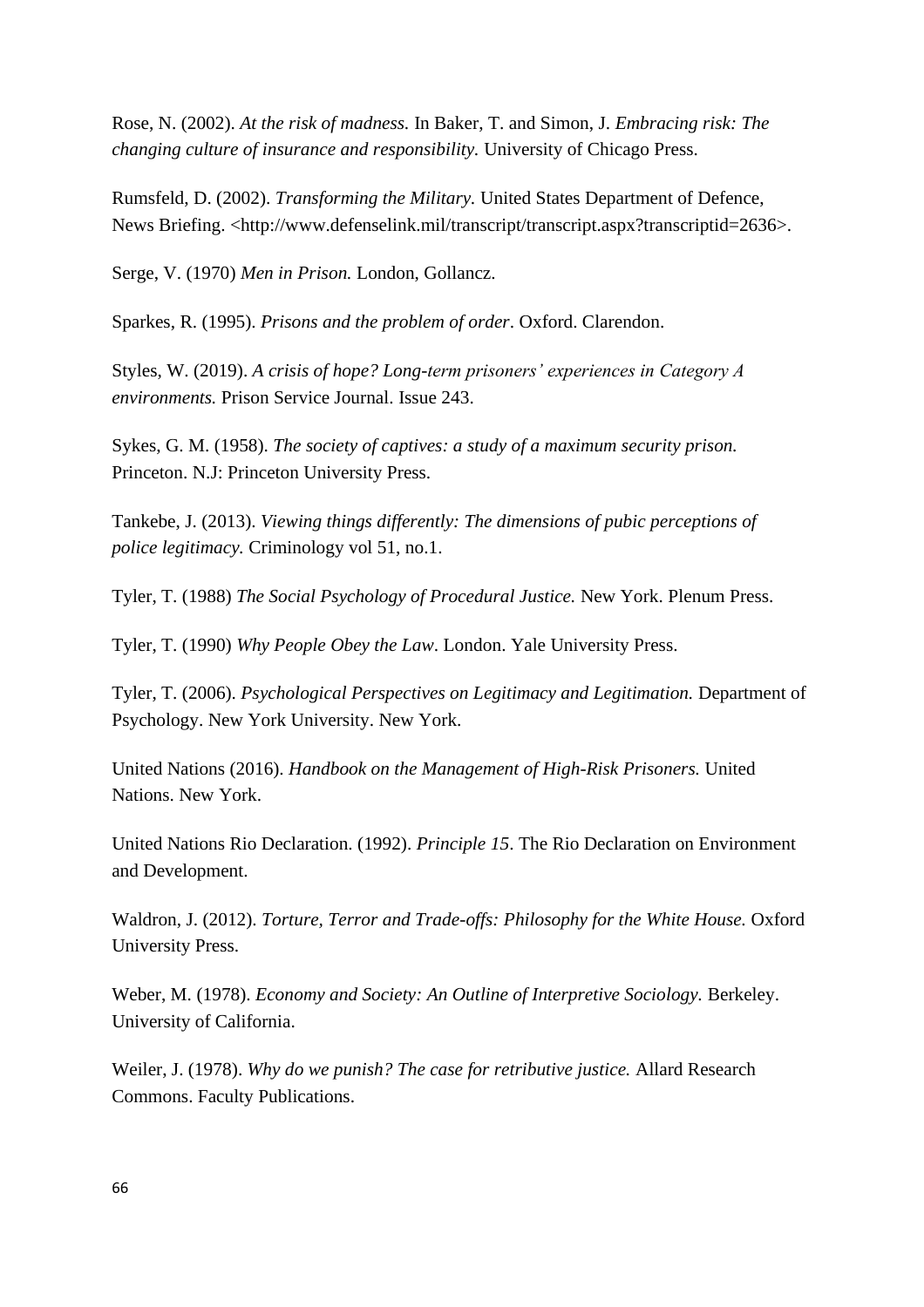Rose, N. (2002). *At the risk of madness.* In Baker, T. and Simon, J. *Embracing risk: The changing culture of insurance and responsibility.* University of Chicago Press.

Rumsfeld, D. (2002). *Transforming the Military.* United States Department of Defence, News Briefing. <http://www.defenselink.mil/transcript/transcript.aspx?transcriptid=2636>.

Serge, V. (1970) *Men in Prison.* London, Gollancz.

Sparkes, R. (1995). *Prisons and the problem of order*. Oxford. Clarendon.

Styles, W. (2019). *A crisis of hope? Long-term prisoners' experiences in Category A environments.* Prison Service Journal. Issue 243.

Sykes, G. M. (1958). *The society of captives: a study of a maximum security prison.* Princeton. N.J: Princeton University Press.

Tankebe, J. (2013). *Viewing things differently: The dimensions of pubic perceptions of police legitimacy.* Criminology vol 51, no.1.

Tyler, T. (1988) *The Social Psychology of Procedural Justice.* New York. Plenum Press.

Tyler, T. (1990) *Why People Obey the Law*. London. Yale University Press.

Tyler, T. (2006). *Psychological Perspectives on Legitimacy and Legitimation.* Department of Psychology. New York University. New York.

United Nations (2016). *Handbook on the Management of High-Risk Prisoners.* United Nations. New York.

United Nations Rio Declaration. (1992). *Principle 15*. The Rio Declaration on Environment and Development.

Waldron, J. (2012). *Torture, Terror and Trade-offs: Philosophy for the White House.* Oxford University Press.

Weber, M. (1978). *Economy and Society: An Outline of Interpretive Sociology.* Berkeley. University of California.

Weiler, J. (1978). *Why do we punish? The case for retributive justice.* Allard Research Commons. Faculty Publications.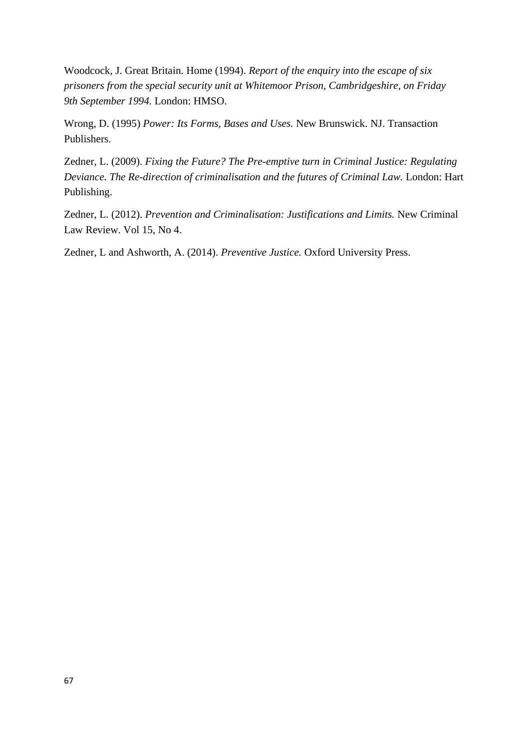Woodcock, J. Great Britain. Home (1994). *Report of the enquiry into the escape of six prisoners from the special security unit at Whitemoor Prison, Cambridgeshire, on Friday 9th September 1994.* London: HMSO.

Wrong, D. (1995) *Power: Its Forms, Bases and Uses.* New Brunswick. NJ. Transaction Publishers.

Zedner, L. (2009). *Fixing the Future? The Pre-emptive turn in Criminal Justice: Regulating Deviance. The Re-direction of criminalisation and the futures of Criminal Law.* London: Hart Publishing.

Zedner, L. (2012). *Prevention and Criminalisation: Justifications and Limits.* New Criminal Law Review. Vol 15, No 4.

Zedner, L and Ashworth, A. (2014). *Preventive Justice.* Oxford University Press.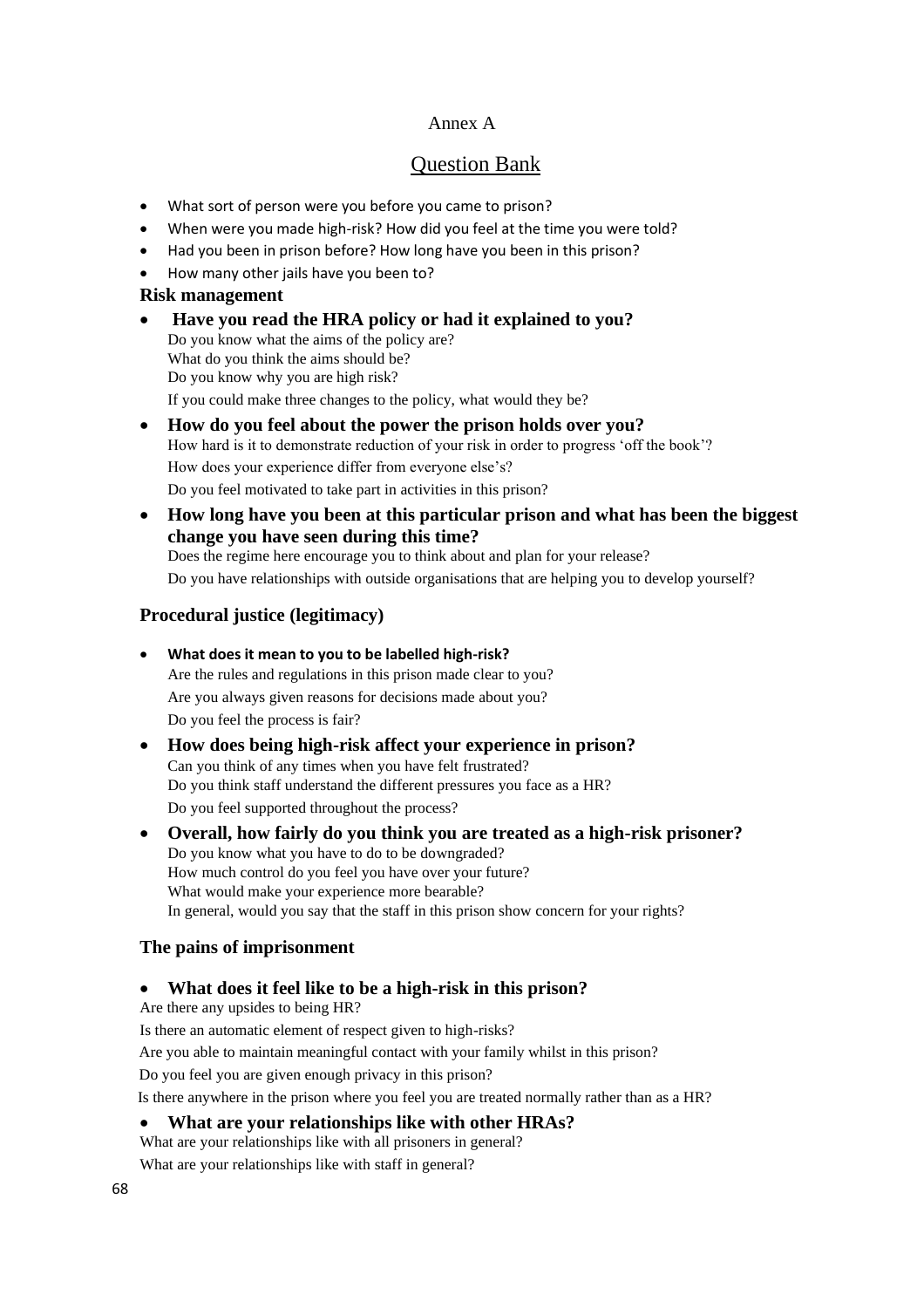Annex A

# Question Bank

- What sort of person were you before you came to prison?
- When were you made high-risk? How did you feel at the time you were told?
- Had you been in prison before? How long have you been in this prison?
- How many other jails have you been to?

### Risk management

- **Have you read the HRA policy or had it explained to you?**
  Do you know what the aims of the policy are?
  What do you think the aims should be?
  Do you know why you are high risk?
  If you could make three changes to the policy, what would they be?
- **How do you feel about the power the prison holds over you?**
  How hard is it to demonstrate reduction of your risk in order to progress 'off the book'?
  How does your experience differ from everyone else's?
  Do you feel motivated to take part in activities in this prison?
- **How long have you been at this particular prison and what has been the biggest change you have seen during this time?**
  Does the regime here encourage you to think about and plan for your release?
  Do you have relationships with outside organisations that are helping you to develop yourself?

### Procedural justice (legitimacy)

- **What does it mean to you to be labelled high-risk?**
  Are the rules and regulations in this prison made clear to you?
  Are you always given reasons for decisions made about you?
  Do you feel the process is fair?
- **How does being high-risk affect your experience in prison?**
  Can you think of any times when you have felt frustrated?
  Do you think staff understand the different pressures you face as a HR?
  Do you feel supported throughout the process?
- **Overall, how fairly do you think you are treated as a high-risk prisoner?**
  Do you know what you have to do to be downgraded?
  How much control do you feel you have over your future?
  What would make your experience more bearable?
  In general, would you say that the staff in this prison show concern for your rights?

### The pains of imprisonment

- **What does it feel like to be a high-risk in this prison?**
  Are there any upsides to being HR?
  Is there an automatic element of respect given to high-risks?
  Are you able to maintain meaningful contact with your family whilst in this prison?
  Do you feel you are given enough privacy in this prison?
  Is there anywhere in the prison where you feel you are treated normally rather than as a HR?
- **What are your relationships like with other HRAs?**
  What are your relationships like with all prisoners in general?
  What are your relationships like with staff in general?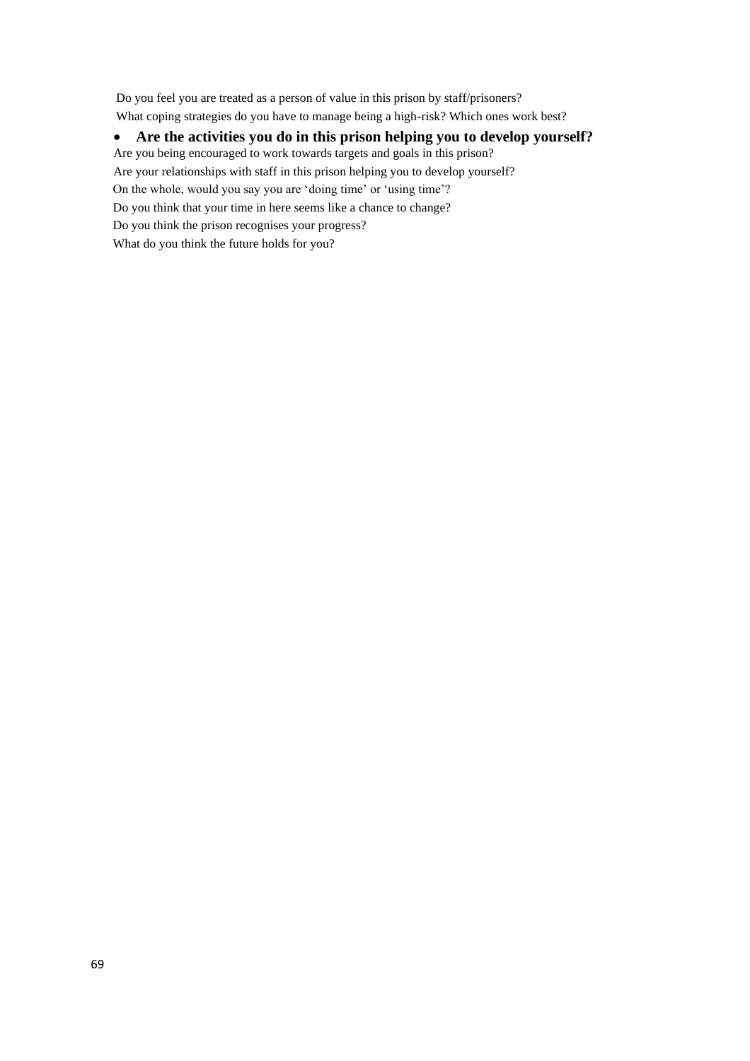Do you feel you are treated as a person of value in this prison by staff/prisoners?

What coping strategies do you have to manage being a high-risk? Which ones work best?

- **Are the activities you do in this prison helping you to develop yourself?**

Are you being encouraged to work towards targets and goals in this prison?

Are your relationships with staff in this prison helping you to develop yourself?

On the whole, would you say you are 'doing time' or 'using time'?

Do you think that your time in here seems like a chance to change?

Do you think the prison recognises your progress?

What do you think the future holds for you?